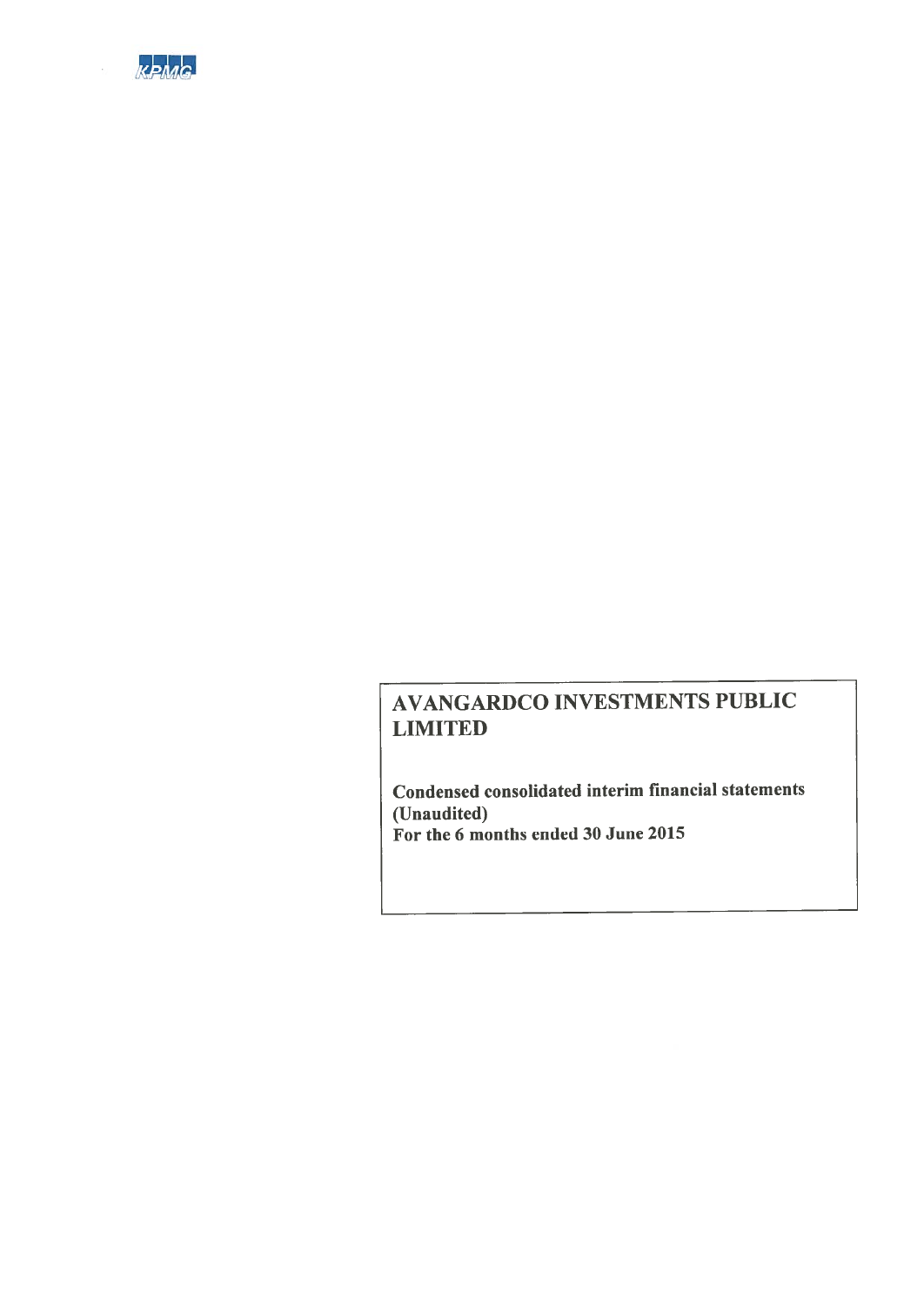KPMG

# AVANGARDCO INVESTMENTS PUBLIC LIMITED

**Condensed consolidated interim financial statements**
**(Unaudited)**
**For the 6 months ended 30 June 2015**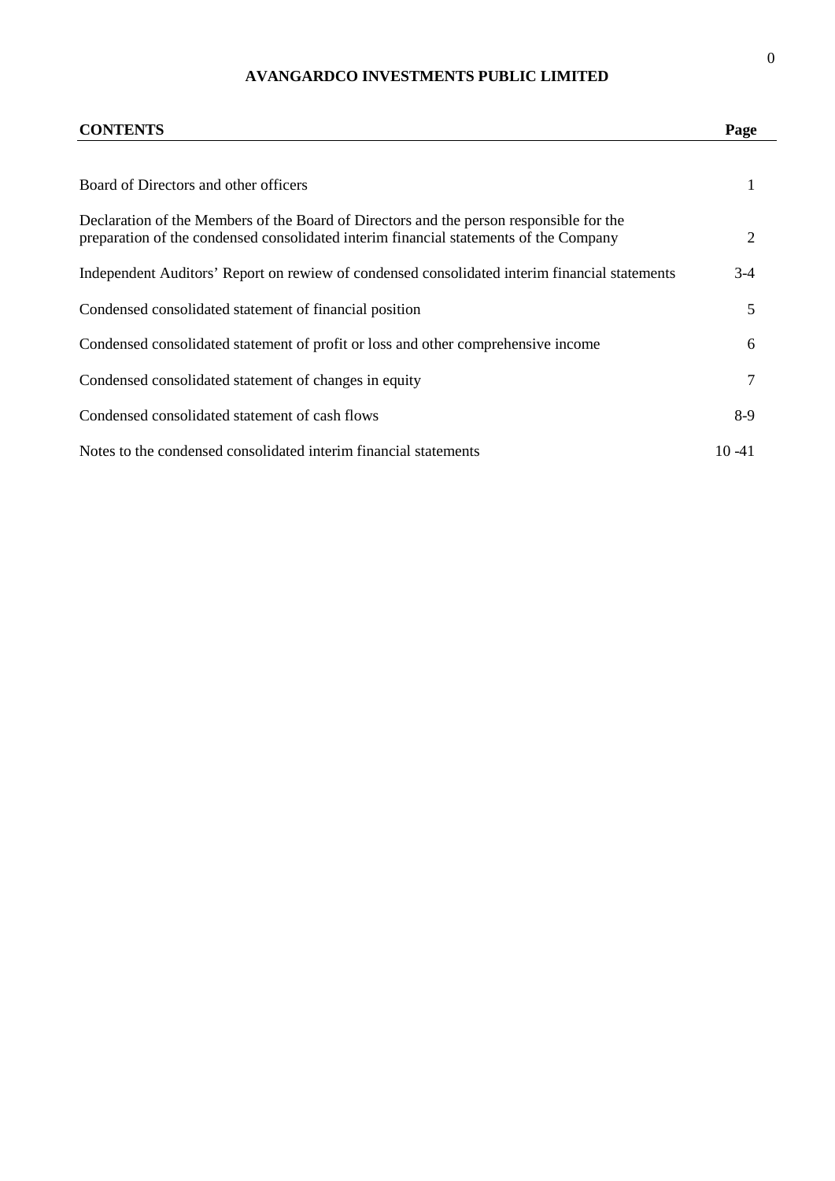# AVANGARDCO INVESTMENTS PUBLIC LIMITED

| CONTENTS | Page |
|---|---|
| Board of Directors and other officers | 1 |
| Declaration of the Members of the Board of Directors and the person responsible for the preparation of the condensed consolidated interim financial statements of the Company | 2 |
| Independent Auditors' Report on rewiew of condensed consolidated interim financial statements | 3-4 |
| Condensed consolidated statement of financial position | 5 |
| Condensed consolidated statement of profit or loss and other comprehensive income | 6 |
| Condensed consolidated statement of changes in equity | 7 |
| Condensed consolidated statement of cash flows | 8-9 |
| Notes to the condensed consolidated interim financial statements | 10 -41 |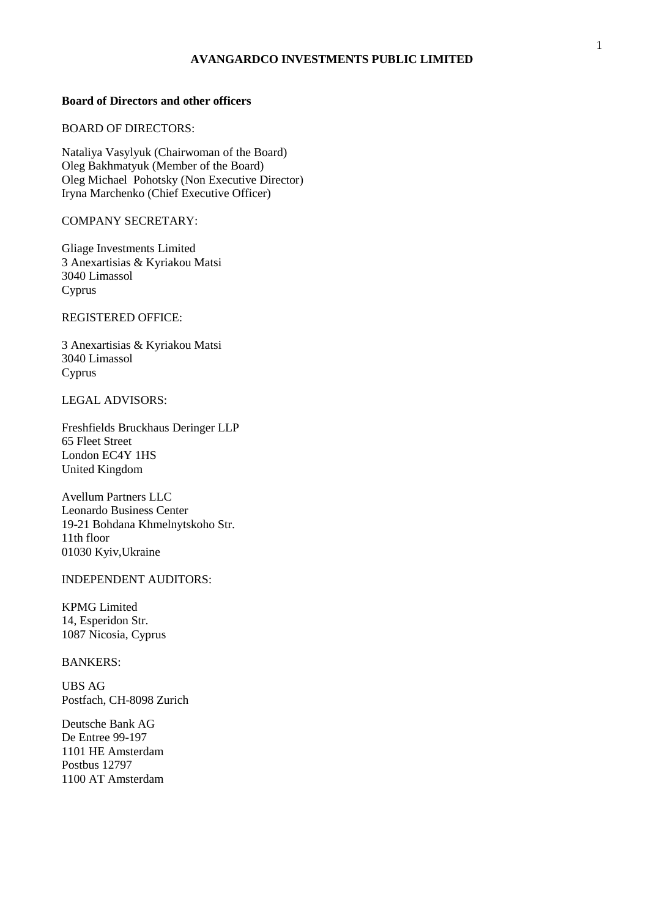# AVANGARDCO INVESTMENTS PUBLIC LIMITED

**Board of Directors and other officers**

BOARD OF DIRECTORS:

Nataliya Vasylyuk (Chairwoman of the Board)
Oleg Bakhmatyuk (Member of the Board)
Oleg Michael Pohotsky (Non Executive Director)
Iryna Marchenko (Chief Executive Officer)

COMPANY SECRETARY:

Gliage Investments Limited
3 Anexartisias & Kyriakou Matsi
3040 Limassol
Cyprus

REGISTERED OFFICE:

3 Anexartisias & Kyriakou Matsi
3040 Limassol
Cyprus

LEGAL ADVISORS:

Freshfields Bruckhaus Deringer LLP
65 Fleet Street
London EC4Y 1HS
United Kingdom

Avellum Partners LLC
Leonardo Business Center
19-21 Bohdana Khmelnytskoho Str.
11th floor
01030 Kyiv,Ukraine

INDEPENDENT AUDITORS:

KPMG Limited
14, Esperidon Str.
1087 Nicosia, Cyprus

BANKERS:

UBS AG
Postfach, CH-8098 Zurich

Deutsche Bank AG
De Entree 99-197
1101 HE Amsterdam
Postbus 12797
1100 AT Amsterdam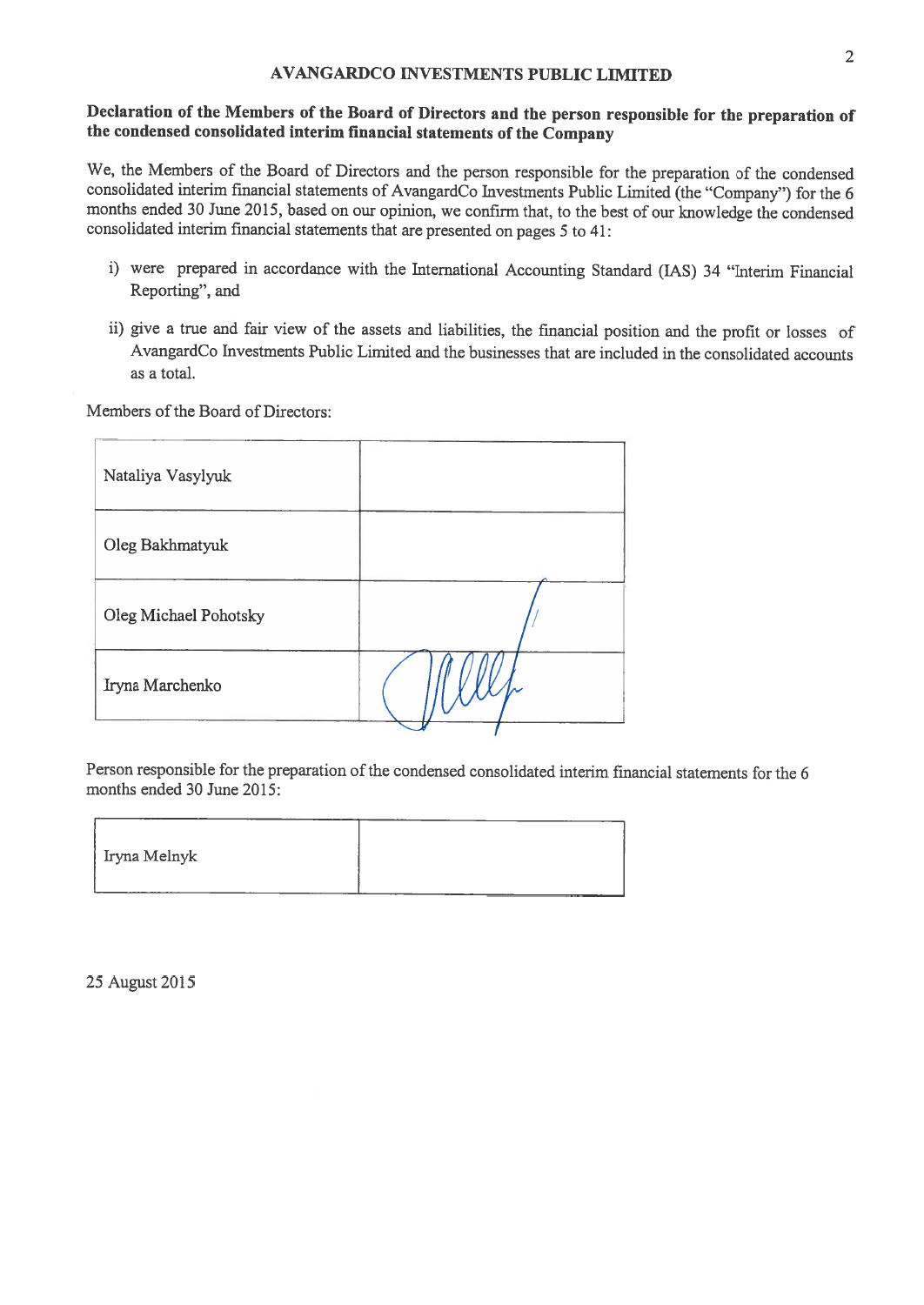**AVANGARDCO INVESTMENTS PUBLIC LIMITED**

**Declaration of the Members of the Board of Directors and the person responsible for the preparation of the condensed consolidated interim financial statements of the Company**

We, the Members of the Board of Directors and the person responsible for the preparation of the condensed consolidated interim financial statements of AvangardCo Investments Public Limited (the "Company") for the 6 months ended 30 June 2015, based on our opinion, we confirm that, to the best of our knowledge the condensed consolidated interim financial statements that are presented on pages 5 to 41:

i) were prepared in accordance with the International Accounting Standard (IAS) 34 "Interim Financial Reporting", and

ii) give a true and fair view of the assets and liabilities, the financial position and the profit or losses of AvangardCo Investments Public Limited and the businesses that are included in the consolidated accounts as a total.

Members of the Board of Directors:

| | |
|---|---|
| Nataliya Vasylyuk | |
| Oleg Bakhmatyuk | |
| Oleg Michael Pohotsky | |
| Iryna Marchenko | |

Person responsible for the preparation of the condensed consolidated interim financial statements for the 6 months ended 30 June 2015:

| | |
|---|---|
| Iryna Melnyk | |

25 August 2015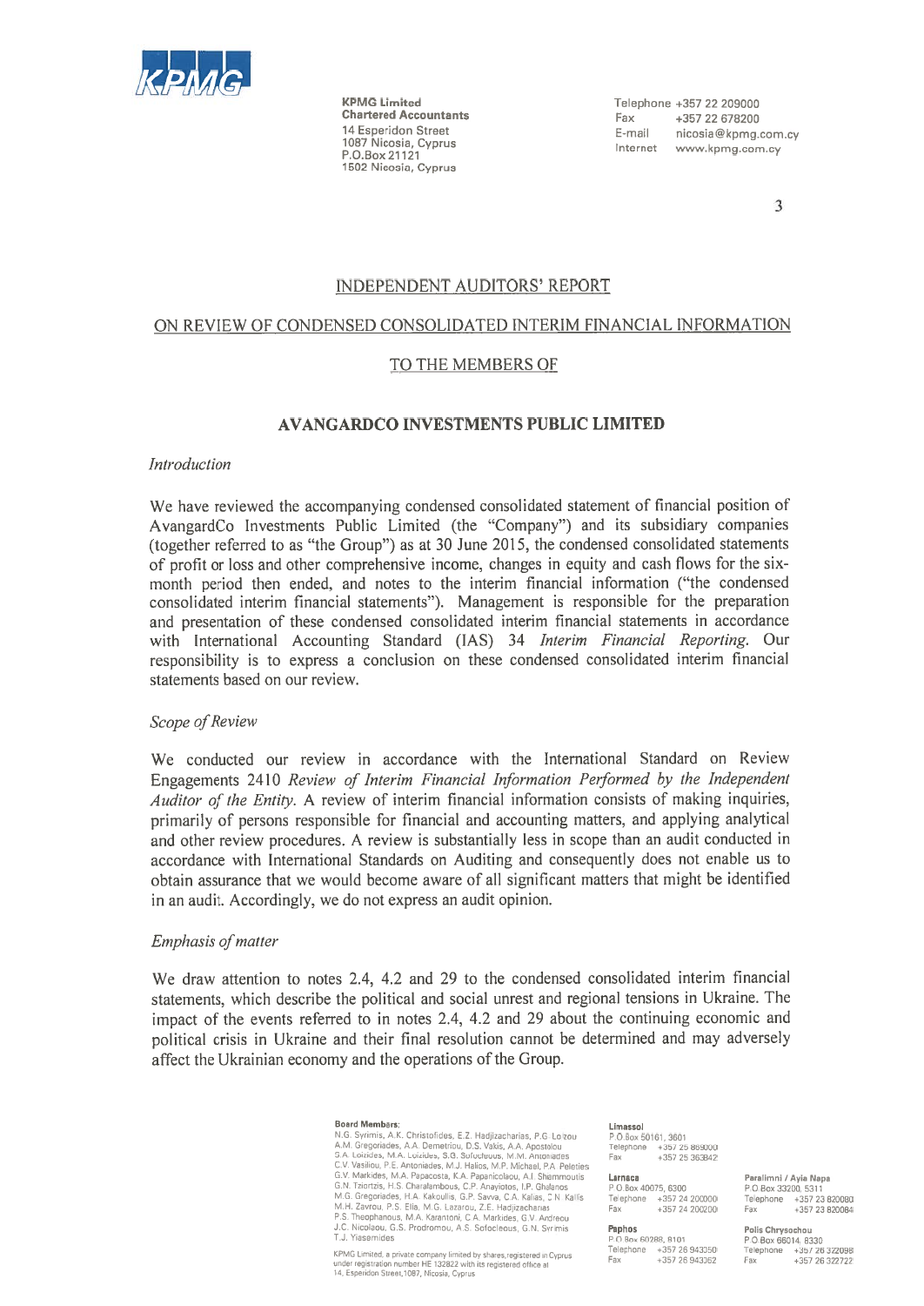**KPMG Limited**
**Chartered Accountants**
14 Esperidon Street
1087 Nicosia, Cyprus
P.O.Box 21121
1502 Nicosia, Cyprus

Telephone +357 22 209000
Fax +357 22 678200
E-mail nicosia@kpmg.com.cy
Internet www.kpmg.com.cy

## INDEPENDENT AUDITORS' REPORT

## ON REVIEW OF CONDENSED CONSOLIDATED INTERIM FINANCIAL INFORMATION

## TO THE MEMBERS OF

# AVANGARDCO INVESTMENTS PUBLIC LIMITED

*Introduction*

We have reviewed the accompanying condensed consolidated statement of financial position of AvangardCo Investments Public Limited (the "Company") and its subsidiary companies (together referred to as "the Group") as at 30 June 2015, the condensed consolidated statements of profit or loss and other comprehensive income, changes in equity and cash flows for the six-month period then ended, and notes to the interim financial information ("the condensed consolidated interim financial statements"). Management is responsible for the preparation and presentation of these condensed consolidated interim financial statements in accordance with International Accounting Standard (IAS) 34 *Interim Financial Reporting*. Our responsibility is to express a conclusion on these condensed consolidated interim financial statements based on our review.

*Scope of Review*

We conducted our review in accordance with the International Standard on Review Engagements 2410 *Review of Interim Financial Information Performed by the Independent Auditor of the Entity*. A review of interim financial information consists of making inquiries, primarily of persons responsible for financial and accounting matters, and applying analytical and other review procedures. A review is substantially less in scope than an audit conducted in accordance with International Standards on Auditing and consequently does not enable us to obtain assurance that we would become aware of all significant matters that might be identified in an audit. Accordingly, we do not express an audit opinion.

*Emphasis of matter*

We draw attention to notes 2.4, 4.2 and 29 to the condensed consolidated interim financial statements, which describe the political and social unrest and regional tensions in Ukraine. The impact of the events referred to in notes 2.4, 4.2 and 29 about the continuing economic and political crisis in Ukraine and their final resolution cannot be determined and may adversely affect the Ukrainian economy and the operations of the Group.

**Board Members:**
N.G. Syrimis, A.K. Christofides, E.Z. Hadjizacharias, P.G. Loizou
A.M. Gregoriades, A.A. Demetriou, D.S. Vakis, A.A. Apostolou
S.A. Loizides, M.A. Loizides, S.G. Sofocleous, M.M. Antoniades
C.V. Vasiliou, P.E. Antoniades, M.J. Halios, M.P. Michael, P.A. Peleties
G.V. Markides, M.A. Papacosta, K.A. Papanicolaou, A.I. Shammoutis
G.N. Tziortzis, H.S. Charalambous, C.P. Anayiotos, I.P. Ghalanos
M.G. Gregoriades, H.A. Kakoullis, G.P. Savva, C.A. Kalias, C.N. Kallis
M.H. Zavrou, P.S. Elia, M.G. Lazarou, Z.E. Hadjizacharias
P.S. Theophanous, M.A. Karantoni, C.A. Markides, G.V. Andreou
J.C. Nicolaou, G.S. Prodromou, A.S. Sofocleous, G.N. Syrimis
T.J. Yiasemides

KPMG Limited, a private company limited by shares, registered in Cyprus under registration number HE 132822 with its registered office at 14, Esperidon Street, 1087, Nicosia, Cyprus

**Limassol**
P.O.Box 50161, 3601
Telephone +357 25 869000
Fax +357 25 363842

**Larnaca**
P.O.Box 40075, 6300
Telephone +357 24 200000
Fax +357 24 200200

**Paphos**
P.O.Box 60288, 8101
Telephone +357 26 943050
Fax +357 26 943062

**Paralimni / Ayia Napa**
P.O.Box 33200, 5311
Telephone +357 23 820080
Fax +357 23 820084

**Polis Chrysochou**
P.O.Box 66014, 8330
Telephone +357 26 322098
Fax +357 26 322722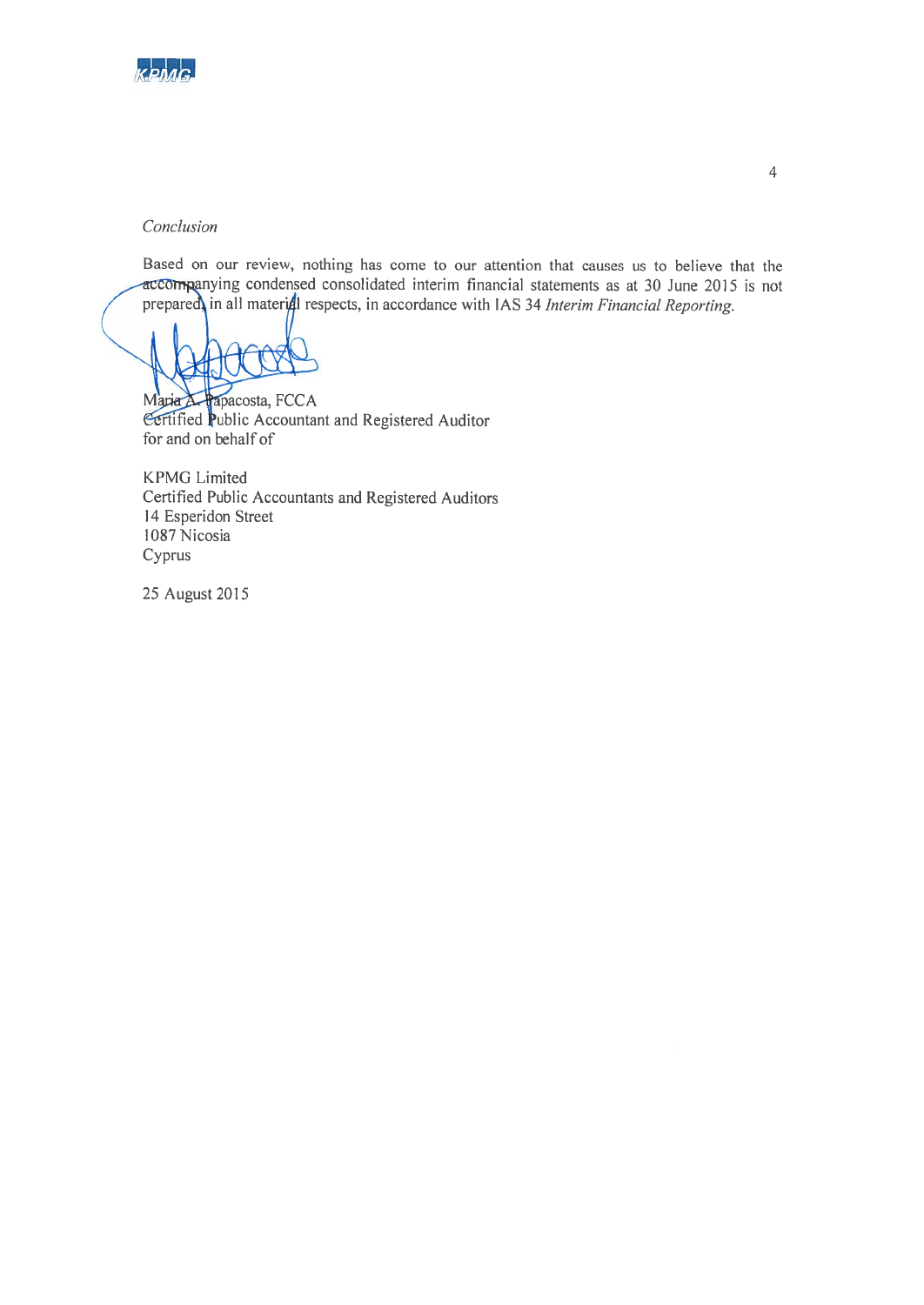*Conclusion*

Based on our review, nothing has come to our attention that causes us to believe that the accompanying condensed consolidated interim financial statements as at 30 June 2015 is not prepared, in all material respects, in accordance with IAS 34 *Interim Financial Reporting.*

Maria A. Papacosta, FCCA
Certified Public Accountant and Registered Auditor
for and on behalf of

KPMG Limited
Certified Public Accountants and Registered Auditors
14 Esperidon Street
1087 Nicosia
Cyprus

25 August 2015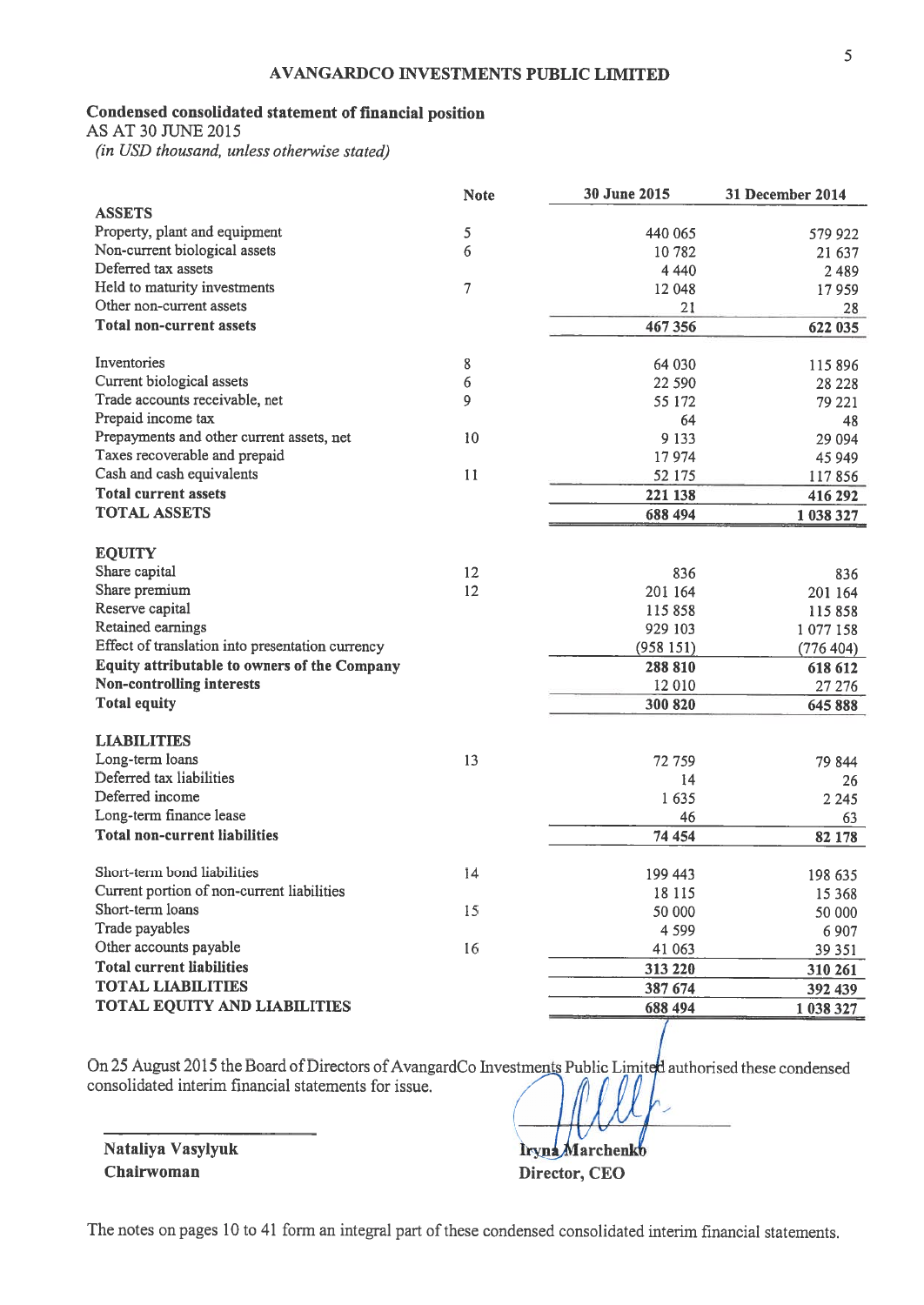## AVANGARDCO INVESTMENTS PUBLIC LIMITED

**Condensed consolidated statement of financial position**
AS AT 30 JUNE 2015
*(in USD thousand, unless otherwise stated)*

| | Note | 30 June 2015 | 31 December 2014 |
|---|---|---|---|
| **ASSETS** | | | |
| Property, plant and equipment | 5 | 440 065 | 579 922 |
| Non-current biological assets | 6 | 10 782 | 21 637 |
| Deferred tax assets | | 4 440 | 2 489 |
| Held to maturity investments | 7 | 12 048 | 17 959 |
| Other non-current assets | | 21 | 28 |
| **Total non-current assets** | | **467 356** | **622 035** |
| | | | |
| Inventories | 8 | 64 030 | 115 896 |
| Current biological assets | 6 | 22 590 | 28 228 |
| Trade accounts receivable, net | 9 | 55 172 | 79 221 |
| Prepaid income tax | | 64 | 48 |
| Prepayments and other current assets, net | 10 | 9 133 | 29 094 |
| Taxes recoverable and prepaid | | 17 974 | 45 949 |
| Cash and cash equivalents | 11 | 52 175 | 117 856 |
| **Total current assets** | | **221 138** | **416 292** |
| **TOTAL ASSETS** | | **688 494** | **1 038 327** |
| | | | |
| **EQUITY** | | | |
| Share capital | 12 | 836 | 836 |
| Share premium | 12 | 201 164 | 201 164 |
| Reserve capital | | 115 858 | 115 858 |
| Retained earnings | | 929 103 | 1 077 158 |
| Effect of translation into presentation currency | | (958 151) | (776 404) |
| **Equity attributable to owners of the Company** | | **288 810** | **618 612** |
| **Non-controlling interests** | | 12 010 | 27 276 |
| **Total equity** | | **300 820** | **645 888** |
| | | | |
| **LIABILITIES** | | | |
| Long-term loans | 13 | 72 759 | 79 844 |
| Deferred tax liabilities | | 14 | 26 |
| Deferred income | | 1 635 | 2 245 |
| Long-term finance lease | | 46 | 63 |
| **Total non-current liabilities** | | **74 454** | **82 178** |
| | | | |
| Short-term bond liabilities | 14 | 199 443 | 198 635 |
| Current portion of non-current liabilities | | 18 115 | 15 368 |
| Short-term loans | 15 | 50 000 | 50 000 |
| Trade payables | | 4 599 | 6 907 |
| Other accounts payable | 16 | 41 063 | 39 351 |
| **Total current liabilities** | | **313 220** | **310 261** |
| **TOTAL LIABILITIES** | | **387 674** | **392 439** |
| **TOTAL EQUITY AND LIABILITIES** | | **688 494** | **1 038 327** |

On 25 August 2015 the Board of Directors of AvangardCo Investments Public Limited authorised these condensed consolidated interim financial statements for issue.

**Nataliya Vasylyuk**
**Chairwoman**

**Iryna Marchenko**
**Director, CEO**

The notes on pages 10 to 41 form an integral part of these condensed consolidated interim financial statements.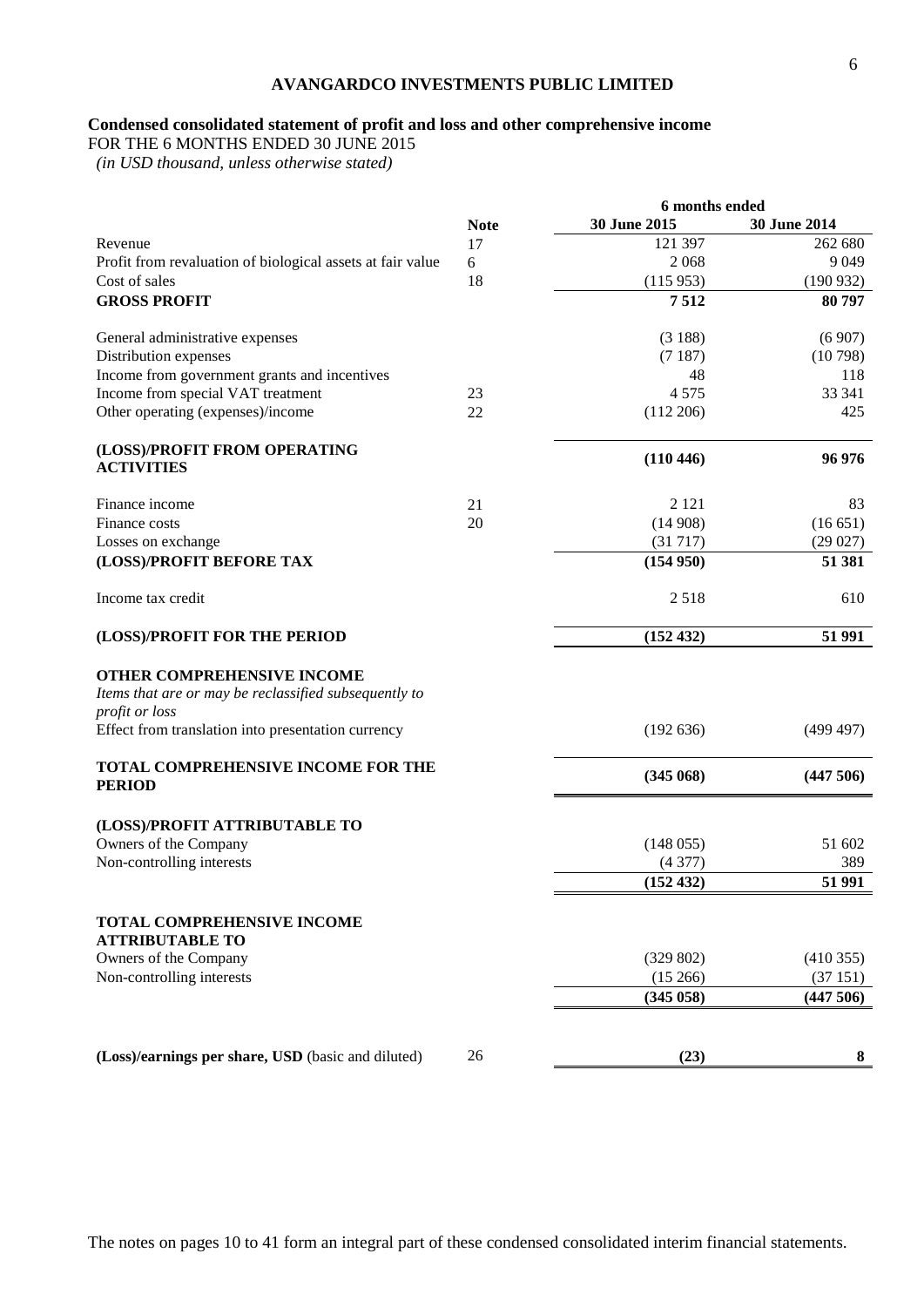# AVANGARDCO INVESTMENTS PUBLIC LIMITED

## Condensed consolidated statement of profit and loss and other comprehensive income

FOR THE 6 MONTHS ENDED 30 JUNE 2015

*(in USD thousand, unless otherwise stated)*

| | Note | 6 months ended 30 June 2015 | 6 months ended 30 June 2014 |
|---|---|---|---|
| Revenue | 17 | 121 397 | 262 680 |
| Profit from revaluation of biological assets at fair value | 6 | 2 068 | 9 049 |
| Cost of sales | 18 | (115 953) | (190 932) |
| **GROSS PROFIT** | | **7 512** | **80 797** |
| General administrative expenses | | (3 188) | (6 907) |
| Distribution expenses | | (7 187) | (10 798) |
| Income from government grants and incentives | | 48 | 118 |
| Income from special VAT treatment | 23 | 4 575 | 33 341 |
| Other operating (expenses)/income | 22 | (112 206) | 425 |
| **(LOSS)/PROFIT FROM OPERATING ACTIVITIES** | | **(110 446)** | **96 976** |
| Finance income | 21 | 2 121 | 83 |
| Finance costs | 20 | (14 908) | (16 651) |
| Losses on exchange | | (31 717) | (29 027) |
| **(LOSS)/PROFIT BEFORE TAX** | | **(154 950)** | **51 381** |
| Income tax credit | | 2 518 | 610 |
| **(LOSS)/PROFIT FOR THE PERIOD** | | **(152 432)** | **51 991** |
| **OTHER COMPREHENSIVE INCOME** | | | |
| *Items that are or may be reclassified subsequently to profit or loss* | | | |
| Effect from translation into presentation currency | | (192 636) | (499 497) |
| **TOTAL COMPREHENSIVE INCOME FOR THE PERIOD** | | **(345 068)** | **(447 506)** |
| **(LOSS)/PROFIT ATTRIBUTABLE TO** | | | |
| Owners of the Company | | (148 055) | 51 602 |
| Non-controlling interests | | (4 377) | 389 |
| | | **(152 432)** | **51 991** |
| **TOTAL COMPREHENSIVE INCOME ATTRIBUTABLE TO** | | | |
| Owners of the Company | | (329 802) | (410 355) |
| Non-controlling interests | | (15 266) | (37 151) |
| | | **(345 058)** | **(447 506)** |
| **(Loss)/earnings per share, USD** (basic and diluted) | 26 | **(23)** | **8** |

The notes on pages 10 to 41 form an integral part of these condensed consolidated interim financial statements.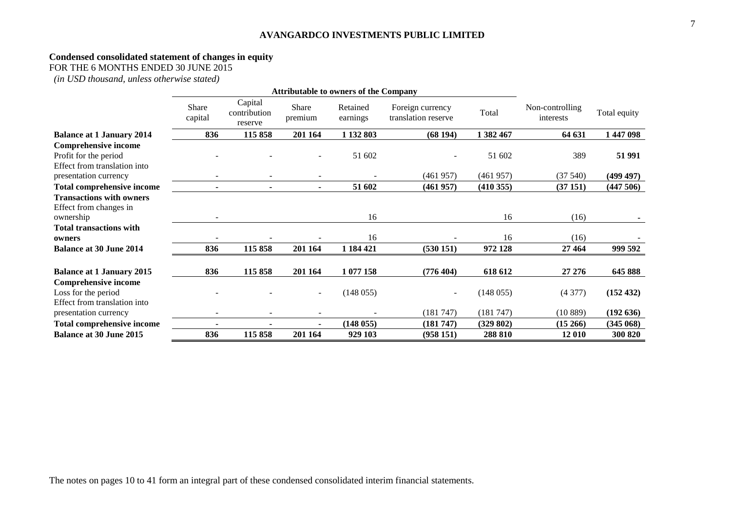**AVANGARDCO INVESTMENTS PUBLIC LIMITED**

## Condensed consolidated statement of changes in equity

FOR THE 6 MONTHS ENDED 30 JUNE 2015

*(in USD thousand, unless otherwise stated)*

| | Attributable to owners of the Company | | | | | | | |
|---|---|---|---|---|---|---|---|---|
| | Share capital | Capital contribution reserve | Share premium | Retained earnings | Foreign currency translation reserve | Total | Non-controlling interests | Total equity |
| **Balance at 1 January 2014** | **836** | **115 858** | **201 164** | **1 132 803** | **(68 194)** | **1 382 467** | **64 631** | **1 447 098** |
| **Comprehensive income** | | | | | | | | |
| Profit for the period | - | - | - | 51 602 | - | 51 602 | 389 | **51 991** |
| Effect from translation into presentation currency | - | - | - | - | (461 957) | (461 957) | (37 540) | **(499 497)** |
| **Total comprehensive income** | **-** | **-** | **-** | **51 602** | **(461 957)** | **(410 355)** | **(37 151)** | **(447 506)** |
| **Transactions with owners** | | | | | | | | |
| Effect from changes in ownership | - | | | 16 | | 16 | (16) | **-** |
| **Total transactions with owners** | - | - | - | 16 | - | 16 | (16) | - |
| **Balance at 30 June 2014** | **836** | **115 858** | **201 164** | **1 184 421** | **(530 151)** | **972 128** | **27 464** | **999 592** |
| | | | | | | | | |
| **Balance at 1 January 2015** | **836** | **115 858** | **201 164** | **1 077 158** | **(776 404)** | **618 612** | **27 276** | **645 888** |
| **Comprehensive income** | | | | | | | | |
| Loss for the period | - | - | - | (148 055) | - | (148 055) | (4 377) | **(152 432)** |
| Effect from translation into presentation currency | - | - | - | - | (181 747) | (181 747) | (10 889) | **(192 636)** |
| **Total comprehensive income** | **-** | **-** | **-** | **(148 055)** | **(181 747)** | **(329 802)** | **(15 266)** | **(345 068)** |
| **Balance at 30 June 2015** | **836** | **115 858** | **201 164** | **929 103** | **(958 151)** | **288 810** | **12 010** | **300 820** |

The notes on pages 10 to 41 form an integral part of these condensed consolidated interim financial statements.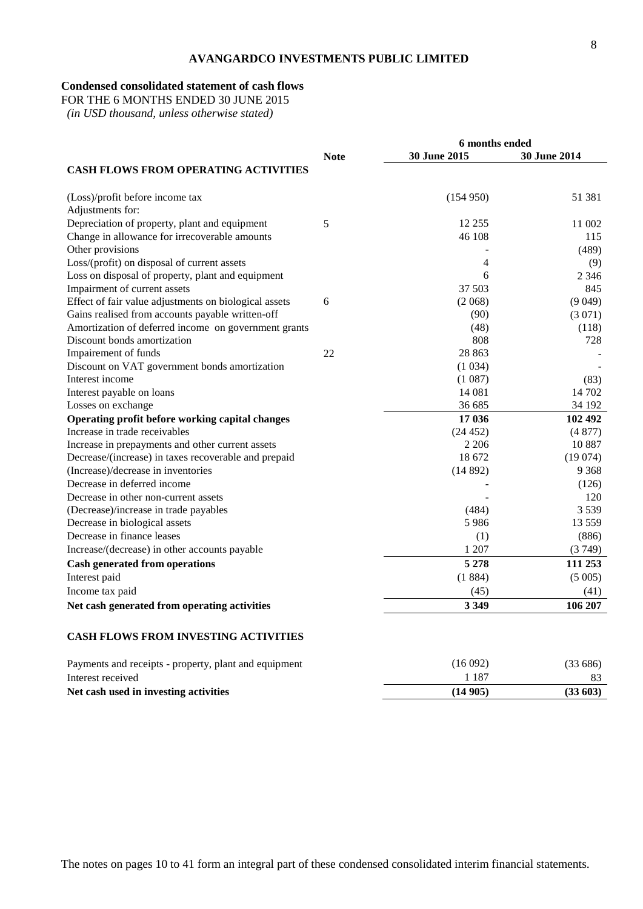**AVANGARDCO INVESTMENTS PUBLIC LIMITED**

**Condensed consolidated statement of cash flows**
FOR THE 6 MONTHS ENDED 30 JUNE 2015
*(in USD thousand, unless otherwise stated)*

| | Note | 6 months ended 30 June 2015 | 6 months ended 30 June 2014 |
|---|---|---|---|
| **CASH FLOWS FROM OPERATING ACTIVITIES** | | | |
| (Loss)/profit before income tax | | (154 950) | 51 381 |
| Adjustments for: | | | |
| Depreciation of property, plant and equipment | 5 | 12 255 | 11 002 |
| Change in allowance for irrecoverable amounts | | 46 108 | 115 |
| Other provisions | | - | (489) |
| Loss/(profit) on disposal of current assets | | 4 | (9) |
| Loss on disposal of property, plant and equipment | | 6 | 2 346 |
| Impairment of current assets | | 37 503 | 845 |
| Effect of fair value adjustments on biological assets | 6 | (2 068) | (9 049) |
| Gains realised from accounts payable written-off | | (90) | (3 071) |
| Amortization of deferred income on government grants | | (48) | (118) |
| Discount bonds amortization | | 808 | 728 |
| Impairement of funds | 22 | 28 863 | - |
| Discount on VAT government bonds amortization | | (1 034) | - |
| Interest income | | (1 087) | (83) |
| Interest payable on loans | | 14 081 | 14 702 |
| Losses on exchange | | 36 685 | 34 192 |
| **Operating profit before working capital changes** | | **17 036** | **102 492** |
| Increase in trade receivables | | (24 452) | (4 877) |
| Increase in prepayments and other current assets | | 2 206 | 10 887 |
| Decrease/(increase) in taxes recoverable and prepaid | | 18 672 | (19 074) |
| (Increase)/decrease in inventories | | (14 892) | 9 368 |
| Decrease in deferred income | | - | (126) |
| Decrease in other non-current assets | | - | 120 |
| (Decrease)/increase in trade payables | | (484) | 3 539 |
| Decrease in biological assets | | 5 986 | 13 559 |
| Decrease in finance leases | | (1) | (886) |
| Increase/(decrease) in other accounts payable | | 1 207 | (3 749) |
| **Cash generated from operations** | | **5 278** | **111 253** |
| Interest paid | | (1 884) | (5 005) |
| Income tax paid | | (45) | (41) |
| **Net cash generated from operating activities** | | **3 349** | **106 207** |
| **CASH FLOWS FROM INVESTING ACTIVITIES** | | | |
| Payments and receipts - property, plant and equipment | | (16 092) | (33 686) |
| Interest received | | 1 187 | 83 |
| **Net cash used in investing activities** | | **(14 905)** | **(33 603)** |

The notes on pages 10 to 41 form an integral part of these condensed consolidated interim financial statements.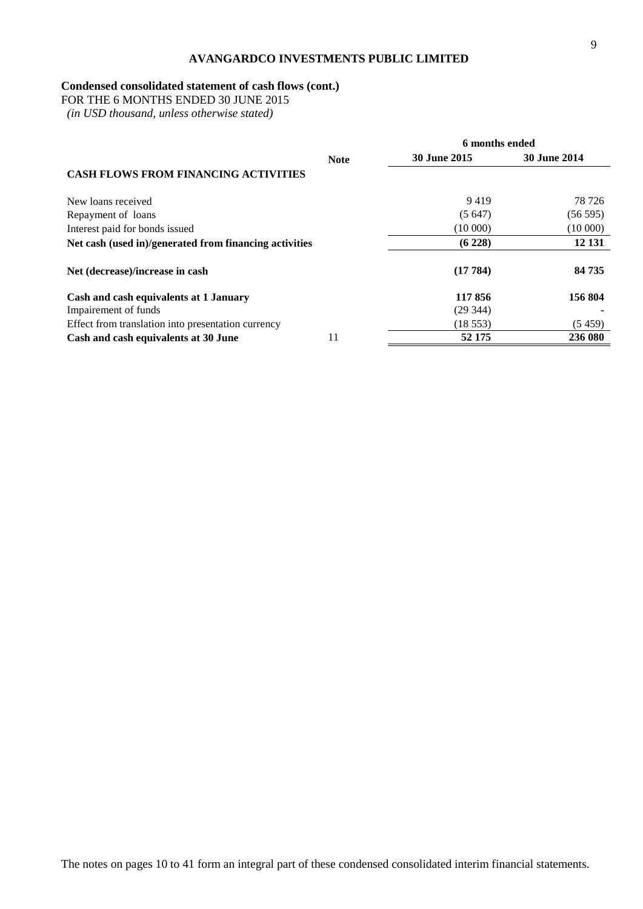**AVANGARDCO INVESTMENTS PUBLIC LIMITED**

**Condensed consolidated statement of cash flows (cont.)**

FOR THE 6 MONTHS ENDED 30 JUNE 2015

*(in USD thousand, unless otherwise stated)*

| | Note | 6 months ended | |
|---|---|---|---|
| | | **30 June 2015** | **30 June 2014** |
| **CASH FLOWS FROM FINANCING ACTIVITIES** | | | |
| New loans received | | 9 419 | 78 726 |
| Repayment of loans | | (5 647) | (56 595) |
| Interest paid for bonds issued | | (10 000) | (10 000) |
| **Net cash (used in)/generated from financing activities** | | **(6 228)** | **12 131** |
| **Net (decrease)/increase in cash** | | **(17 784)** | **84 735** |
| **Cash and cash equivalents at 1 January** | | **117 856** | **156 804** |
| Impairement of funds | | (29 344) | - |
| Effect from translation into presentation currency | | (18 553) | (5 459) |
| **Cash and cash equivalents at 30 June** | 11 | **52 175** | **236 080** |

The notes on pages 10 to 41 form an integral part of these condensed consolidated interim financial statements.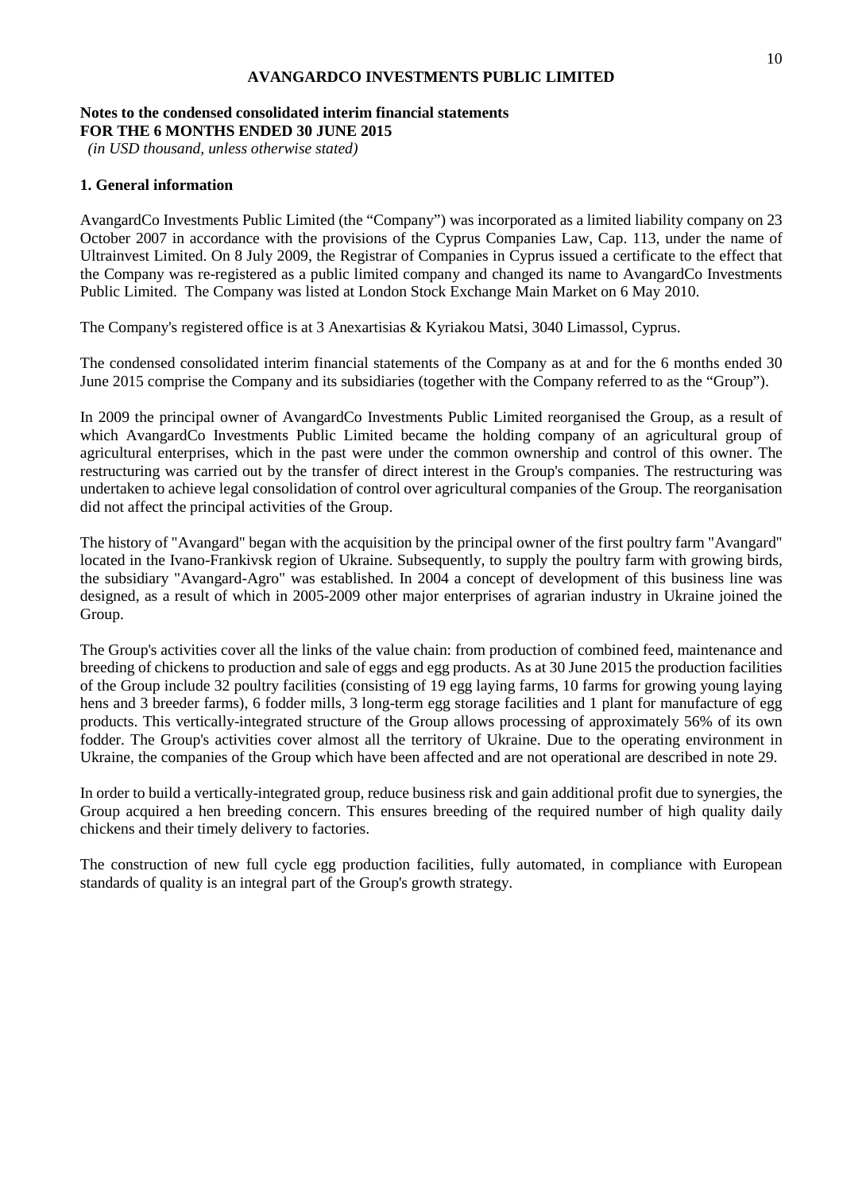**AVANGARDCO INVESTMENTS PUBLIC LIMITED**

**Notes to the condensed consolidated interim financial statements**
**FOR THE 6 MONTHS ENDED 30 JUNE 2015**
*(in USD thousand, unless otherwise stated)*

## 1. General information

AvangardCo Investments Public Limited (the "Company") was incorporated as a limited liability company on 23 October 2007 in accordance with the provisions of the Cyprus Companies Law, Cap. 113, under the name of Ultrainvest Limited. On 8 July 2009, the Registrar of Companies in Cyprus issued a certificate to the effect that the Company was re-registered as a public limited company and changed its name to AvangardCo Investments Public Limited. The Company was listed at London Stock Exchange Main Market on 6 May 2010.

The Company's registered office is at 3 Anexartisias & Kyriakou Matsi, 3040 Limassol, Cyprus.

The condensed consolidated interim financial statements of the Company as at and for the 6 months ended 30 June 2015 comprise the Company and its subsidiaries (together with the Company referred to as the "Group").

In 2009 the principal owner of AvangardCo Investments Public Limited reorganised the Group, as a result of which AvangardCo Investments Public Limited became the holding company of an agricultural group of agricultural enterprises, which in the past were under the common ownership and control of this owner. The restructuring was carried out by the transfer of direct interest in the Group's companies. The restructuring was undertaken to achieve legal consolidation of control over agricultural companies of the Group. The reorganisation did not affect the principal activities of the Group.

The history of "Avangard" began with the acquisition by the principal owner of the first poultry farm "Avangard" located in the Ivano-Frankivsk region of Ukraine. Subsequently, to supply the poultry farm with growing birds, the subsidiary "Avangard-Agro" was established. In 2004 a concept of development of this business line was designed, as a result of which in 2005-2009 other major enterprises of agrarian industry in Ukraine joined the Group.

The Group's activities cover all the links of the value chain: from production of combined feed, maintenance and breeding of chickens to production and sale of eggs and egg products. As at 30 June 2015 the production facilities of the Group include 32 poultry facilities (consisting of 19 egg laying farms, 10 farms for growing young laying hens and 3 breeder farms), 6 fodder mills, 3 long-term egg storage facilities and 1 plant for manufacture of egg products. This vertically-integrated structure of the Group allows processing of approximately 56% of its own fodder. The Group's activities cover almost all the territory of Ukraine. Due to the operating environment in Ukraine, the companies of the Group which have been affected and are not operational are described in note 29.

In order to build a vertically-integrated group, reduce business risk and gain additional profit due to synergies, the Group acquired a hen breeding concern. This ensures breeding of the required number of high quality daily chickens and their timely delivery to factories.

The construction of new full cycle egg production facilities, fully automated, in compliance with European standards of quality is an integral part of the Group's growth strategy.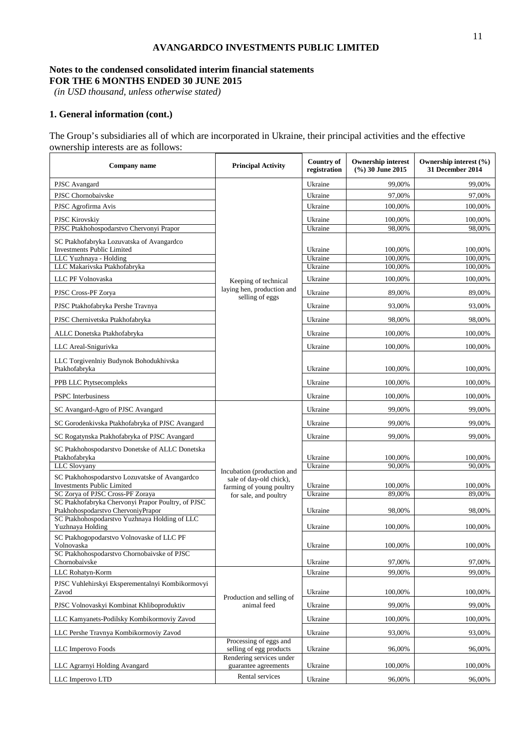**AVANGARDCO INVESTMENTS PUBLIC LIMITED**

**Notes to the condensed consolidated interim financial statements**
**FOR THE 6 MONTHS ENDED 30 JUNE 2015**
*(in USD thousand, unless otherwise stated)*

## 1. General information (cont.)

The Group's subsidiaries all of which are incorporated in Ukraine, their principal activities and the effective ownership interests are as follows:

| Company name | Principal Activity | Country of registration | Ownership interest (%) 30 June 2015 | Ownership interest (%) 31 December 2014 |
|---|---|---|---|---|
| PJSC Avangard | Keeping of technical laying hen, production and selling of eggs | Ukraine | 99,00% | 99,00% |
| PJSC Chornobaivske | | Ukraine | 97,00% | 97,00% |
| PJSC Agrofirma Avis | | Ukraine | 100,00% | 100,00% |
| PJSC Kirovskiy | | Ukraine | 100,00% | 100,00% |
| PJSC Ptakhohospodarstvo Chervonyi Prapor | | Ukraine | 98,00% | 98,00% |
| SC Ptakhofabryka Lozuvatska of Avangardco Investments Public Limited | | Ukraine | 100,00% | 100,00% |
| LLC Yuzhnaya - Holding | | Ukraine | 100,00% | 100,00% |
| LLC Makarivska Ptakhofabryka | | Ukraine | 100,00% | 100,00% |
| LLC PF Volnovaska | | Ukraine | 100,00% | 100,00% |
| PJSC Cross-PF Zorya | | Ukraine | 89,00% | 89,00% |
| PJSC Ptakhofabryka Pershe Travnya | | Ukraine | 93,00% | 93,00% |
| PJSC Chernivetska Ptakhofabryka | | Ukraine | 98,00% | 98,00% |
| ALLC Donetska Ptakhofabryka | | Ukraine | 100,00% | 100,00% |
| LLC Areal-Snigurivka | | Ukraine | 100,00% | 100,00% |
| LLC Torgivenlniy Budynok Bohodukhivska Ptakhofabryka | | Ukraine | 100,00% | 100,00% |
| PPB LLC Ptytsecompleks | | Ukraine | 100,00% | 100,00% |
| PSPC Interbusiness | | Ukraine | 100,00% | 100,00% |
| SC Avangard-Agro of PJSC Avangard | Incubation (production and sale of day-old chick), farming of young poultry for sale, and poultry | Ukraine | 99,00% | 99,00% |
| SC Gorodenkivska Ptakhofabryka of PJSC Avangard | | Ukraine | 99,00% | 99,00% |
| SC Rogatynska Ptakhofabryka of PJSC Avangard | | Ukraine | 99,00% | 99,00% |
| SC Ptakhohospodarstvo Donetske of ALLC Donetska Ptakhofabryka | | Ukraine | 100,00% | 100,00% |
| LLC Slovyany | | Ukraine | 90,00% | 90,00% |
| SC Ptakhohospodarstvo Lozuvatske of Avangardco Investments Public Limited | | Ukraine | 100,00% | 100,00% |
| SC Zorya of PJSC Cross-PF Zoraya | | Ukraine | 89,00% | 89,00% |
| SC Ptakhofabryka Chervonyi Prapor Poultry, of PJSC Ptakhohospodarstvo ChervoniyPrapor | | Ukraine | 98,00% | 98,00% |
| SC Ptakhohospodarstvo Yuzhnaya Holding of LLC Yuzhnaya Holding | | Ukraine | 100,00% | 100,00% |
| SC Ptakhogopodarstvo Volnovaske of LLC PF Volnovaska | | Ukraine | 100,00% | 100,00% |
| SC Ptakhohospodarstvo Chornobaivske of PJSC Chornobaivske | | Ukraine | 97,00% | 97,00% |
| LLC Rohatyn-Korm | Production and selling of animal feed | Ukraine | 99,00% | 99,00% |
| PJSC Vuhlehirskyi Eksperementalnyi Kombikormovyi Zavod | | Ukraine | 100,00% | 100,00% |
| PJSC Volnovaskyi Kombinat Khliboproduktiv | | Ukraine | 99,00% | 99,00% |
| LLC Kamyanets-Podilsky Kombikormoviy Zavod | | Ukraine | 100,00% | 100,00% |
| LLC Pershe Travnya Kombikormoviy Zavod | | Ukraine | 93,00% | 93,00% |
| LLC Imperovo Foods | Processing of eggs and selling of egg products | Ukraine | 96,00% | 96,00% |
| LLC Agrarnyi Holding Avangard | Rendering services under guarantee agreements | Ukraine | 100,00% | 100,00% |
| LLC Imperovo LTD | Rental services | Ukraine | 96,00% | 96,00% |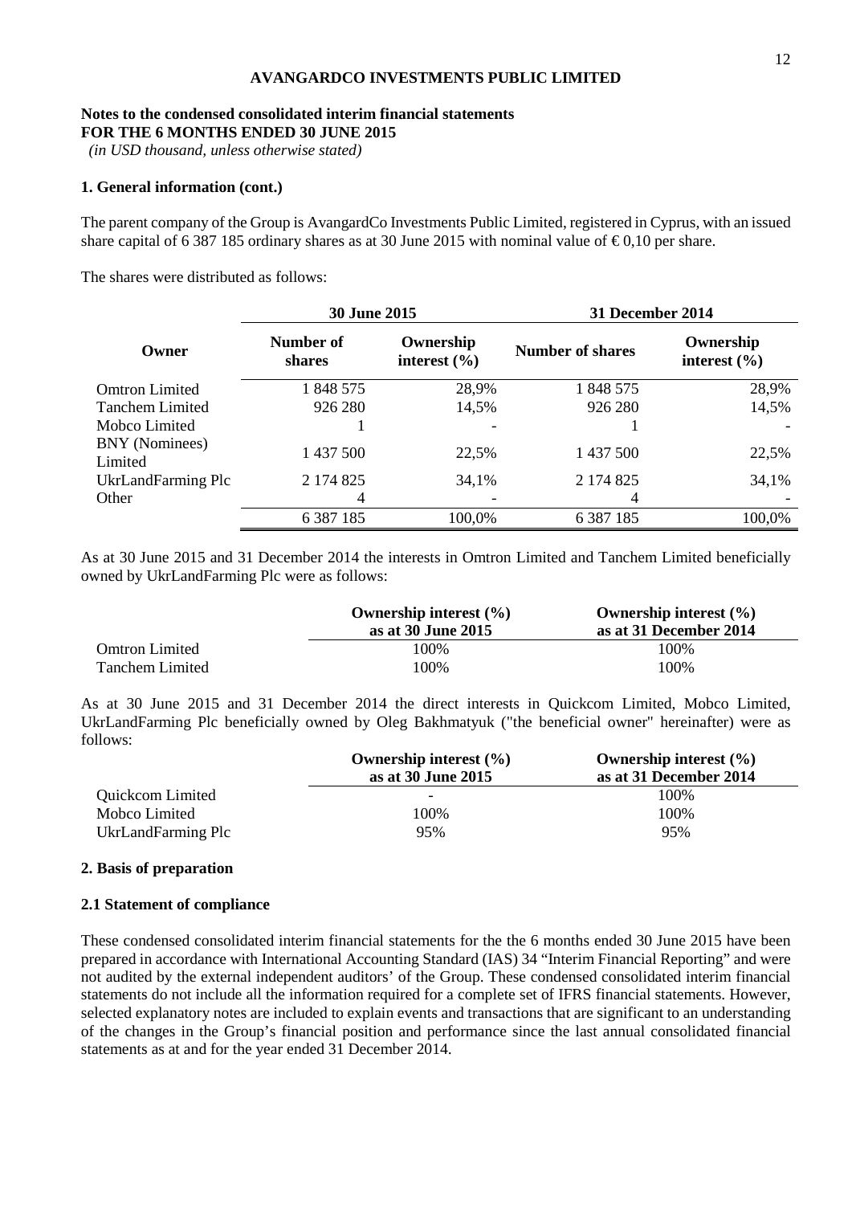**AVANGARDCO INVESTMENTS PUBLIC LIMITED**

**Notes to the condensed consolidated interim financial statements**
**FOR THE 6 MONTHS ENDED 30 JUNE 2015**
*(in USD thousand, unless otherwise stated)*

### 1. General information (cont.)

The parent company of the Group is AvangardCo Investments Public Limited, registered in Cyprus, with an issued share capital of 6 387 185 ordinary shares as at 30 June 2015 with nominal value of € 0,10 per share.

The shares were distributed as follows:

| Owner | 30 June 2015 | | 31 December 2014 | |
|---|---|---|---|---|
| | **Number of shares** | **Ownership interest (%)** | **Number of shares** | **Ownership interest (%)** |
| Omtron Limited | 1 848 575 | 28,9% | 1 848 575 | 28,9% |
| Tanchem Limited | 926 280 | 14,5% | 926 280 | 14,5% |
| Mobco Limited | 1 | - | 1 | - |
| BNY (Nominees) Limited | 1 437 500 | 22,5% | 1 437 500 | 22,5% |
| UkrLandFarming Plc | 2 174 825 | 34,1% | 2 174 825 | 34,1% |
| Other | 4 | - | 4 | - |
| | 6 387 185 | 100,0% | 6 387 185 | 100,0% |

As at 30 June 2015 and 31 December 2014 the interests in Omtron Limited and Tanchem Limited beneficially owned by UkrLandFarming Plc were as follows:

| | Ownership interest (%) as at 30 June 2015 | Ownership interest (%) as at 31 December 2014 |
|---|---|---|
| Omtron Limited | 100% | 100% |
| Tanchem Limited | 100% | 100% |

As at 30 June 2015 and 31 December 2014 the direct interests in Quickcom Limited, Mobco Limited, UkrLandFarming Plc beneficially owned by Oleg Bakhmatyuk ("the beneficial owner" hereinafter) were as follows:

| | Ownership interest (%) as at 30 June 2015 | Ownership interest (%) as at 31 December 2014 |
|---|---|---|
| Quickcom Limited | - | 100% |
| Mobco Limited | 100% | 100% |
| UkrLandFarming Plc | 95% | 95% |

### 2. Basis of preparation

#### 2.1 Statement of compliance

These condensed consolidated interim financial statements for the the 6 months ended 30 June 2015 have been prepared in accordance with International Accounting Standard (IAS) 34 "Interim Financial Reporting" and were not audited by the external independent auditors' of the Group. These condensed consolidated interim financial statements do not include all the information required for a complete set of IFRS financial statements. However, selected explanatory notes are included to explain events and transactions that are significant to an understanding of the changes in the Group's financial position and performance since the last annual consolidated financial statements as at and for the year ended 31 December 2014.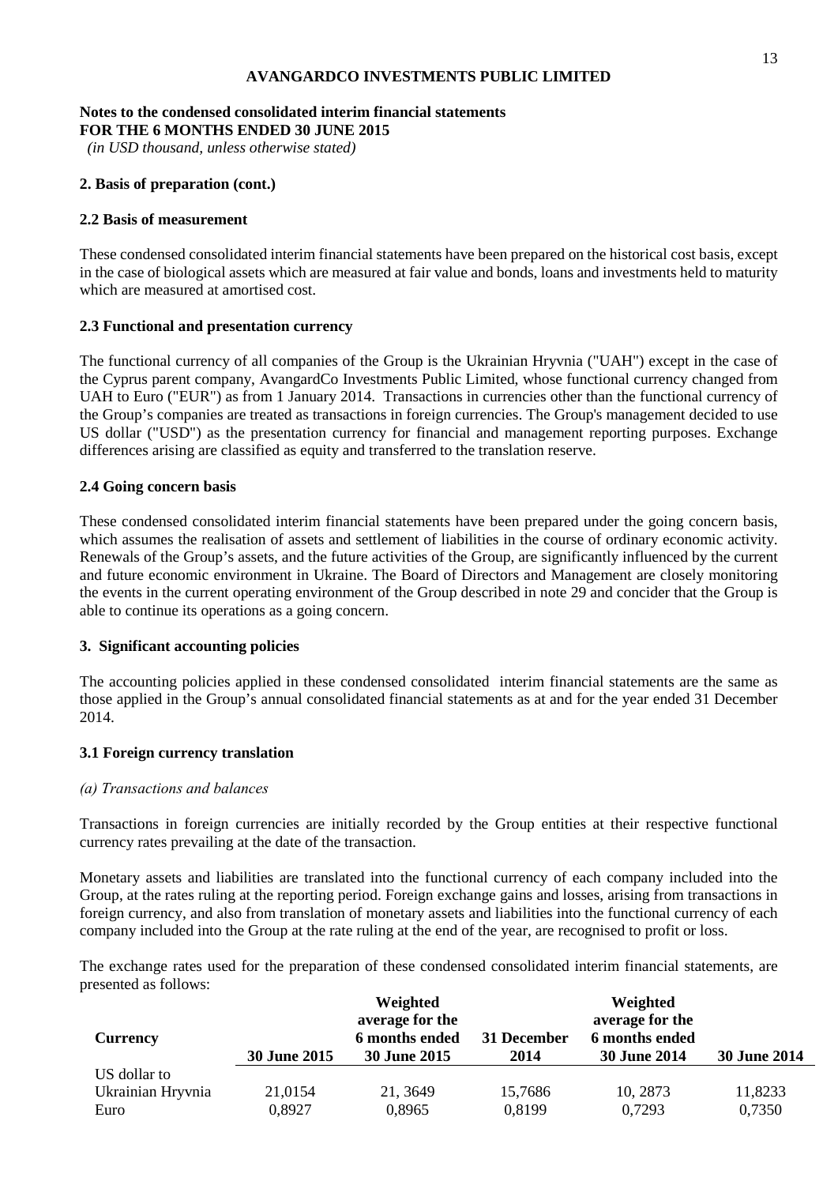**AVANGARDCO INVESTMENTS PUBLIC LIMITED**

**Notes to the condensed consolidated interim financial statements**
**FOR THE 6 MONTHS ENDED 30 JUNE 2015**
*(in USD thousand, unless otherwise stated)*

**2. Basis of preparation (cont.)**

**2.2 Basis of measurement**

These condensed consolidated interim financial statements have been prepared on the historical cost basis, except in the case of biological assets which are measured at fair value and bonds, loans and investments held to maturity which are measured at amortised cost.

**2.3 Functional and presentation currency**

The functional currency of all companies of the Group is the Ukrainian Hryvnia ("UAH") except in the case of the Cyprus parent company, AvangardCo Investments Public Limited, whose functional currency changed from UAH to Euro ("EUR") as from 1 January 2014. Transactions in currencies other than the functional currency of the Group's companies are treated as transactions in foreign currencies. The Group's management decided to use US dollar ("USD") as the presentation currency for financial and management reporting purposes. Exchange differences arising are classified as equity and transferred to the translation reserve.

**2.4 Going concern basis**

These condensed consolidated interim financial statements have been prepared under the going concern basis, which assumes the realisation of assets and settlement of liabilities in the course of ordinary economic activity. Renewals of the Group's assets, and the future activities of the Group, are significantly influenced by the current and future economic environment in Ukraine. The Board of Directors and Management are closely monitoring the events in the current operating environment of the Group described in note 29 and concider that the Group is able to continue its operations as a going concern.

**3. Significant accounting policies**

The accounting policies applied in these condensed consolidated interim financial statements are the same as those applied in the Group's annual consolidated financial statements as at and for the year ended 31 December 2014.

**3.1 Foreign currency translation**

*(a) Transactions and balances*

Transactions in foreign currencies are initially recorded by the Group entities at their respective functional currency rates prevailing at the date of the transaction.

Monetary assets and liabilities are translated into the functional currency of each company included into the Group, at the rates ruling at the reporting period. Foreign exchange gains and losses, arising from transactions in foreign currency, and also from translation of monetary assets and liabilities into the functional currency of each company included into the Group at the rate ruling at the end of the year, are recognised to profit or loss.

The exchange rates used for the preparation of these condensed consolidated interim financial statements, are presented as follows:

| Currency | 30 June 2015 | Weighted average for the 6 months ended 30 June 2015 | 31 December 2014 | Weighted average for the 6 months ended 30 June 2014 | 30 June 2014 |
|---|---|---|---|---|---|
| US dollar to | | | | | |
| Ukrainian Hryvnia | 21,0154 | 21, 3649 | 15,7686 | 10, 2873 | 11,8233 |
| Euro | 0,8927 | 0,8965 | 0,8199 | 0,7293 | 0,7350 |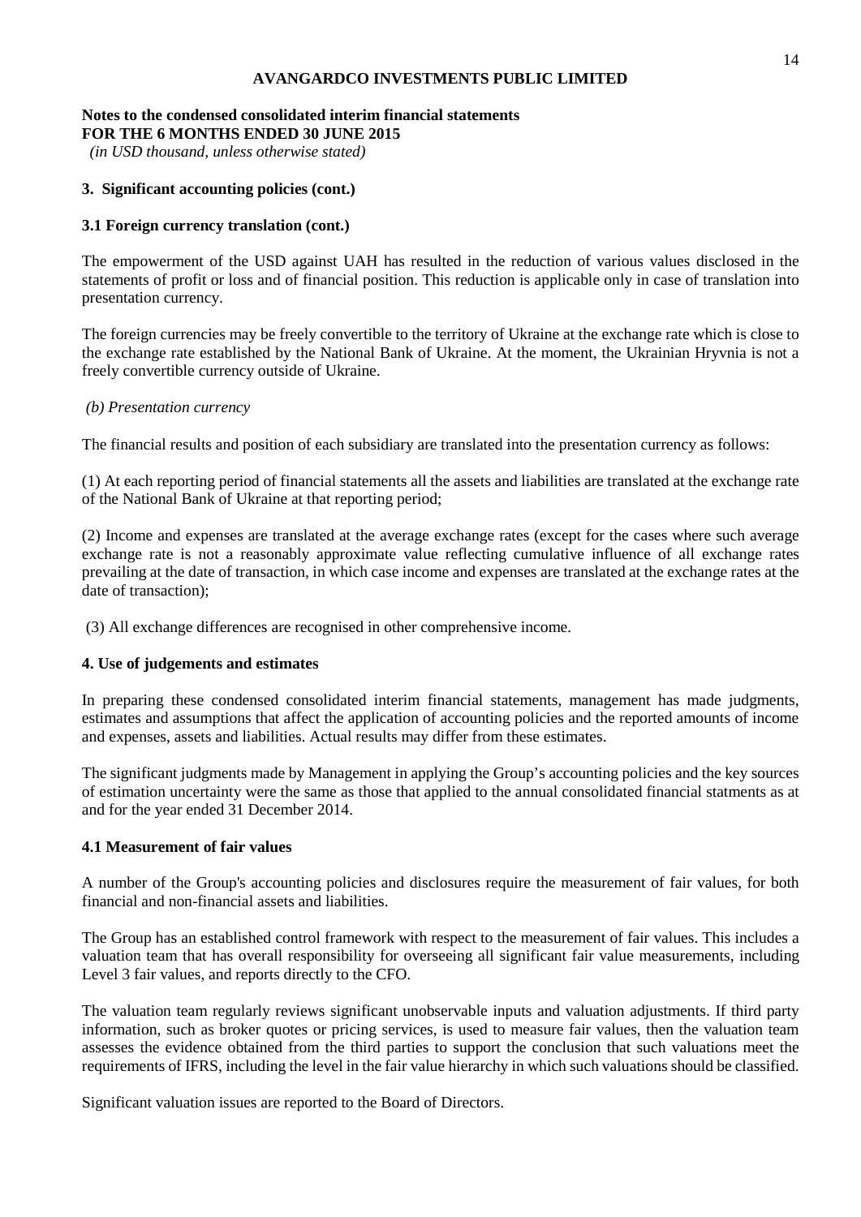**Notes to the condensed consolidated interim financial statements**
**FOR THE 6 MONTHS ENDED 30 JUNE 2015**
*(in USD thousand, unless otherwise stated)*

### 3. Significant accounting policies (cont.)

#### 3.1 Foreign currency translation (cont.)

The empowerment of the USD against UAH has resulted in the reduction of various values disclosed in the statements of profit or loss and of financial position. This reduction is applicable only in case of translation into presentation currency.

The foreign currencies may be freely convertible to the territory of Ukraine at the exchange rate which is close to the exchange rate established by the National Bank of Ukraine. At the moment, the Ukrainian Hryvnia is not a freely convertible currency outside of Ukraine.

*(b) Presentation currency*

The financial results and position of each subsidiary are translated into the presentation currency as follows:

(1) At each reporting period of financial statements all the assets and liabilities are translated at the exchange rate of the National Bank of Ukraine at that reporting period;

(2) Income and expenses are translated at the average exchange rates (except for the cases where such average exchange rate is not a reasonably approximate value reflecting cumulative influence of all exchange rates prevailing at the date of transaction, in which case income and expenses are translated at the exchange rates at the date of transaction);

(3) All exchange differences are recognised in other comprehensive income.

### 4. Use of judgements and estimates

In preparing these condensed consolidated interim financial statements, management has made judgments, estimates and assumptions that affect the application of accounting policies and the reported amounts of income and expenses, assets and liabilities. Actual results may differ from these estimates.

The significant judgments made by Management in applying the Group's accounting policies and the key sources of estimation uncertainty were the same as those that applied to the annual consolidated financial statments as at and for the year ended 31 December 2014.

#### 4.1 Measurement of fair values

A number of the Group's accounting policies and disclosures require the measurement of fair values, for both financial and non-financial assets and liabilities.

The Group has an established control framework with respect to the measurement of fair values. This includes a valuation team that has overall responsibility for overseeing all significant fair value measurements, including Level 3 fair values, and reports directly to the CFO.

The valuation team regularly reviews significant unobservable inputs and valuation adjustments. If third party information, such as broker quotes or pricing services, is used to measure fair values, then the valuation team assesses the evidence obtained from the third parties to support the conclusion that such valuations meet the requirements of IFRS, including the level in the fair value hierarchy in which such valuations should be classified.

Significant valuation issues are reported to the Board of Directors.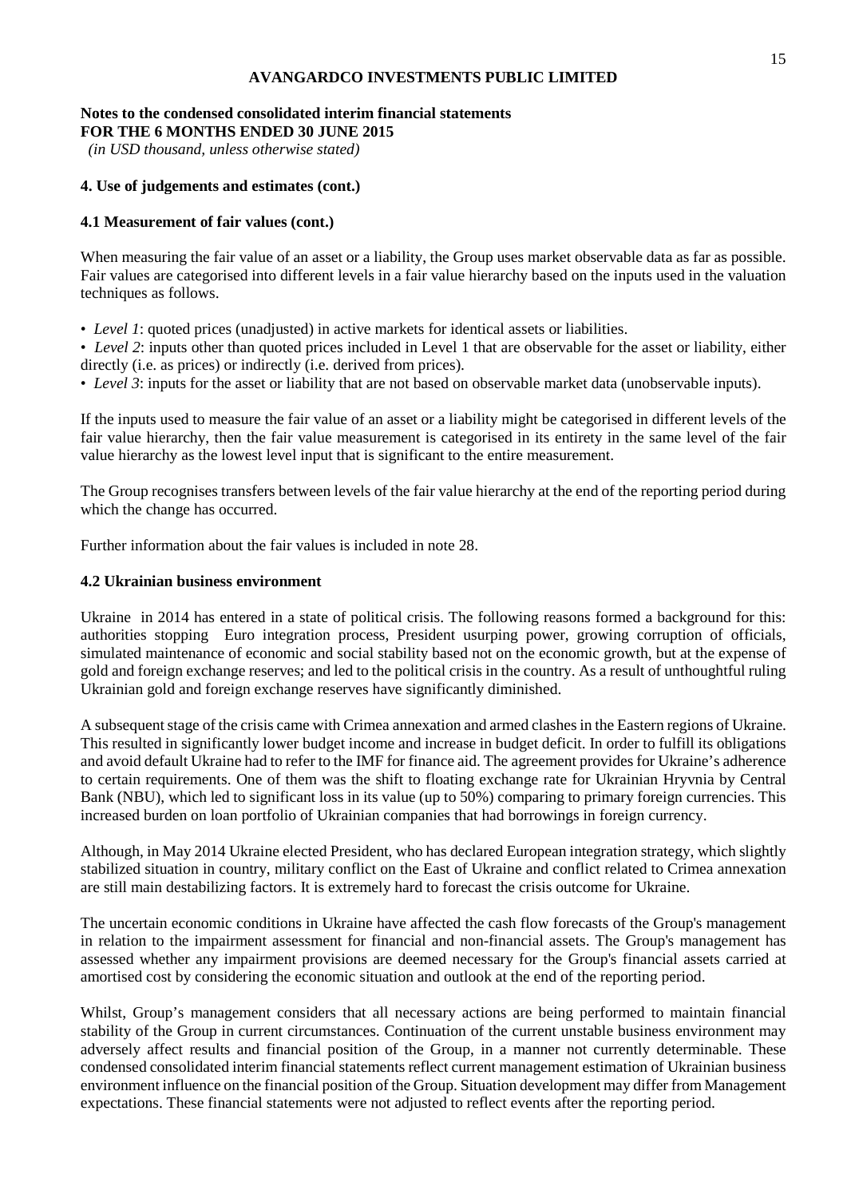**AVANGARDCO INVESTMENTS PUBLIC LIMITED**

**Notes to the condensed consolidated interim financial statements**
**FOR THE 6 MONTHS ENDED 30 JUNE 2015**
*(in USD thousand, unless otherwise stated)*

**4. Use of judgements and estimates (cont.)**

**4.1 Measurement of fair values (cont.)**

When measuring the fair value of an asset or a liability, the Group uses market observable data as far as possible. Fair values are categorised into different levels in a fair value hierarchy based on the inputs used in the valuation techniques as follows.

- *Level 1*: quoted prices (unadjusted) in active markets for identical assets or liabilities.
- *Level 2*: inputs other than quoted prices included in Level 1 that are observable for the asset or liability, either directly (i.e. as prices) or indirectly (i.e. derived from prices).
- *Level 3*: inputs for the asset or liability that are not based on observable market data (unobservable inputs).

If the inputs used to measure the fair value of an asset or a liability might be categorised in different levels of the fair value hierarchy, then the fair value measurement is categorised in its entirety in the same level of the fair value hierarchy as the lowest level input that is significant to the entire measurement.

The Group recognises transfers between levels of the fair value hierarchy at the end of the reporting period during which the change has occurred.

Further information about the fair values is included in note 28.

**4.2 Ukrainian business environment**

Ukraine in 2014 has entered in a state of political crisis. The following reasons formed a background for this: authorities stopping Euro integration process, President usurping power, growing corruption of officials, simulated maintenance of economic and social stability based not on the economic growth, but at the expense of gold and foreign exchange reserves; and led to the political crisis in the country. As a result of unthoughtful ruling Ukrainian gold and foreign exchange reserves have significantly diminished.

A subsequent stage of the crisis came with Crimea annexation and armed clashes in the Eastern regions of Ukraine. This resulted in significantly lower budget income and increase in budget deficit. In order to fulfill its obligations and avoid default Ukraine had to refer to the IMF for finance aid. The agreement provides for Ukraine's adherence to certain requirements. One of them was the shift to floating exchange rate for Ukrainian Hryvnia by Central Bank (NBU), which led to significant loss in its value (up to 50%) comparing to primary foreign currencies. This increased burden on loan portfolio of Ukrainian companies that had borrowings in foreign currency.

Although, in May 2014 Ukraine elected President, who has declared European integration strategy, which slightly stabilized situation in country, military conflict on the East of Ukraine and conflict related to Crimea annexation are still main destabilizing factors. It is extremely hard to forecast the crisis outcome for Ukraine.

The uncertain economic conditions in Ukraine have affected the cash flow forecasts of the Group's management in relation to the impairment assessment for financial and non-financial assets. The Group's management has assessed whether any impairment provisions are deemed necessary for the Group's financial assets carried at amortised cost by considering the economic situation and outlook at the end of the reporting period.

Whilst, Group's management considers that all necessary actions are being performed to maintain financial stability of the Group in current circumstances. Continuation of the current unstable business environment may adversely affect results and financial position of the Group, in a manner not currently determinable. These condensed consolidated interim financial statements reflect current management estimation of Ukrainian business environment influence on the financial position of the Group. Situation development may differ from Management expectations. These financial statements were not adjusted to reflect events after the reporting period.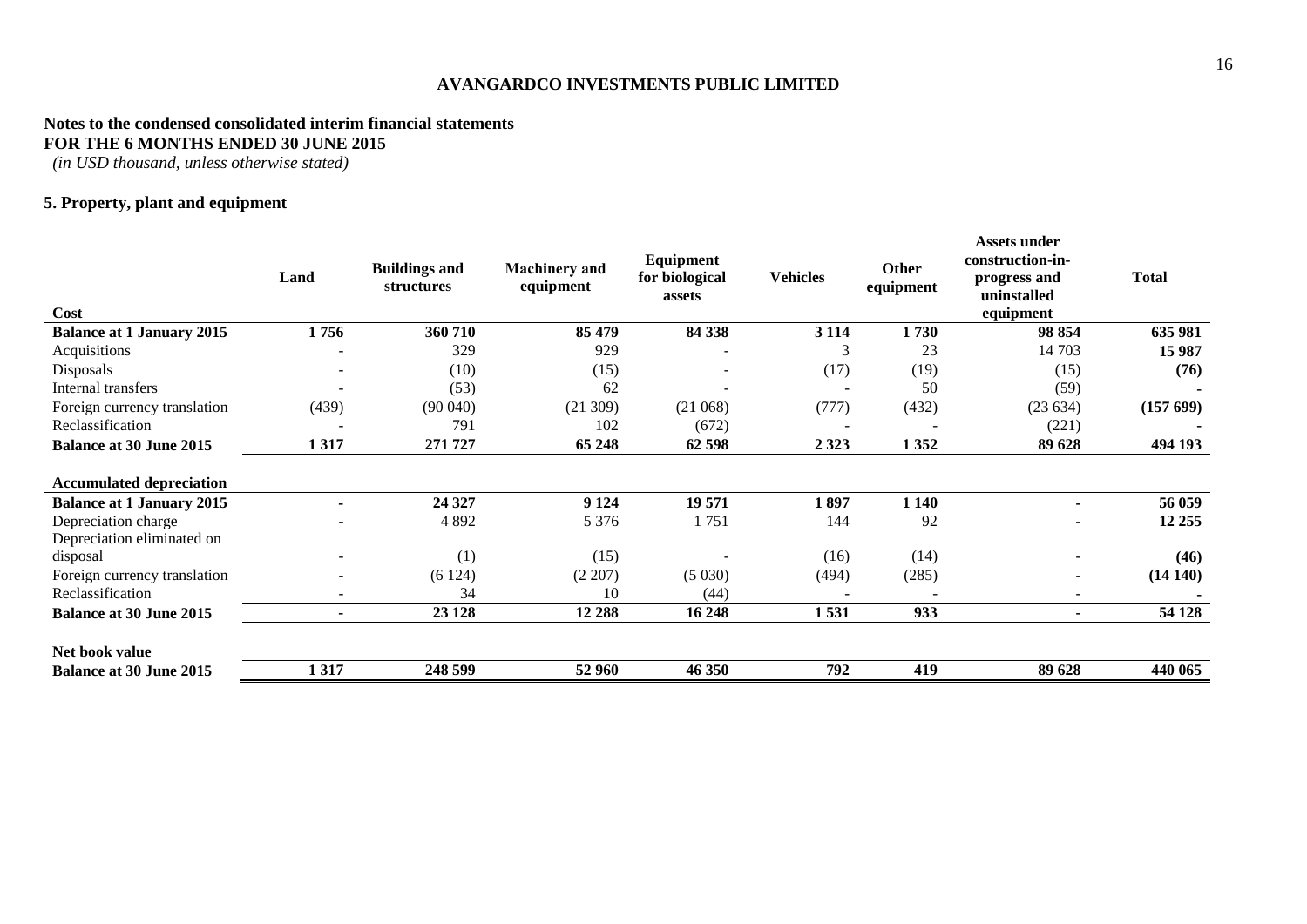# AVANGARDCO INVESTMENTS PUBLIC LIMITED

**Notes to the condensed consolidated interim financial statements**
**FOR THE 6 MONTHS ENDED 30 JUNE 2015**
*(in USD thousand, unless otherwise stated)*

## 5. Property, plant and equipment

| Cost | Land | Buildings and structures | Machinery and equipment | Equipment for biological assets | Vehicles | Other equipment | Assets under construction-in-progress and uninstalled equipment | Total |
|---|---|---|---|---|---|---|---|---|
| **Balance at 1 January 2015** | **1 756** | **360 710** | **85 479** | **84 338** | **3 114** | **1 730** | **98 854** | **635 981** |
| Acquisitions | - | 329 | 929 | - | 3 | 23 | 14 703 | **15 987** |
| Disposals | - | (10) | (15) | - | (17) | (19) | (15) | **(76)** |
| Internal transfers | - | (53) | 62 | - | - | 50 | (59) | **-** |
| Foreign currency translation | (439) | (90 040) | (21 309) | (21 068) | (777) | (432) | (23 634) | **(157 699)** |
| Reclassification | - | 791 | 102 | (672) | - | - | (221) | **-** |
| **Balance at 30 June 2015** | **1 317** | **271 727** | **65 248** | **62 598** | **2 323** | **1 352** | **89 628** | **494 193** |
| | | | | | | | | |
| **Accumulated depreciation** | | | | | | | | |
| **Balance at 1 January 2015** | **-** | **24 327** | **9 124** | **19 571** | **1 897** | **1 140** | **-** | **56 059** |
| Depreciation charge | - | 4 892 | 5 376 | 1 751 | 144 | 92 | - | **12 255** |
| Depreciation eliminated on disposal | - | (1) | (15) | - | (16) | (14) | - | **(46)** |
| Foreign currency translation | - | (6 124) | (2 207) | (5 030) | (494) | (285) | - | **(14 140)** |
| Reclassification | - | 34 | 10 | (44) | - | - | - | **-** |
| **Balance at 30 June 2015** | **-** | **23 128** | **12 288** | **16 248** | **1 531** | **933** | **-** | **54 128** |
| | | | | | | | | |
| **Net book value** | | | | | | | | |
| **Balance at 30 June 2015** | **1 317** | **248 599** | **52 960** | **46 350** | **792** | **419** | **89 628** | **440 065** |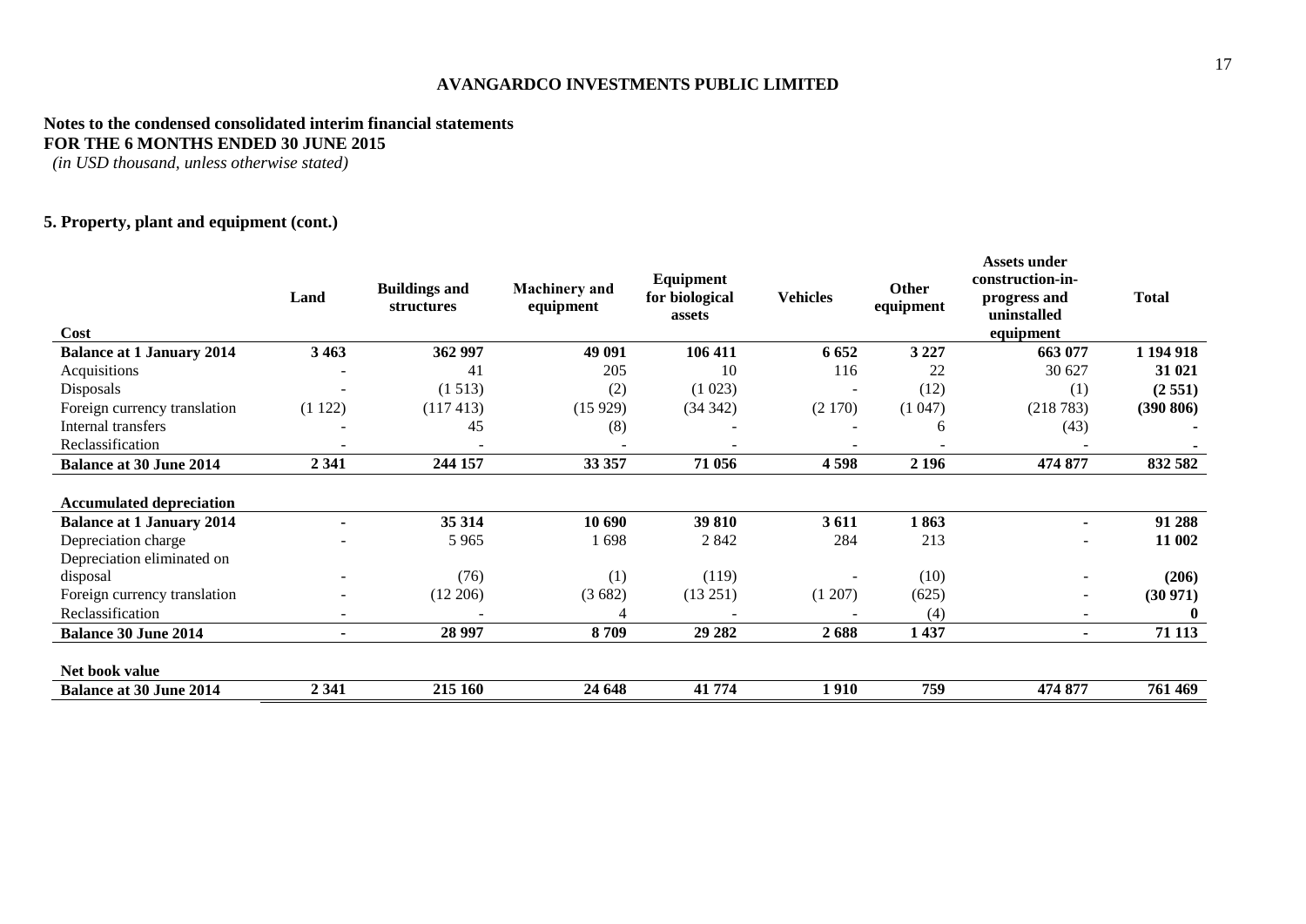**AVANGARDCO INVESTMENTS PUBLIC LIMITED**

**Notes to the condensed consolidated interim financial statements**
**FOR THE 6 MONTHS ENDED 30 JUNE 2015**
*(in USD thousand, unless otherwise stated)*

**5. Property, plant and equipment (cont.)**

| Cost | Land | Buildings and structures | Machinery and equipment | Equipment for biological assets | Vehicles | Other equipment | Assets under construction-in-progress and uninstalled equipment | Total |
|---|---|---|---|---|---|---|---|---|
| **Balance at 1 January 2014** | **3 463** | **362 997** | **49 091** | **106 411** | **6 652** | **3 227** | **663 077** | **1 194 918** |
| Acquisitions | - | 41 | 205 | 10 | 116 | 22 | 30 627 | **31 021** |
| Disposals | - | (1 513) | (2) | (1 023) | - | (12) | (1) | **(2 551)** |
| Foreign currency translation | (1 122) | (117 413) | (15 929) | (34 342) | (2 170) | (1 047) | (218 783) | **(390 806)** |
| Internal transfers | - | 45 | (8) | - | - | 6 | (43) | - |
| Reclassification | - | - | - | - | - | - | - | - |
| **Balance at 30 June 2014** | **2 341** | **244 157** | **33 357** | **71 056** | **4 598** | **2 196** | **474 877** | **832 582** |
| | | | | | | | | |
| **Accumulated depreciation** | | | | | | | | |
| **Balance at 1 January 2014** | **-** | **35 314** | **10 690** | **39 810** | **3 611** | **1 863** | **-** | **91 288** |
| Depreciation charge | - | 5 965 | 1 698 | 2 842 | 284 | 213 | - | **11 002** |
| Depreciation eliminated on disposal | - | (76) | (1) | (119) | - | (10) | - | **(206)** |
| Foreign currency translation | - | (12 206) | (3 682) | (13 251) | (1 207) | (625) | - | **(30 971)** |
| Reclassification | - | - | 4 | - | - | (4) | - | **0** |
| **Balance 30 June 2014** | **-** | **28 997** | **8 709** | **29 282** | **2 688** | **1 437** | **-** | **71 113** |
| | | | | | | | | |
| **Net book value** | | | | | | | | |
| **Balance at 30 June 2014** | **2 341** | **215 160** | **24 648** | **41 774** | **1 910** | **759** | **474 877** | **761 469** |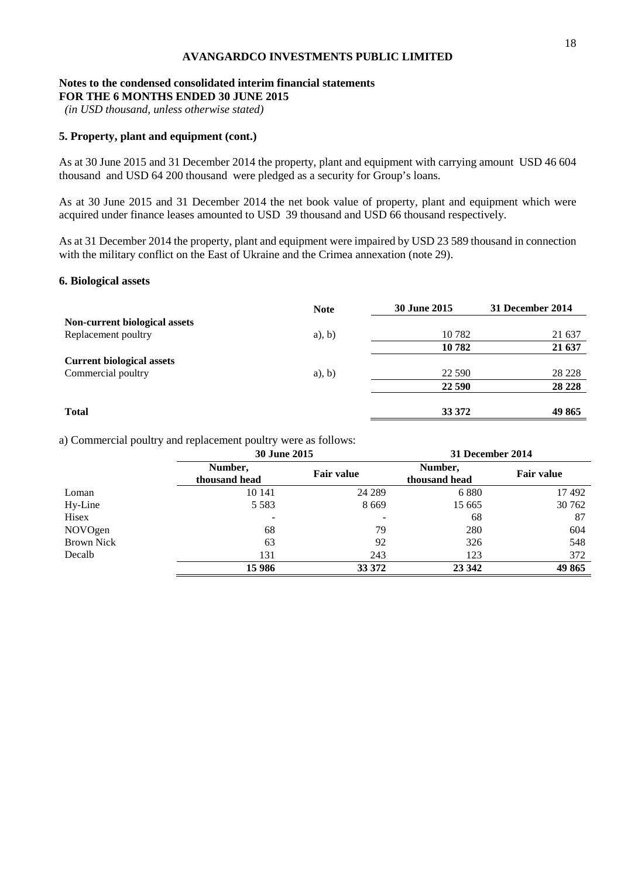**AVANGARDCO INVESTMENTS PUBLIC LIMITED**

**Notes to the condensed consolidated interim financial statements**
**FOR THE 6 MONTHS ENDED 30 JUNE 2015**
*(in USD thousand, unless otherwise stated)*

## 5. Property, plant and equipment (cont.)

As at 30 June 2015 and 31 December 2014 the property, plant and equipment with carrying amount USD 46 604 thousand and USD 64 200 thousand were pledged as a security for Group's loans.

As at 30 June 2015 and 31 December 2014 the net book value of property, plant and equipment which were acquired under finance leases amounted to USD 39 thousand and USD 66 thousand respectively.

As at 31 December 2014 the property, plant and equipment were impaired by USD 23 589 thousand in connection with the military conflict on the East of Ukraine and the Crimea annexation (note 29).

## 6. Biological assets

| | Note | 30 June 2015 | 31 December 2014 |
|---|---|---|---|
| **Non-current biological assets** | | | |
| Replacement poultry | a), b) | 10 782 | 21 637 |
| | | **10 782** | **21 637** |
| **Current biological assets** | | | |
| Commercial poultry | a), b) | 22 590 | 28 228 |
| | | **22 590** | **28 228** |
| **Total** | | **33 372** | **49 865** |

a) Commercial poultry and replacement poultry were as follows:

| | 30 June 2015 | | 31 December 2014 | |
|---|---|---|---|---|
| | Number, thousand head | Fair value | Number, thousand head | Fair value |
| Loman | 10 141 | 24 289 | 6 880 | 17 492 |
| Hy-Line | 5 583 | 8 669 | 15 665 | 30 762 |
| Hisex | - | - | 68 | 87 |
| NOVOgen | 68 | 79 | 280 | 604 |
| Brown Nick | 63 | 92 | 326 | 548 |
| Decalb | 131 | 243 | 123 | 372 |
| | **15 986** | **33 372** | **23 342** | **49 865** |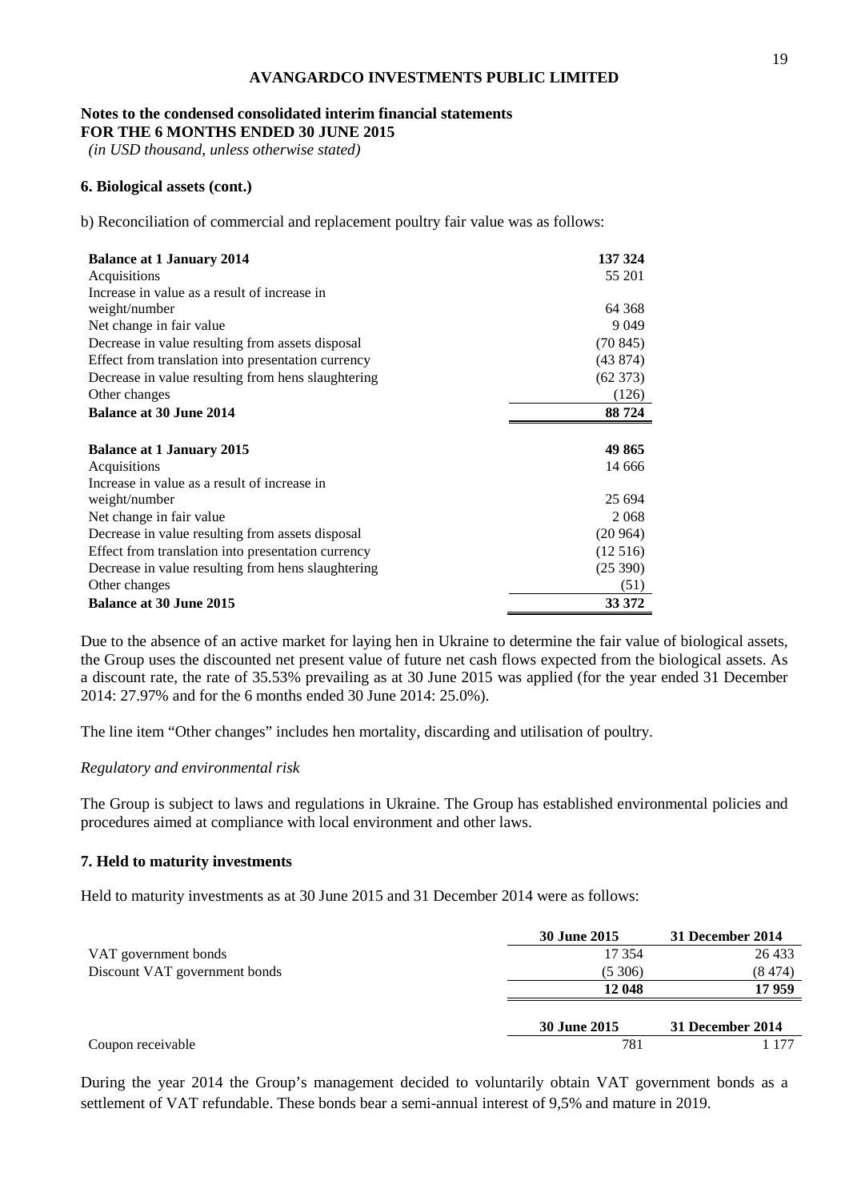**AVANGARDCO INVESTMENTS PUBLIC LIMITED**

**Notes to the condensed consolidated interim financial statements**
**FOR THE 6 MONTHS ENDED 30 JUNE 2015**
*(in USD thousand, unless otherwise stated)*

**6. Biological assets (cont.)**

b) Reconciliation of commercial and replacement poultry fair value was as follows:

| | |
|---|---|
| **Balance at 1 January 2014** | **137 324** |
| Acquisitions | 55 201 |
| Increase in value as a result of increase in weight/number | 64 368 |
| Net change in fair value | 9 049 |
| Decrease in value resulting from assets disposal | (70 845) |
| Effect from translation into presentation currency | (43 874) |
| Decrease in value resulting from hens slaughtering | (62 373) |
| Other changes | (126) |
| **Balance at 30 June 2014** | **88 724** |
| | |
| **Balance at 1 January 2015** | **49 865** |
| Acquisitions | 14 666 |
| Increase in value as a result of increase in weight/number | 25 694 |
| Net change in fair value | 2 068 |
| Decrease in value resulting from assets disposal | (20 964) |
| Effect from translation into presentation currency | (12 516) |
| Decrease in value resulting from hens slaughtering | (25 390) |
| Other changes | (51) |
| **Balance at 30 June 2015** | **33 372** |

Due to the absence of an active market for laying hen in Ukraine to determine the fair value of biological assets, the Group uses the discounted net present value of future net cash flows expected from the biological assets. As a discount rate, the rate of 35.53% prevailing as at 30 June 2015 was applied (for the year ended 31 December 2014: 27.97% and for the 6 months ended 30 June 2014: 25.0%).

The line item "Other changes" includes hen mortality, discarding and utilisation of poultry.

*Regulatory and environmental risk*

The Group is subject to laws and regulations in Ukraine. The Group has established environmental policies and procedures aimed at compliance with local environment and other laws.

**7. Held to maturity investments**

Held to maturity investments as at 30 June 2015 and 31 December 2014 were as follows:

| | **30 June 2015** | **31 December 2014** |
|---|---|---|
| VAT government bonds | 17 354 | 26 433 |
| Discount VAT government bonds | (5 306) | (8 474) |
| | **12 048** | **17 959** |

| | **30 June 2015** | **31 December 2014** |
|---|---|---|
| Coupon receivable | 781 | 1 177 |

During the year 2014 the Group's management decided to voluntarily obtain VAT government bonds as a settlement of VAT refundable. These bonds bear a semi-annual interest of 9,5% and mature in 2019.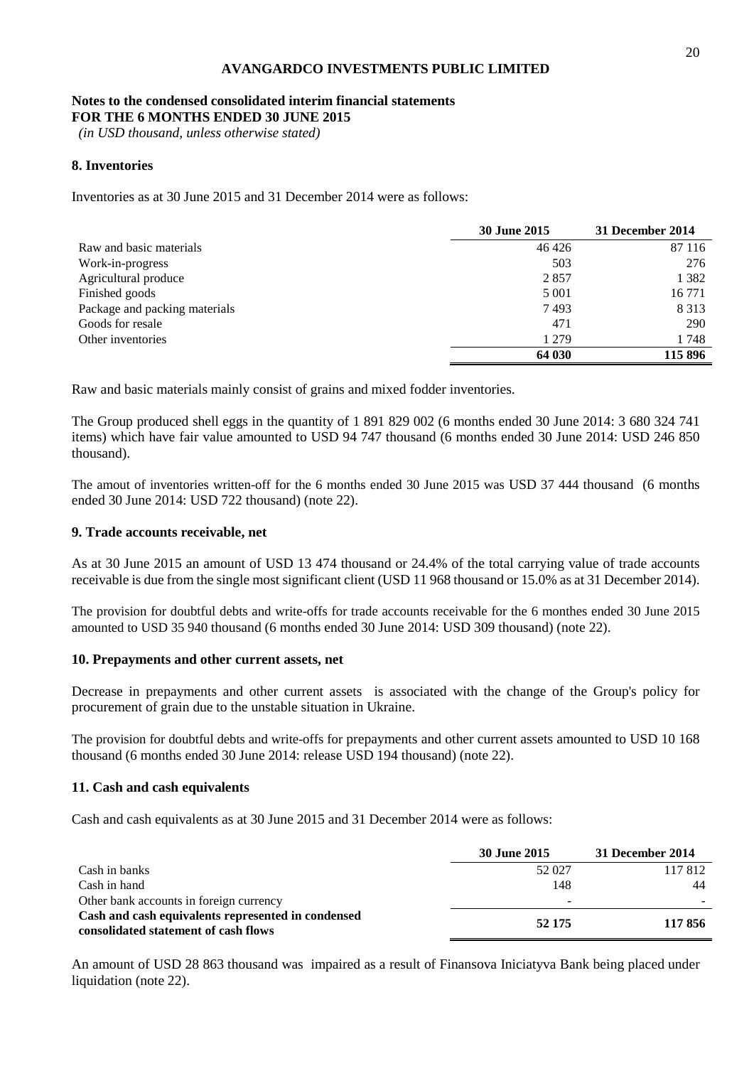**AVANGARDCO INVESTMENTS PUBLIC LIMITED**

**Notes to the condensed consolidated interim financial statements**
**FOR THE 6 MONTHS ENDED 30 JUNE 2015**
*(in USD thousand, unless otherwise stated)*

### 8. Inventories

Inventories as at 30 June 2015 and 31 December 2014 were as follows:

| | 30 June 2015 | 31 December 2014 |
|---|---|---|
| Raw and basic materials | 46 426 | 87 116 |
| Work-in-progress | 503 | 276 |
| Agricultural produce | 2 857 | 1 382 |
| Finished goods | 5 001 | 16 771 |
| Package and packing materials | 7 493 | 8 313 |
| Goods for resale | 471 | 290 |
| Other inventories | 1 279 | 1 748 |
| | **64 030** | **115 896** |

Raw and basic materials mainly consist of grains and mixed fodder inventories.

The Group produced shell eggs in the quantity of 1 891 829 002 (6 months ended 30 June 2014: 3 680 324 741 items) which have fair value amounted to USD 94 747 thousand (6 months ended 30 June 2014: USD 246 850 thousand).

The amout of inventories written-off for the 6 months ended 30 June 2015 was USD 37 444 thousand (6 months ended 30 June 2014: USD 722 thousand) (note 22).

### 9. Trade accounts receivable, net

As at 30 June 2015 an amount of USD 13 474 thousand or 24.4% of the total carrying value of trade accounts receivable is due from the single most significant client (USD 11 968 thousand or 15.0% as at 31 December 2014).

The provision for doubtful debts and write-offs for trade accounts receivable for the 6 monthes ended 30 June 2015 amounted to USD 35 940 thousand (6 months ended 30 June 2014: USD 309 thousand) (note 22).

### 10. Prepayments and other current assets, net

Decrease in prepayments and other current assets is associated with the change of the Group's policy for procurement of grain due to the unstable situation in Ukraine.

The provision for doubtful debts and write-offs for prepayments and other current assets amounted to USD 10 168 thousand (6 months ended 30 June 2014: release USD 194 thousand) (note 22).

### 11. Cash and cash equivalents

Cash and cash equivalents as at 30 June 2015 and 31 December 2014 were as follows:

| | 30 June 2015 | 31 December 2014 |
|---|---|---|
| Cash in banks | 52 027 | 117 812 |
| Cash in hand | 148 | 44 |
| Other bank accounts in foreign currency | - | - |
| **Cash and cash equivalents represented in condensed consolidated statement of cash flows** | **52 175** | **117 856** |

An amount of USD 28 863 thousand was impaired as a result of Finansova Iniciatyva Bank being placed under liquidation (note 22).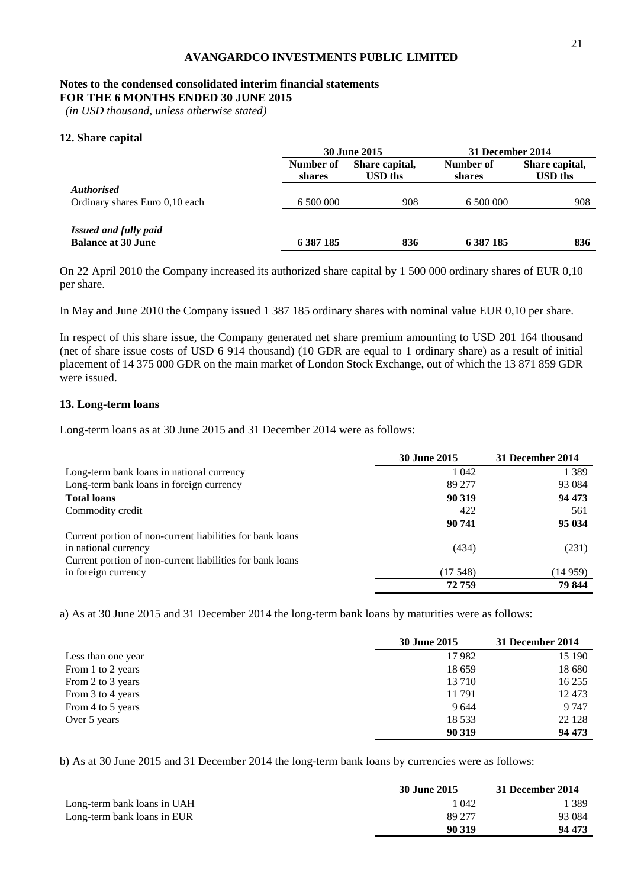**AVANGARDCO INVESTMENTS PUBLIC LIMITED**

**Notes to the condensed consolidated interim financial statements**
**FOR THE 6 MONTHS ENDED 30 JUNE 2015**
*(in USD thousand, unless otherwise stated)*

## 12. Share capital

| | 30 June 2015 | | 31 December 2014 | |
|---|---|---|---|---|
| | **Number of shares** | **Share capital, USD ths** | **Number of shares** | **Share capital, USD ths** |
| ***Authorised*** | | | | |
| Ordinary shares Euro 0,10 each | 6 500 000 | 908 | 6 500 000 | 908 |
| ***Issued and fully paid*** | | | | |
| **Balance at 30 June** | **6 387 185** | **836** | **6 387 185** | **836** |

On 22 April 2010 the Company increased its authorized share capital by 1 500 000 ordinary shares of EUR 0,10 per share.

In May and June 2010 the Company issued 1 387 185 ordinary shares with nominal value EUR 0,10 per share.

In respect of this share issue, the Company generated net share premium amounting to USD 201 164 thousand (net of share issue costs of USD 6 914 thousand) (10 GDR are equal to 1 ordinary share) as a result of initial placement of 14 375 000 GDR on the main market of London Stock Exchange, out of which the 13 871 859 GDR were issued.

## 13. Long-term loans

Long-term loans as at 30 June 2015 and 31 December 2014 were as follows:

| | 30 June 2015 | 31 December 2014 |
|---|---|---|
| Long-term bank loans in national currency | 1 042 | 1 389 |
| Long-term bank loans in foreign currency | 89 277 | 93 084 |
| **Total loans** | **90 319** | **94 473** |
| Commodity credit | 422 | 561 |
| | **90 741** | **95 034** |
| Current portion of non-current liabilities for bank loans in national currency | (434) | (231) |
| Current portion of non-current liabilities for bank loans in foreign currency | (17 548) | (14 959) |
| | **72 759** | **79 844** |

a) As at 30 June 2015 and 31 December 2014 the long-term bank loans by maturities were as follows:

| | 30 June 2015 | 31 December 2014 |
|---|---|---|
| Less than one year | 17 982 | 15 190 |
| From 1 to 2 years | 18 659 | 18 680 |
| From 2 to 3 years | 13 710 | 16 255 |
| From 3 to 4 years | 11 791 | 12 473 |
| From 4 to 5 years | 9 644 | 9 747 |
| Over 5 years | 18 533 | 22 128 |
| | **90 319** | **94 473** |

b) As at 30 June 2015 and 31 December 2014 the long-term bank loans by currencies were as follows:

| | 30 June 2015 | 31 December 2014 |
|---|---|---|
| Long-term bank loans in UAH | 1 042 | 1 389 |
| Long-term bank loans in EUR | 89 277 | 93 084 |
| | **90 319** | **94 473** |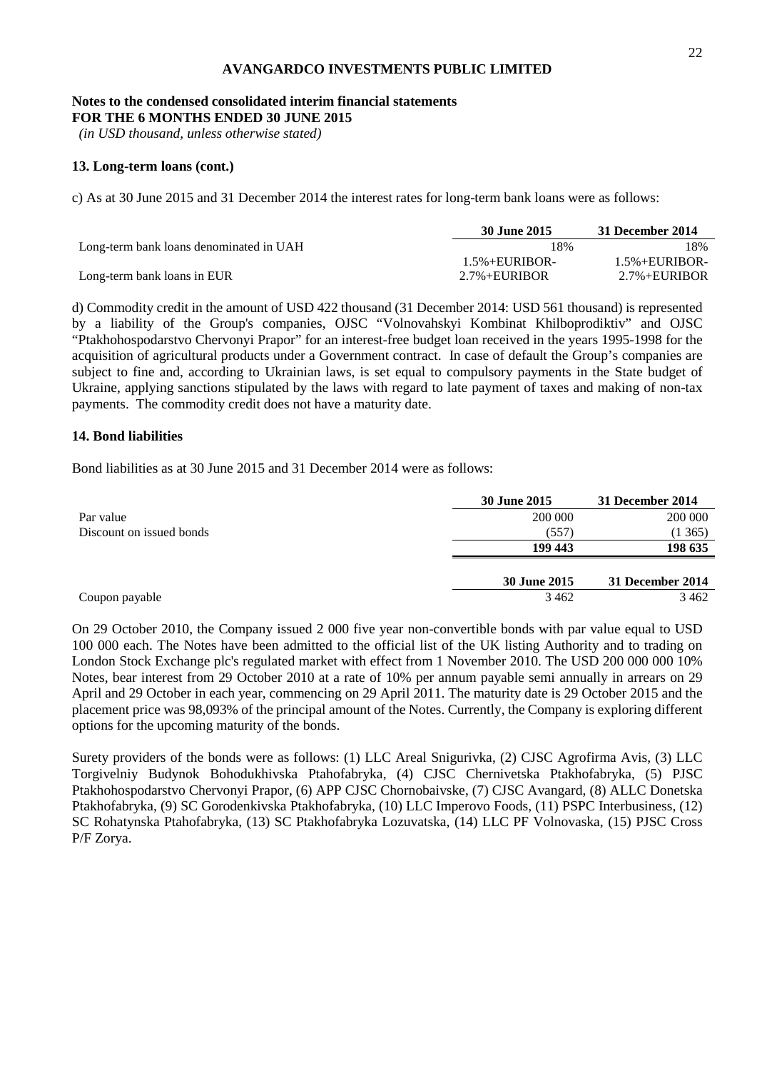**AVANGARDCO INVESTMENTS PUBLIC LIMITED**

**Notes to the condensed consolidated interim financial statements**
**FOR THE 6 MONTHS ENDED 30 JUNE 2015**
*(in USD thousand, unless otherwise stated)*

### 13. Long-term loans (cont.)

c) As at 30 June 2015 and 31 December 2014 the interest rates for long-term bank loans were as follows:

| | 30 June 2015 | 31 December 2014 |
|---|---|---|
| Long-term bank loans denominated in UAH | 18% | 18% |
| Long-term bank loans in EUR | 1.5%+EURIBOR-2.7%+EURIBOR | 1.5%+EURIBOR-2.7%+EURIBOR |

d) Commodity credit in the amount of USD 422 thousand (31 December 2014: USD 561 thousand) is represented by a liability of the Group's companies, OJSC "Volnovahskyi Kombinat Khilboprodiktiv" and OJSC "Ptakhohospodarstvo Chervonyi Prapor" for an interest-free budget loan received in the years 1995-1998 for the acquisition of agricultural products under a Government contract. In case of default the Group's companies are subject to fine and, according to Ukrainian laws, is set equal to compulsory payments in the State budget of Ukraine, applying sanctions stipulated by the laws with regard to late payment of taxes and making of non-tax payments. The commodity credit does not have a maturity date.

### 14. Bond liabilities

Bond liabilities as at 30 June 2015 and 31 December 2014 were as follows:

| | 30 June 2015 | 31 December 2014 |
|---|---|---|
| Par value | 200 000 | 200 000 |
| Discount on issued bonds | (557) | (1 365) |
| | **199 443** | **198 635** |

| | 30 June 2015 | 31 December 2014 |
|---|---|---|
| Coupon payable | 3 462 | 3 462 |

On 29 October 2010, the Company issued 2 000 five year non-convertible bonds with par value equal to USD 100 000 each. The Notes have been admitted to the official list of the UK listing Authority and to trading on London Stock Exchange plc's regulated market with effect from 1 November 2010. The USD 200 000 000 10% Notes, bear interest from 29 October 2010 at a rate of 10% per annum payable semi annually in arrears on 29 April and 29 October in each year, commencing on 29 April 2011. The maturity date is 29 October 2015 and the placement price was 98,093% of the principal amount of the Notes. Currently, the Company is exploring different options for the upcoming maturity of the bonds.

Surety providers of the bonds were as follows: (1) LLC Areal Snigurivka, (2) CJSC Agrofirma Avis, (3) LLC Torgivelniy Budynok Bohodukhivska Ptahofabryka, (4) CJSC Chernivetska Ptakhofabryka, (5) PJSC Ptakhohospodarstvo Chervonyi Prapor, (6) APP CJSC Chornobaivske, (7) CJSC Avangard, (8) ALLC Donetska Ptakhofabryka, (9) SC Gorodenkivska Ptakhofabryka, (10) LLC Imperovo Foods, (11) PSPC Interbusiness, (12) SC Rohatynska Ptahofabryka, (13) SC Ptakhofabryka Lozuvatska, (14) LLC PF Volnovaska, (15) PJSC Cross P/F Zorya.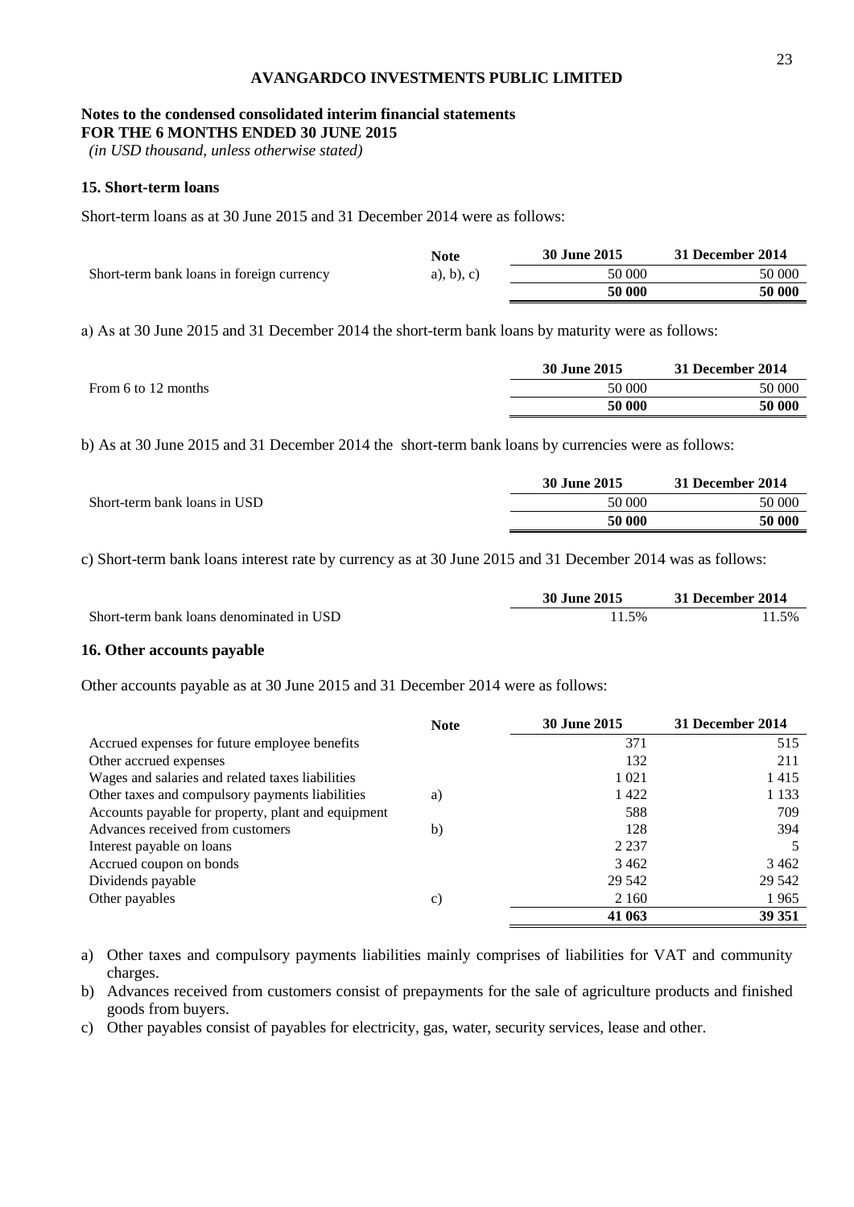**AVANGARDCO INVESTMENTS PUBLIC LIMITED**

**Notes to the condensed consolidated interim financial statements**
**FOR THE 6 MONTHS ENDED 30 JUNE 2015**
*(in USD thousand, unless otherwise stated)*

## 15. Short-term loans

Short-term loans as at 30 June 2015 and 31 December 2014 were as follows:

| | Note | 30 June 2015 | 31 December 2014 |
|---|---|---|---|
| Short-term bank loans in foreign currency | a), b), c) | 50 000 | 50 000 |
| | | **50 000** | **50 000** |

a) As at 30 June 2015 and 31 December 2014 the short-term bank loans by maturity were as follows:

| | 30 June 2015 | 31 December 2014 |
|---|---|---|
| From 6 to 12 months | 50 000 | 50 000 |
| | **50 000** | **50 000** |

b) As at 30 June 2015 and 31 December 2014 the short-term bank loans by currencies were as follows:

| | 30 June 2015 | 31 December 2014 |
|---|---|---|
| Short-term bank loans in USD | 50 000 | 50 000 |
| | **50 000** | **50 000** |

c) Short-term bank loans interest rate by currency as at 30 June 2015 and 31 December 2014 was as follows:

| | 30 June 2015 | 31 December 2014 |
|---|---|---|
| Short-term bank loans denominated in USD | 11.5% | 11.5% |

## 16. Other accounts payable

Other accounts payable as at 30 June 2015 and 31 December 2014 were as follows:

| | Note | 30 June 2015 | 31 December 2014 |
|---|---|---|---|
| Accrued expenses for future employee benefits | | 371 | 515 |
| Other accrued expenses | | 132 | 211 |
| Wages and salaries and related taxes liabilities | | 1 021 | 1 415 |
| Other taxes and compulsory payments liabilities | a) | 1 422 | 1 133 |
| Accounts payable for property, plant and equipment | | 588 | 709 |
| Advances received from customers | b) | 128 | 394 |
| Interest payable on loans | | 2 237 | 5 |
| Accrued coupon on bonds | | 3 462 | 3 462 |
| Dividends payable | | 29 542 | 29 542 |
| Other payables | c) | 2 160 | 1 965 |
| | | **41 063** | **39 351** |

a) Other taxes and compulsory payments liabilities mainly comprises of liabilities for VAT and community charges.

b) Advances received from customers consist of prepayments for the sale of agriculture products and finished goods from buyers.

c) Other payables consist of payables for electricity, gas, water, security services, lease and other.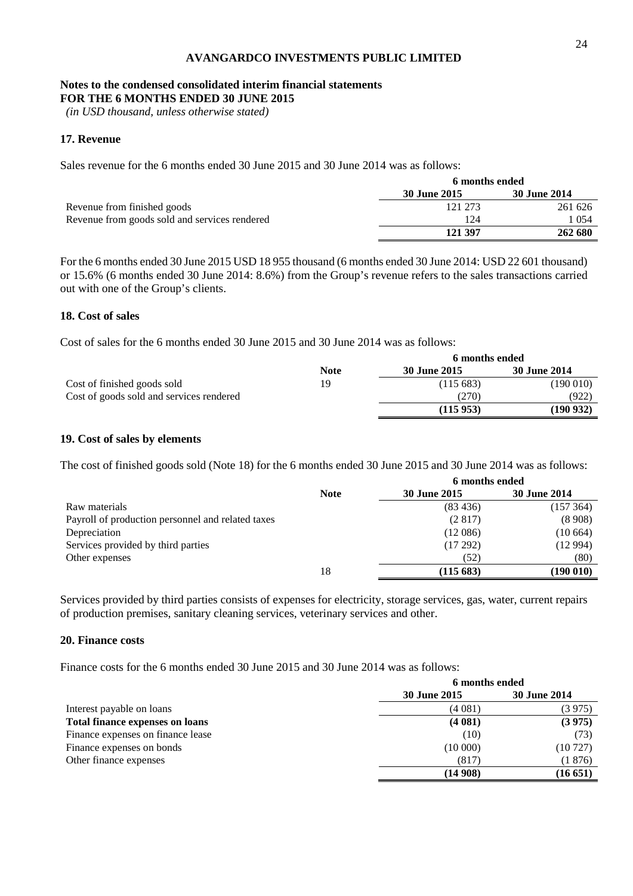**AVANGARDCO INVESTMENTS PUBLIC LIMITED**

**Notes to the condensed consolidated interim financial statements**
**FOR THE 6 MONTHS ENDED 30 JUNE 2015**
*(in USD thousand, unless otherwise stated)*

## 17. Revenue

Sales revenue for the 6 months ended 30 June 2015 and 30 June 2014 was as follows:

| | 6 months ended | |
|---|---|---|
| | **30 June 2015** | **30 June 2014** |
| Revenue from finished goods | 121 273 | 261 626 |
| Revenue from goods sold and services rendered | 124 | 1 054 |
| | **121 397** | **262 680** |

For the 6 months ended 30 June 2015 USD 18 955 thousand (6 months ended 30 June 2014: USD 22 601 thousand) or 15.6% (6 months ended 30 June 2014: 8.6%) from the Group's revenue refers to the sales transactions carried out with one of the Group's clients.

## 18. Cost of sales

Cost of sales for the 6 months ended 30 June 2015 and 30 June 2014 was as follows:

| | | 6 months ended | |
|---|---|---|---|
| | **Note** | **30 June 2015** | **30 June 2014** |
| Cost of finished goods sold | 19 | (115 683) | (190 010) |
| Cost of goods sold and services rendered | | (270) | (922) |
| | | **(115 953)** | **(190 932)** |

## 19. Cost of sales by elements

The cost of finished goods sold (Note 18) for the 6 months ended 30 June 2015 and 30 June 2014 was as follows:

| | | 6 months ended | |
|---|---|---|---|
| | **Note** | **30 June 2015** | **30 June 2014** |
| Raw materials | | (83 436) | (157 364) |
| Payroll of production personnel and related taxes | | (2 817) | (8 908) |
| Depreciation | | (12 086) | (10 664) |
| Services provided by third parties | | (17 292) | (12 994) |
| Other expenses | | (52) | (80) |
| | 18 | **(115 683)** | **(190 010)** |

Services provided by third parties consists of expenses for electricity, storage services, gas, water, current repairs of production premises, sanitary cleaning services, veterinary services and other.

## 20. Finance costs

Finance costs for the 6 months ended 30 June 2015 and 30 June 2014 was as follows:

| | 6 months ended | |
|---|---|---|
| | **30 June 2015** | **30 June 2014** |
| Interest payable on loans | (4 081) | (3 975) |
| **Total finance expenses on loans** | **(4 081)** | **(3 975)** |
| Finance expenses on finance lease | (10) | (73) |
| Finance expenses on bonds | (10 000) | (10 727) |
| Other finance expenses | (817) | (1 876) |
| | **(14 908)** | **(16 651)** |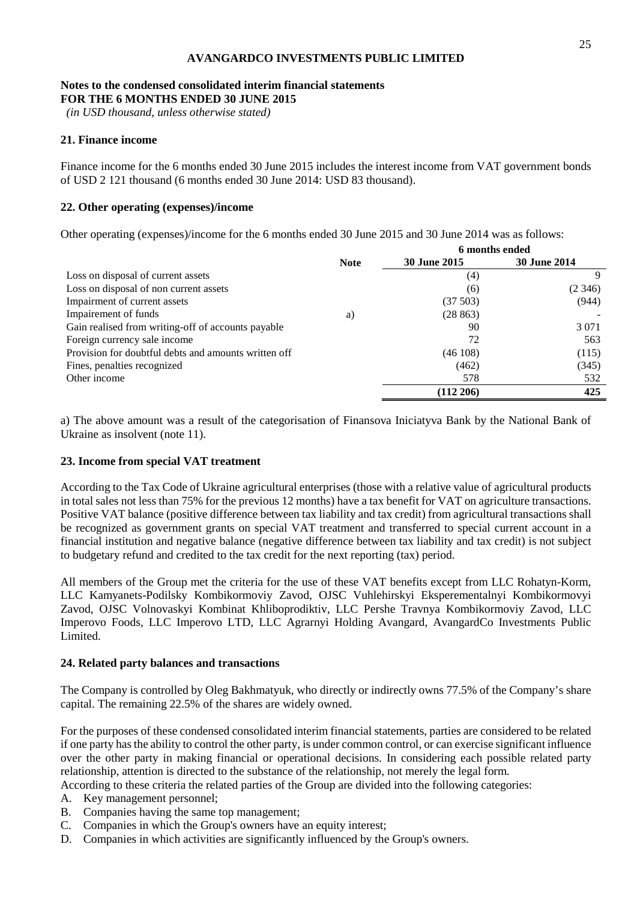**AVANGARDCO INVESTMENTS PUBLIC LIMITED**

**Notes to the condensed consolidated interim financial statements**
**FOR THE 6 MONTHS ENDED 30 JUNE 2015**
*(in USD thousand, unless otherwise stated)*

## 21. Finance income

Finance income for the 6 months ended 30 June 2015 includes the interest income from VAT government bonds of USD 2 121 thousand (6 months ended 30 June 2014: USD 83 thousand).

## 22. Other operating (expenses)/income

Other operating (expenses)/income for the 6 months ended 30 June 2015 and 30 June 2014 was as follows:

| | | 6 months ended | |
|---|---|---|---|
| | **Note** | **30 June 2015** | **30 June 2014** |
| Loss on disposal of current assets | | (4) | 9 |
| Loss on disposal of non current assets | | (6) | (2 346) |
| Impairment of current assets | | (37 503) | (944) |
| Impairement of funds | a) | (28 863) | - |
| Gain realised from writing-off of accounts payable | | 90 | 3 071 |
| Foreign currency sale income | | 72 | 563 |
| Provision for doubtful debts and amounts written off | | (46 108) | (115) |
| Fines, penalties recognized | | (462) | (345) |
| Other income | | 578 | 532 |
| | | **(112 206)** | **425** |

a) The above amount was a result of the categorisation of Finansova Iniciatyva Bank by the National Bank of Ukraine as insolvent (note 11).

## 23. Income from special VAT treatment

According to the Tax Code of Ukraine agricultural enterprises (those with a relative value of agricultural products in total sales not less than 75% for the previous 12 months) have a tax benefit for VAT on agriculture transactions. Positive VAT balance (positive difference between tax liability and tax credit) from agricultural transactions shall be recognized as government grants on special VAT treatment and transferred to special current account in a financial institution and negative balance (negative difference between tax liability and tax credit) is not subject to budgetary refund and credited to the tax credit for the next reporting (tax) period.

All members of the Group met the criteria for the use of these VAT benefits except from LLC Rohatyn-Korm, LLC Kamyanets-Podilsky Kombikormoviy Zavod, OJSC Vuhlehirskyi Eksperementalnyi Kombikormovyi Zavod, OJSC Volnovaskyi Kombinat Khliboprodiktiv, LLC Pershe Travnya Kombikormoviy Zavod, LLC Imperovo Foods, LLC Imperovo LTD, LLC Agrarnyi Holding Avangard, AvangardCo Investments Public Limited.

## 24. Related party balances and transactions

The Company is controlled by Oleg Bakhmatyuk, who directly or indirectly owns 77.5% of the Company's share capital. The remaining 22.5% of the shares are widely owned.

For the purposes of these condensed consolidated interim financial statements, parties are considered to be related if one party has the ability to control the other party, is under common control, or can exercise significant influence over the other party in making financial or operational decisions. In considering each possible related party relationship, attention is directed to the substance of the relationship, not merely the legal form.
According to these criteria the related parties of the Group are divided into the following categories:

A. Key management personnel;
B. Companies having the same top management;
C. Companies in which the Group's owners have an equity interest;
D. Companies in which activities are significantly influenced by the Group's owners.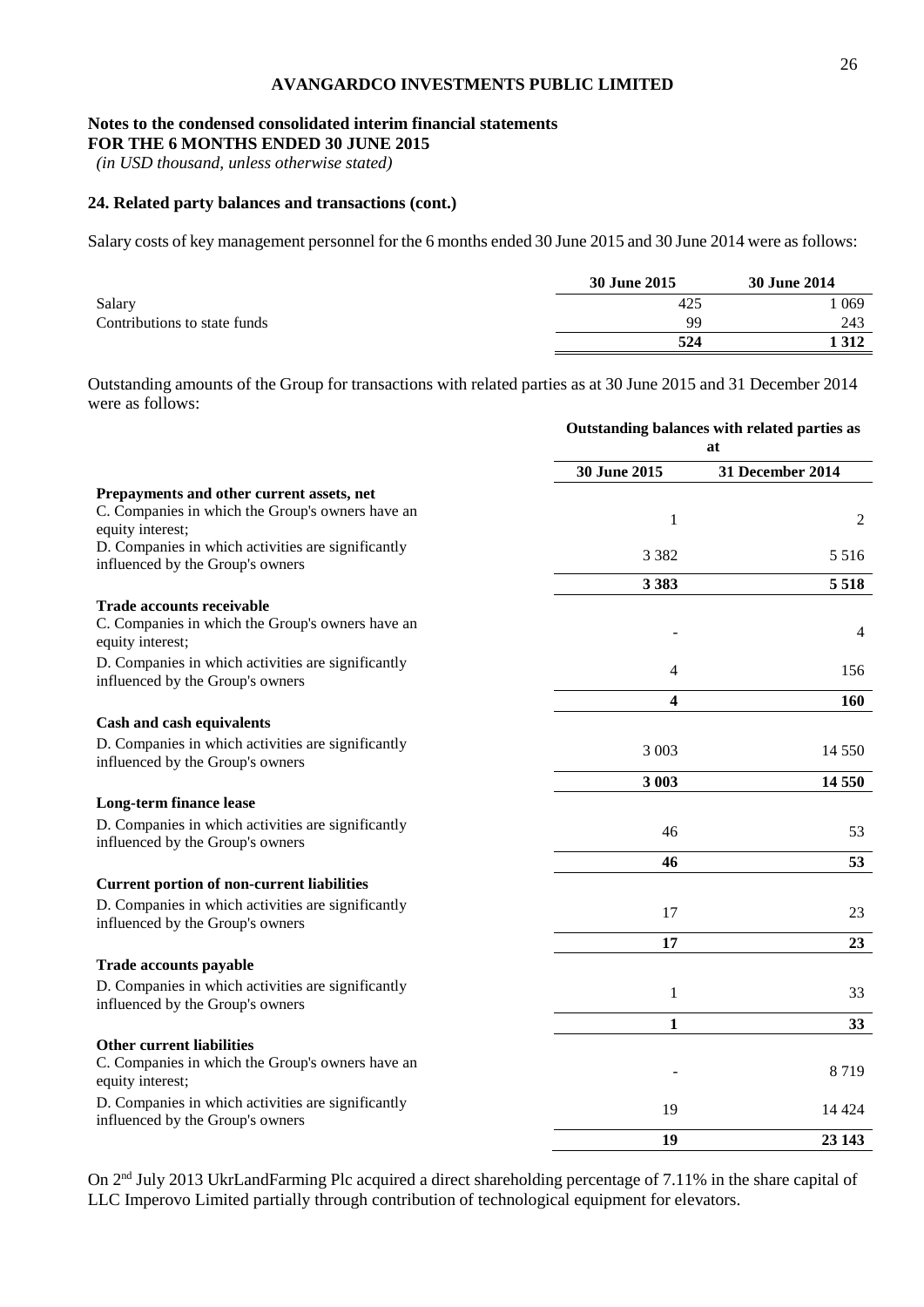**AVANGARDCO INVESTMENTS PUBLIC LIMITED**

**Notes to the condensed consolidated interim financial statements**
**FOR THE 6 MONTHS ENDED 30 JUNE 2015**
*(in USD thousand, unless otherwise stated)*

### 24. Related party balances and transactions (cont.)

Salary costs of key management personnel for the 6 months ended 30 June 2015 and 30 June 2014 were as follows:

| | 30 June 2015 | 30 June 2014 |
|---|---|---|
| Salary | 425 | 1 069 |
| Contributions to state funds | 99 | 243 |
| | **524** | **1 312** |

Outstanding amounts of the Group for transactions with related parties as at 30 June 2015 and 31 December 2014 were as follows:

| | Outstanding balances with related parties as at | |
|---|---|---|
| | **30 June 2015** | **31 December 2014** |
| **Prepayments and other current assets, net** | | |
| C. Companies in which the Group's owners have an equity interest; | 1 | 2 |
| D. Companies in which activities are significantly influenced by the Group's owners | 3 382 | 5 516 |
| | **3 383** | **5 518** |
| **Trade accounts receivable** | | |
| C. Companies in which the Group's owners have an equity interest; | - | 4 |
| D. Companies in which activities are significantly influenced by the Group's owners | 4 | 156 |
| | **4** | **160** |
| **Cash and cash equivalents** | | |
| D. Companies in which activities are significantly influenced by the Group's owners | 3 003 | 14 550 |
| | **3 003** | **14 550** |
| **Long-term finance lease** | | |
| D. Companies in which activities are significantly influenced by the Group's owners | 46 | 53 |
| | **46** | **53** |
| **Current portion of non-current liabilities** | | |
| D. Companies in which activities are significantly influenced by the Group's owners | 17 | 23 |
| | **17** | **23** |
| **Trade accounts payable** | | |
| D. Companies in which activities are significantly influenced by the Group's owners | 1 | 33 |
| | **1** | **33** |
| **Other current liabilities** | | |
| C. Companies in which the Group's owners have an equity interest; | - | 8 719 |
| D. Companies in which activities are significantly influenced by the Group's owners | 19 | 14 424 |
| | **19** | **23 143** |

On 2nd July 2013 UkrLandFarming Plc acquired a direct shareholding percentage of 7.11% in the share capital of LLC Imperovo Limited partially through contribution of technological equipment for elevators.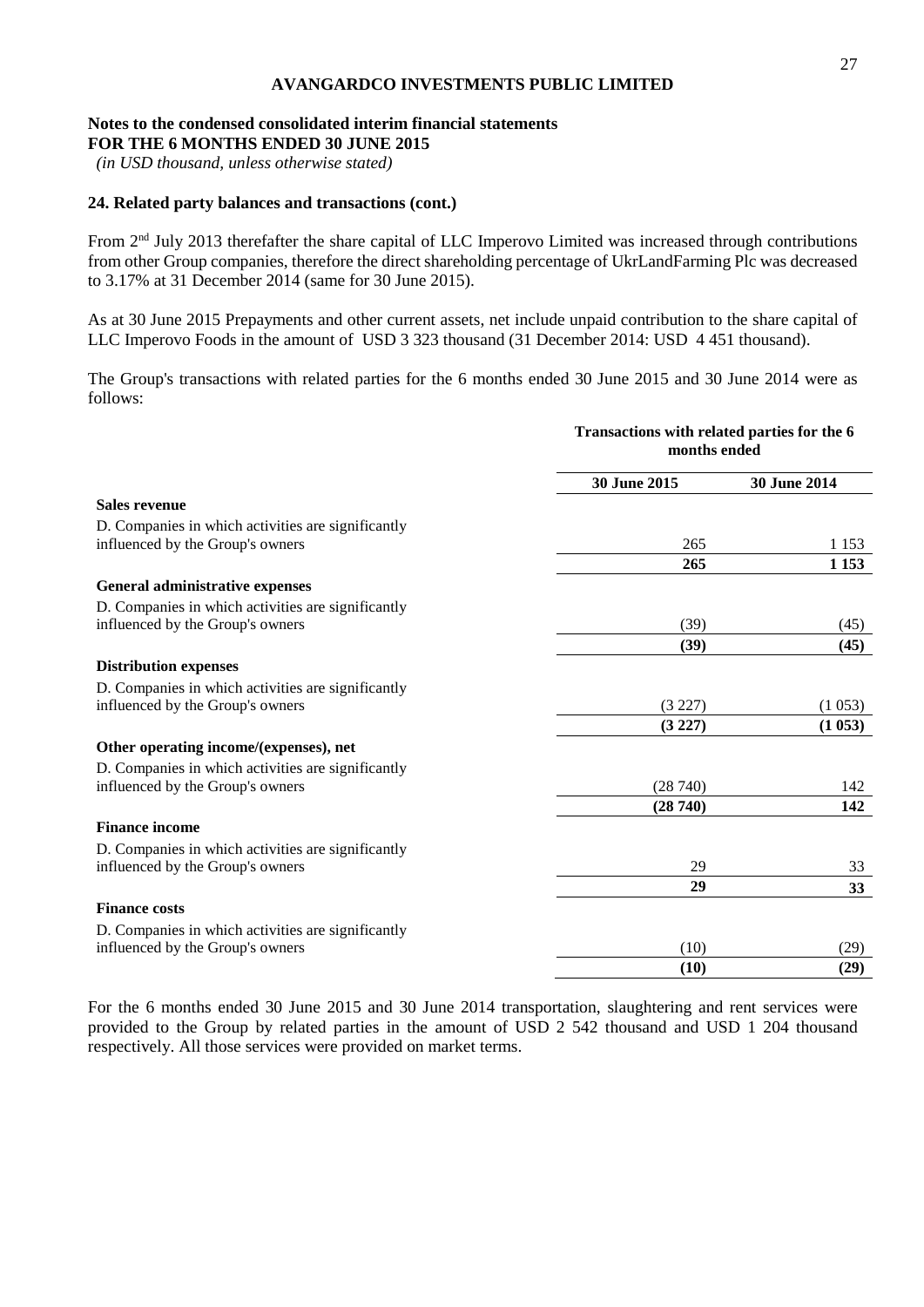**AVANGARDCO INVESTMENTS PUBLIC LIMITED**

**Notes to the condensed consolidated interim financial statements**
**FOR THE 6 MONTHS ENDED 30 JUNE 2015**
*(in USD thousand, unless otherwise stated)*

**24. Related party balances and transactions (cont.)**

From 2nd July 2013 therefafter the share capital of LLC Imperovo Limited was increased through contributions from other Group companies, therefore the direct shareholding percentage of UkrLandFarming Plc was decreased to 3.17% at 31 December 2014 (same for 30 June 2015).

As at 30 June 2015 Prepayments and other current assets, net include unpaid contribution to the share capital of LLC Imperovo Foods in the amount of USD 3 323 thousand (31 December 2014: USD 4 451 thousand).

The Group's transactions with related parties for the 6 months ended 30 June 2015 and 30 June 2014 were as follows:

| | Transactions with related parties for the 6 months ended | |
|---|---|---|
| | **30 June 2015** | **30 June 2014** |
| **Sales revenue** | | |
| D. Companies in which activities are significantly influenced by the Group's owners | 265 | 1 153 |
| | **265** | **1 153** |
| **General administrative expenses** | | |
| D. Companies in which activities are significantly influenced by the Group's owners | (39) | (45) |
| | **(39)** | **(45)** |
| **Distribution expenses** | | |
| D. Companies in which activities are significantly influenced by the Group's owners | (3 227) | (1 053) |
| | **(3 227)** | **(1 053)** |
| **Other operating income/(expenses), net** | | |
| D. Companies in which activities are significantly influenced by the Group's owners | (28 740) | 142 |
| | **(28 740)** | **142** |
| **Finance income** | | |
| D. Companies in which activities are significantly influenced by the Group's owners | 29 | 33 |
| | **29** | **33** |
| **Finance costs** | | |
| D. Companies in which activities are significantly influenced by the Group's owners | (10) | (29) |
| | **(10)** | **(29)** |

For the 6 months ended 30 June 2015 and 30 June 2014 transportation, slaughtering and rent services were provided to the Group by related parties in the amount of USD 2 542 thousand and USD 1 204 thousand respectively. All those services were provided on market terms.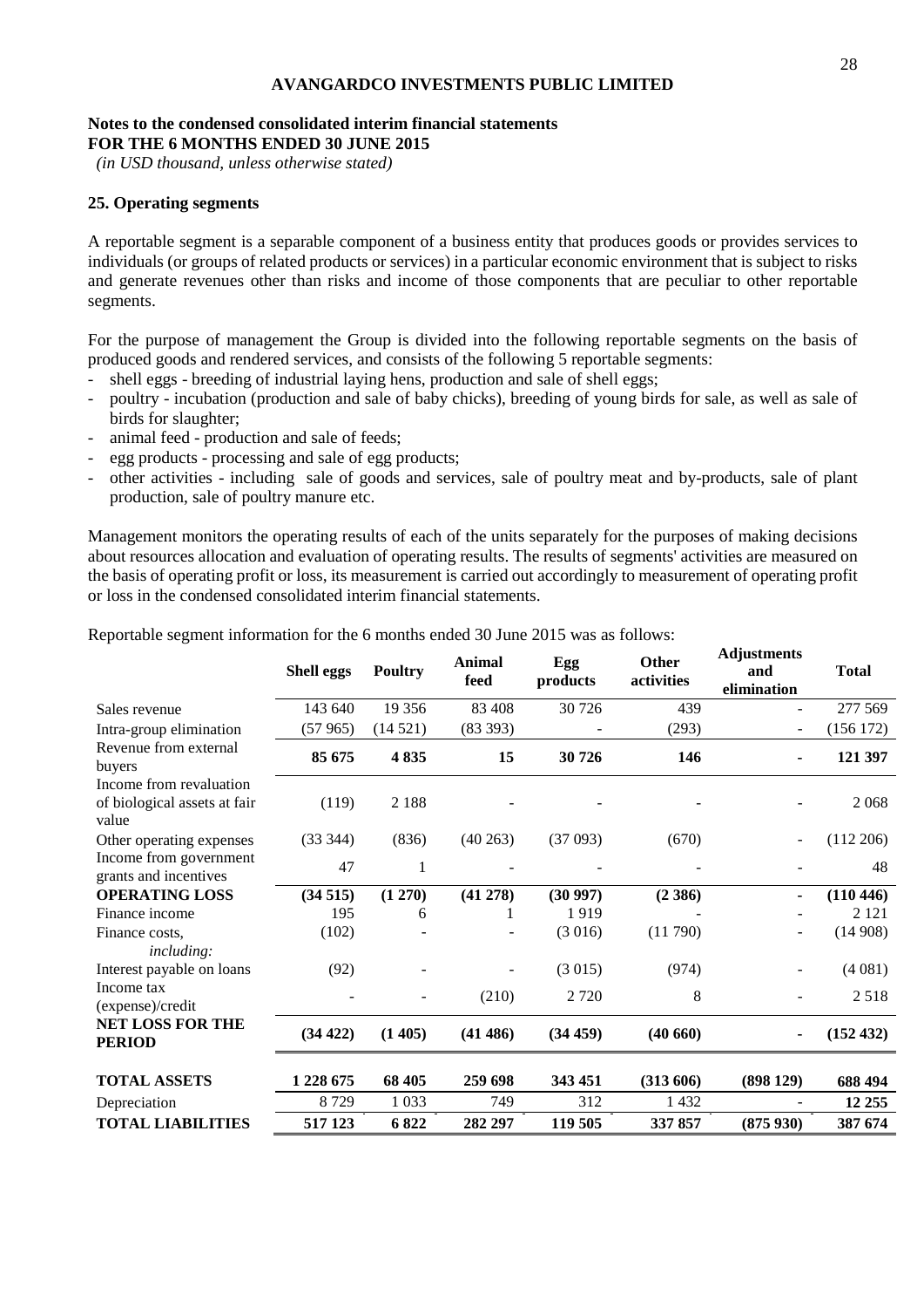**AVANGARDCO INVESTMENTS PUBLIC LIMITED**

**Notes to the condensed consolidated interim financial statements**
**FOR THE 6 MONTHS ENDED 30 JUNE 2015**
*(in USD thousand, unless otherwise stated)*

## 25. Operating segments

A reportable segment is a separable component of a business entity that produces goods or provides services to individuals (or groups of related products or services) in a particular economic environment that is subject to risks and generate revenues other than risks and income of those components that are peculiar to other reportable segments.

For the purpose of management the Group is divided into the following reportable segments on the basis of produced goods and rendered services, and consists of the following 5 reportable segments:

- shell eggs - breeding of industrial laying hens, production and sale of shell eggs;
- poultry - incubation (production and sale of baby chicks), breeding of young birds for sale, as well as sale of birds for slaughter;
- animal feed - production and sale of feeds;
- egg products - processing and sale of egg products;
- other activities - including sale of goods and services, sale of poultry meat and by-products, sale of plant production, sale of poultry manure etc.

Management monitors the operating results of each of the units separately for the purposes of making decisions about resources allocation and evaluation of operating results. The results of segments' activities are measured on the basis of operating profit or loss, its measurement is carried out accordingly to measurement of operating profit or loss in the condensed consolidated interim financial statements.

Reportable segment information for the 6 months ended 30 June 2015 was as follows:

| | Shell eggs | Poultry | Animal feed | Egg products | Other activities | Adjustments and elimination | Total |
|---|---|---|---|---|---|---|---|
| Sales revenue | 143 640 | 19 356 | 83 408 | 30 726 | 439 | - | 277 569 |
| Intra-group elimination | (57 965) | (14 521) | (83 393) | - | (293) | - | (156 172) |
| Revenue from external buyers | **85 675** | **4 835** | **15** | **30 726** | **146** | **-** | **121 397** |
| Income from revaluation of biological assets at fair value | (119) | 2 188 | - | - | - | - | 2 068 |
| Other operating expenses | (33 344) | (836) | (40 263) | (37 093) | (670) | - | (112 206) |
| Income from government grants and incentives | 47 | 1 | - | - | - | - | 48 |
| **OPERATING LOSS** | **(34 515)** | **(1 270)** | **(41 278)** | **(30 997)** | **(2 386)** | **-** | **(110 446)** |
| Finance income | 195 | 6 | 1 | 1 919 | - | - | 2 121 |
| Finance costs, *including:* | (102) | - | - | (3 016) | (11 790) | - | (14 908) |
| Interest payable on loans | (92) | - | - | (3 015) | (974) | - | (4 081) |
| Income tax (expense)/credit | - | - | (210) | 2 720 | 8 | - | 2 518 |
| **NET LOSS FOR THE PERIOD** | **(34 422)** | **(1 405)** | **(41 486)** | **(34 459)** | **(40 660)** | **-** | **(152 432)** |
| **TOTAL ASSETS** | **1 228 675** | **68 405** | **259 698** | **343 451** | **(313 606)** | **(898 129)** | **688 494** |
| Depreciation | 8 729 | 1 033 | 749 | 312 | 1 432 | - | **12 255** |
| **TOTAL LIABILITIES** | **517 123** | **6 822** | **282 297** | **119 505** | **337 857** | **(875 930)** | **387 674** |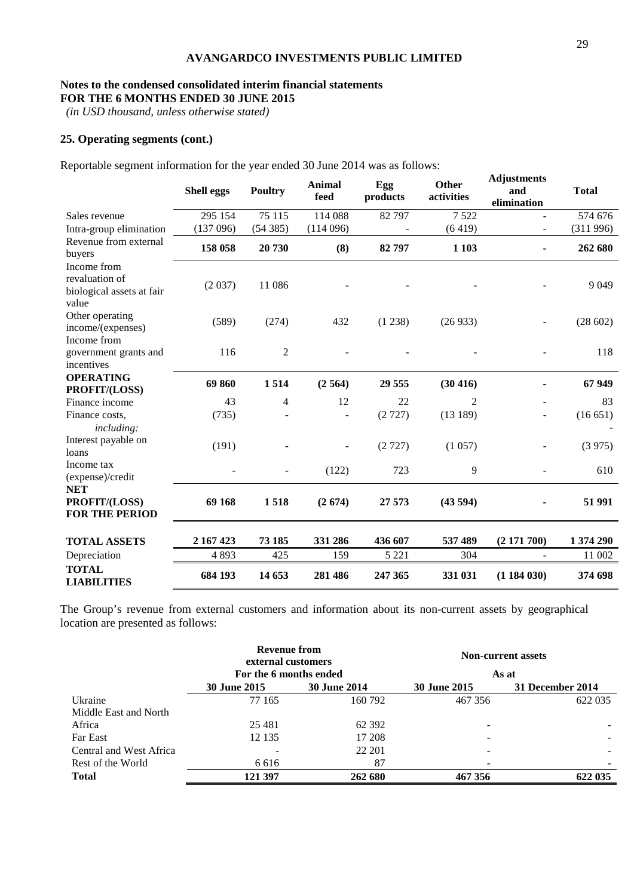**AVANGARDCO INVESTMENTS PUBLIC LIMITED**

**Notes to the condensed consolidated interim financial statements**
**FOR THE 6 MONTHS ENDED 30 JUNE 2015**
*(in USD thousand, unless otherwise stated)*

## 25. Operating segments (cont.)

Reportable segment information for the year ended 30 June 2014 was as follows:

| | Shell eggs | Poultry | Animal feed | Egg products | Other activities | Adjustments and elimination | Total |
|---|---|---|---|---|---|---|---|
| Sales revenue | 295 154 | 75 115 | 114 088 | 82 797 | 7 522 | - | 574 676 |
| Intra-group elimination | (137 096) | (54 385) | (114 096) | - | (6 419) | - | (311 996) |
| Revenue from external buyers | **158 058** | **20 730** | **(8)** | **82 797** | **1 103** | **-** | **262 680** |
| Income from revaluation of biological assets at fair value | (2 037) | 11 086 | - | - | - | - | 9 049 |
| Other operating income/(expenses) | (589) | (274) | 432 | (1 238) | (26 933) | - | (28 602) |
| Income from government grants and incentives | 116 | 2 | - | - | - | - | 118 |
| **OPERATING PROFIT/(LOSS)** | **69 860** | **1 514** | **(2 564)** | **29 555** | **(30 416)** | **-** | **67 949** |
| Finance income | 43 | 4 | 12 | 22 | 2 | - | 83 |
| Finance costs, | (735) | - | - | (2 727) | (13 189) | - | (16 651) |
| *including:* | | | | | | | - |
| Interest payable on loans | (191) | - | - | (2 727) | (1 057) | - | (3 975) |
| Income tax (expense)/credit | - | - | (122) | 723 | 9 | - | 610 |
| **NET PROFIT/(LOSS) FOR THE PERIOD** | **69 168** | **1 518** | **(2 674)** | **27 573** | **(43 594)** | **-** | **51 991** |
| **TOTAL ASSETS** | **2 167 423** | **73 185** | **331 286** | **436 607** | **537 489** | **(2 171 700)** | **1 374 290** |
| Depreciation | 4 893 | 425 | 159 | 5 221 | 304 | - | 11 002 |
| **TOTAL LIABILITIES** | **684 193** | **14 653** | **281 486** | **247 365** | **331 031** | **(1 184 030)** | **374 698** |

The Group's revenue from external customers and information about its non-current assets by geographical location are presented as follows:

| | **Revenue from external customers** | | **Non-current assets** | |
|---|---|---|---|---|
| | **For the 6 months ended** | | **As at** | |
| | **30 June 2015** | **30 June 2014** | **30 June 2015** | **31 December 2014** |
| Ukraine | 77 165 | 160 792 | 467 356 | 622 035 |
| Middle East and North Africa | 25 481 | 62 392 | - | - |
| Far East | 12 135 | 17 208 | - | - |
| Central and West Africa | - | 22 201 | - | - |
| Rest of the World | 6 616 | 87 | - | - |
| **Total** | **121 397** | **262 680** | **467 356** | **622 035** |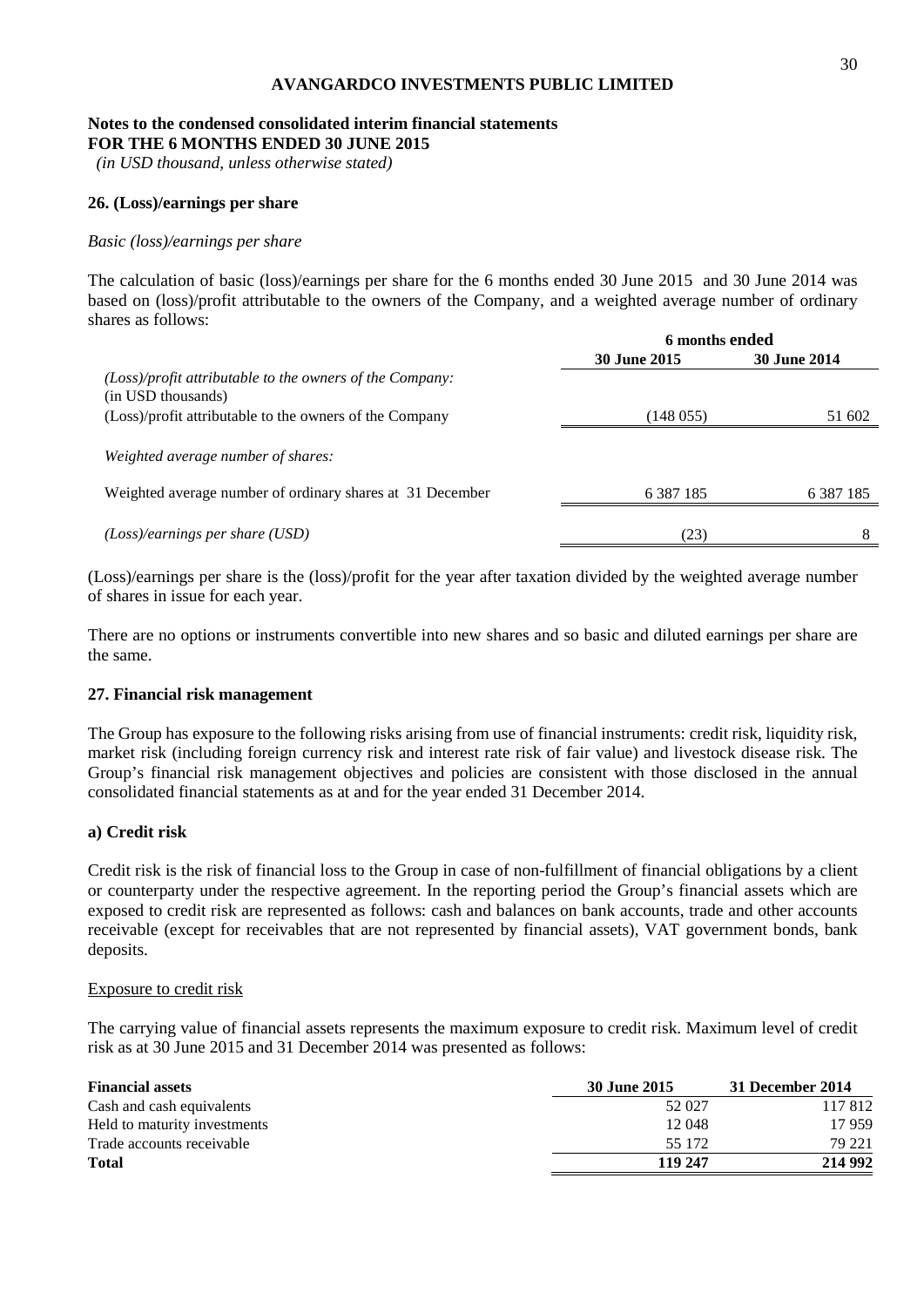## Notes to the condensed consolidated interim financial statements
## FOR THE 6 MONTHS ENDED 30 JUNE 2015

*(in USD thousand, unless otherwise stated)*

### 26. (Loss)/earnings per share

*Basic (loss)/earnings per share*

The calculation of basic (loss)/earnings per share for the 6 months ended 30 June 2015 and 30 June 2014 was based on (loss)/profit attributable to the owners of the Company, and a weighted average number of ordinary shares as follows:

| | 6 months ended | |
|---|---|---|
| | **30 June 2015** | **30 June 2014** |
| *(Loss)/profit attributable to the owners of the Company:* (in USD thousands) | | |
| (Loss)/profit attributable to the owners of the Company | (148 055) | 51 602 |
| *Weighted average number of shares:* | | |
| Weighted average number of ordinary shares at 31 December | 6 387 185 | 6 387 185 |
| *(Loss)/earnings per share (USD)* | (23) | 8 |

(Loss)/earnings per share is the (loss)/profit for the year after taxation divided by the weighted average number of shares in issue for each year.

There are no options or instruments convertible into new shares and so basic and diluted earnings per share are the same.

### 27. Financial risk management

The Group has exposure to the following risks arising from use of financial instruments: credit risk, liquidity risk, market risk (including foreign currency risk and interest rate risk of fair value) and livestock disease risk. The Group's financial risk management objectives and policies are consistent with those disclosed in the annual consolidated financial statements as at and for the year ended 31 December 2014.

#### a) Credit risk

Credit risk is the risk of financial loss to the Group in case of non-fulfillment of financial obligations by a client or counterparty under the respective agreement. In the reporting period the Group's financial assets which are exposed to credit risk are represented as follows: cash and balances on bank accounts, trade and other accounts receivable (except for receivables that are not represented by financial assets), VAT government bonds, bank deposits.

Exposure to credit risk

The carrying value of financial assets represents the maximum exposure to credit risk. Maximum level of credit risk as at 30 June 2015 and 31 December 2014 was presented as follows:

| **Financial assets** | **30 June 2015** | **31 December 2014** |
|---|---|---|
| Cash and cash equivalents | 52 027 | 117 812 |
| Held to maturity investments | 12 048 | 17 959 |
| Trade accounts receivable | 55 172 | 79 221 |
| **Total** | **119 247** | **214 992** |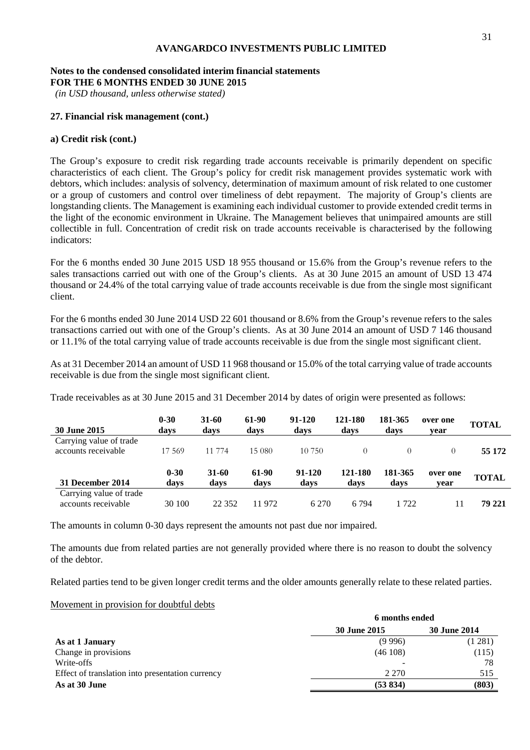# AVANGARDCO INVESTMENTS PUBLIC LIMITED

**Notes to the condensed consolidated interim financial statements**
**FOR THE 6 MONTHS ENDED 30 JUNE 2015**
*(in USD thousand, unless otherwise stated)*

### 27. Financial risk management (cont.)

#### a) Credit risk (cont.)

The Group's exposure to credit risk regarding trade accounts receivable is primarily dependent on specific characteristics of each client. The Group's policy for credit risk management provides systematic work with debtors, which includes: analysis of solvency, determination of maximum amount of risk related to one customer or a group of customers and control over timeliness of debt repayment. The majority of Group's clients are longstanding clients. The Management is examining each individual customer to provide extended credit terms in the light of the economic environment in Ukraine. The Management believes that unimpaired amounts are still collectible in full. Concentration of credit risk on trade accounts receivable is characterised by the following indicators:

For the 6 months ended 30 June 2015 USD 18 955 thousand or 15.6% from the Group's revenue refers to the sales transactions carried out with one of the Group's clients. As at 30 June 2015 an amount of USD 13 474 thousand or 24.4% of the total carrying value of trade accounts receivable is due from the single most significant client.

For the 6 months ended 30 June 2014 USD 22 601 thousand or 8.6% from the Group's revenue refers to the sales transactions carried out with one of the Group's clients. As at 30 June 2014 an amount of USD 7 146 thousand or 11.1% of the total carrying value of trade accounts receivable is due from the single most significant client.

As at 31 December 2014 an amount of USD 11 968 thousand or 15.0% of the total carrying value of trade accounts receivable is due from the single most significant client.

Trade receivables as at 30 June 2015 and 31 December 2014 by dates of origin were presented as follows:

| **30 June 2015** | **0-30 days** | **31-60 days** | **61-90 days** | **91-120 days** | **121-180 days** | **181-365 days** | **over one year** | **TOTAL** |
|---|---|---|---|---|---|---|---|---|
| Carrying value of trade accounts receivable | 17 569 | 11 774 | 15 080 | 10 750 | 0 | 0 | 0 | **55 172** |

| **31 December 2014** | **0-30 days** | **31-60 days** | **61-90 days** | **91-120 days** | **121-180 days** | **181-365 days** | **over one year** | **TOTAL** |
|---|---|---|---|---|---|---|---|---|
| Carrying value of trade accounts receivable | 30 100 | 22 352 | 11 972 | 6 270 | 6 794 | 1 722 | 11 | **79 221** |

The amounts in column 0-30 days represent the amounts not past due nor impaired.

The amounts due from related parties are not generally provided where there is no reason to doubt the solvency of the debtor.

Related parties tend to be given longer credit terms and the older amounts generally relate to these related parties.

Movement in provision for doubtful debts

| | **6 months ended** | |
|---|---|---|
| | **30 June 2015** | **30 June 2014** |
| **As at 1 January** | (9 996) | (1 281) |
| Change in provisions | (46 108) | (115) |
| Write-offs | - | 78 |
| Effect of translation into presentation currency | 2 270 | 515 |
| **As at 30 June** | **(53 834)** | **(803)** |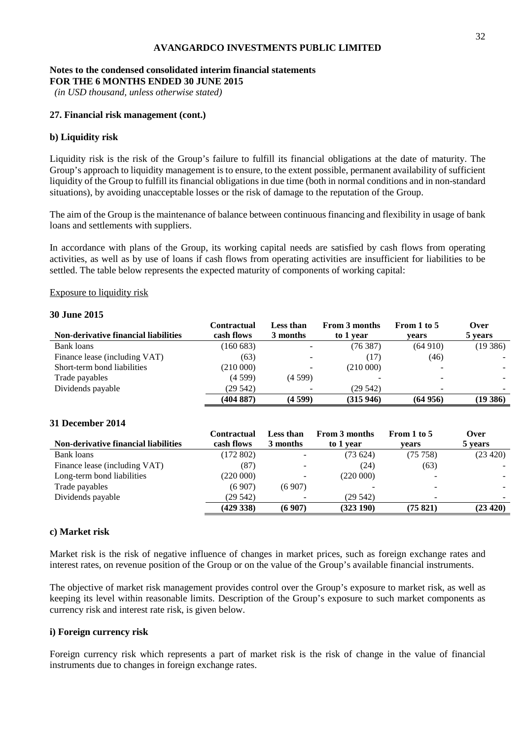**AVANGARDCO INVESTMENTS PUBLIC LIMITED**

**Notes to the condensed consolidated interim financial statements**
**FOR THE 6 MONTHS ENDED 30 JUNE 2015**
*(in USD thousand, unless otherwise stated)*

### 27. Financial risk management (cont.)

#### b) Liquidity risk

Liquidity risk is the risk of the Group's failure to fulfill its financial obligations at the date of maturity. The Group's approach to liquidity management is to ensure, to the extent possible, permanent availability of sufficient liquidity of the Group to fulfill its financial obligations in due time (both in normal conditions and in non-standard situations), by avoiding unacceptable losses or the risk of damage to the reputation of the Group.

The aim of the Group is the maintenance of balance between continuous financing and flexibility in usage of bank loans and settlements with suppliers.

In accordance with plans of the Group, its working capital needs are satisfied by cash flows from operating activities, as well as by use of loans if cash flows from operating activities are insufficient for liabilities to be settled. The table below represents the expected maturity of components of working capital:

Exposure to liquidity risk

**30 June 2015**

| Non-derivative financial liabilities | Contractual cash flows | Less than 3 months | From 3 months to 1 year | From 1 to 5 years | Over 5 years |
|---|---|---|---|---|---|
| Bank loans | (160 683) | - | (76 387) | (64 910) | (19 386) |
| Finance lease (including VAT) | (63) | - | (17) | (46) | - |
| Short-term bond liabilities | (210 000) | - | (210 000) | - | - |
| Trade payables | (4 599) | (4 599) | - | - | - |
| Dividends payable | (29 542) | - | (29 542) | - | - |
| | **(404 887)** | **(4 599)** | **(315 946)** | **(64 956)** | **(19 386)** |

**31 December 2014**

| Non-derivative financial liabilities | Contractual cash flows | Less than 3 months | From 3 months to 1 year | From 1 to 5 years | Over 5 years |
|---|---|---|---|---|---|
| Bank loans | (172 802) | - | (73 624) | (75 758) | (23 420) |
| Finance lease (including VAT) | (87) | - | (24) | (63) | - |
| Long-term bond liabilities | (220 000) | - | (220 000) | - | - |
| Trade payables | (6 907) | (6 907) | - | - | - |
| Dividends payable | (29 542) | - | (29 542) | - | - |
| | **(429 338)** | **(6 907)** | **(323 190)** | **(75 821)** | **(23 420)** |

#### c) Market risk

Market risk is the risk of negative influence of changes in market prices, such as foreign exchange rates and interest rates, on revenue position of the Group or on the value of the Group's available financial instruments.

The objective of market risk management provides control over the Group's exposure to market risk, as well as keeping its level within reasonable limits. Description of the Group's exposure to such market components as currency risk and interest rate risk, is given below.

#### i) Foreign currency risk

Foreign currency risk which represents a part of market risk is the risk of change in the value of financial instruments due to changes in foreign exchange rates.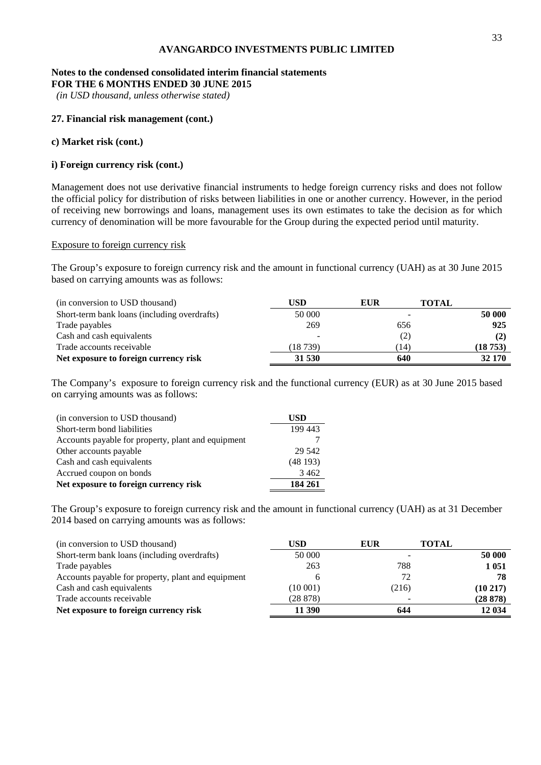**AVANGARDCO INVESTMENTS PUBLIC LIMITED**

**Notes to the condensed consolidated interim financial statements**
**FOR THE 6 MONTHS ENDED 30 JUNE 2015**
*(in USD thousand, unless otherwise stated)*

**27. Financial risk management (cont.)**

**c) Market risk (cont.)**

**i) Foreign currency risk (cont.)**

Management does not use derivative financial instruments to hedge foreign currency risks and does not follow the official policy for distribution of risks between liabilities in one or another currency. However, in the period of receiving new borrowings and loans, management uses its own estimates to take the decision as for which currency of denomination will be more favourable for the Group during the expected period until maturity.

Exposure to foreign currency risk

The Group's exposure to foreign currency risk and the amount in functional currency (UAH) as at 30 June 2015 based on carrying amounts was as follows:

| (in conversion to USD thousand) | USD | EUR | TOTAL |
|---|---|---|---|
| Short-term bank loans (including overdrafts) | 50 000 | - | **50 000** |
| Trade payables | 269 | 656 | **925** |
| Cash and cash equivalents | - | (2) | **(2)** |
| Trade accounts receivable | (18 739) | (14) | **(18 753)** |
| **Net exposure to foreign currency risk** | **31 530** | **640** | **32 170** |

The Company's exposure to foreign currency risk and the functional currency (EUR) as at 30 June 2015 based on carrying amounts was as follows:

| (in conversion to USD thousand) | USD |
|---|---|
| Short-term bond liabilities | 199 443 |
| Accounts payable for property, plant and equipment | 7 |
| Other accounts payable | 29 542 |
| Cash and cash equivalents | (48 193) |
| Accrued coupon on bonds | 3 462 |
| **Net exposure to foreign currency risk** | **184 261** |

The Group's exposure to foreign currency risk and the amount in functional currency (UAH) as at 31 December 2014 based on carrying amounts was as follows:

| (in conversion to USD thousand) | USD | EUR | TOTAL |
|---|---|---|---|
| Short-term bank loans (including overdrafts) | 50 000 | - | **50 000** |
| Trade payables | 263 | 788 | **1 051** |
| Accounts payable for property, plant and equipment | 6 | 72 | **78** |
| Cash and cash equivalents | (10 001) | (216) | **(10 217)** |
| Trade accounts receivable | (28 878) | - | **(28 878)** |
| **Net exposure to foreign currency risk** | **11 390** | **644** | **12 034** |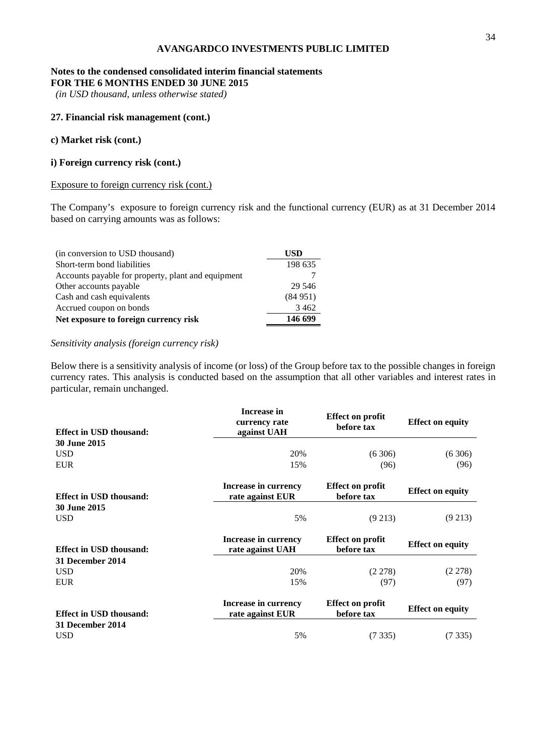**AVANGARDCO INVESTMENTS PUBLIC LIMITED**

**Notes to the condensed consolidated interim financial statements**
**FOR THE 6 MONTHS ENDED 30 JUNE 2015**
*(in USD thousand, unless otherwise stated)*

### 27. Financial risk management (cont.)

#### c) Market risk (cont.)

#### i) Foreign currency risk (cont.)

Exposure to foreign currency risk (cont.)

The Company's exposure to foreign currency risk and the functional currency (EUR) as at 31 December 2014 based on carrying amounts was as follows:

| (in conversion to USD thousand) | USD |
|---|---|
| Short-term bond liabilities | 198 635 |
| Accounts payable for property, plant and equipment | 7 |
| Other accounts payable | 29 546 |
| Cash and cash equivalents | (84 951) |
| Accrued coupon on bonds | 3 462 |
| **Net exposure to foreign currency risk** | **146 699** |

*Sensitivity analysis (foreign currency risk)*

Below there is a sensitivity analysis of income (or loss) of the Group before tax to the possible changes in foreign currency rates. This analysis is conducted based on the assumption that all other variables and interest rates in particular, remain unchanged.

| Effect in USD thousand: | Increase in currency rate against UAH | Effect on profit before tax | Effect on equity |
|---|---|---|---|
| **30 June 2015** | | | |
| USD | 20% | (6 306) | (6 306) |
| EUR | 15% | (96) | (96) |

| Effect in USD thousand: | Increase in currency rate against EUR | Effect on profit before tax | Effect on equity |
|---|---|---|---|
| **30 June 2015** | | | |
| USD | 5% | (9 213) | (9 213) |

| Effect in USD thousand: | Increase in currency rate against UAH | Effect on profit before tax | Effect on equity |
|---|---|---|---|
| **31 December 2014** | | | |
| USD | 20% | (2 278) | (2 278) |
| EUR | 15% | (97) | (97) |

| Effect in USD thousand: | Increase in currency rate against EUR | Effect on profit before tax | Effect on equity |
|---|---|---|---|
| **31 December 2014** | | | |
| USD | 5% | (7 335) | (7 335) |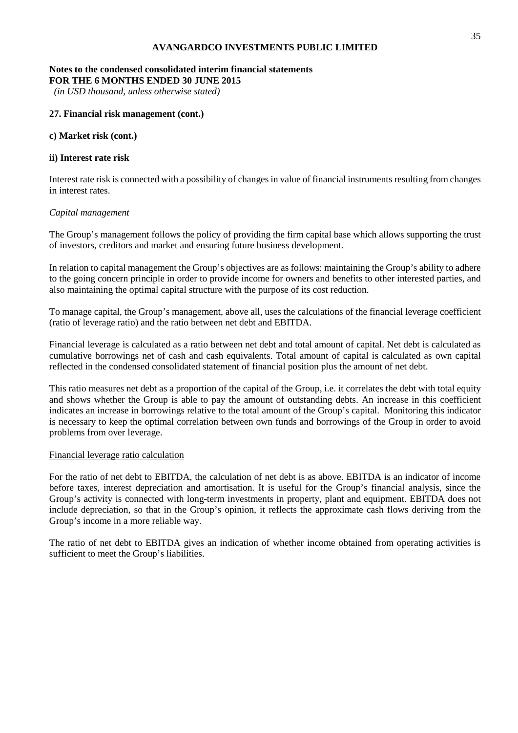## 27. Financial risk management (cont.)

### c) Market risk (cont.)

#### ii) Interest rate risk

Interest rate risk is connected with a possibility of changes in value of financial instruments resulting from changes in interest rates.

*Capital management*

The Group's management follows the policy of providing the firm capital base which allows supporting the trust of investors, creditors and market and ensuring future business development.

In relation to capital management the Group's objectives are as follows: maintaining the Group's ability to adhere to the going concern principle in order to provide income for owners and benefits to other interested parties, and also maintaining the optimal capital structure with the purpose of its cost reduction.

To manage capital, the Group's management, above all, uses the calculations of the financial leverage coefficient (ratio of leverage ratio) and the ratio between net debt and EBITDA.

Financial leverage is calculated as a ratio between net debt and total amount of capital. Net debt is calculated as cumulative borrowings net of cash and cash equivalents. Total amount of capital is calculated as own capital reflected in the condensed consolidated statement of financial position plus the amount of net debt.

This ratio measures net debt as a proportion of the capital of the Group, i.e. it correlates the debt with total equity and shows whether the Group is able to pay the amount of outstanding debts. An increase in this coefficient indicates an increase in borrowings relative to the total amount of the Group's capital. Monitoring this indicator is necessary to keep the optimal correlation between own funds and borrowings of the Group in order to avoid problems from over leverage.

<u>Financial leverage ratio calculation</u>

For the ratio of net debt to EBITDA, the calculation of net debt is as above. EBITDA is an indicator of income before taxes, interest depreciation and amortisation. It is useful for the Group's financial analysis, since the Group's activity is connected with long-term investments in property, plant and equipment. EBITDA does not include depreciation, so that in the Group's opinion, it reflects the approximate cash flows deriving from the Group's income in a more reliable way.

The ratio of net debt to EBITDA gives an indication of whether income obtained from operating activities is sufficient to meet the Group's liabilities.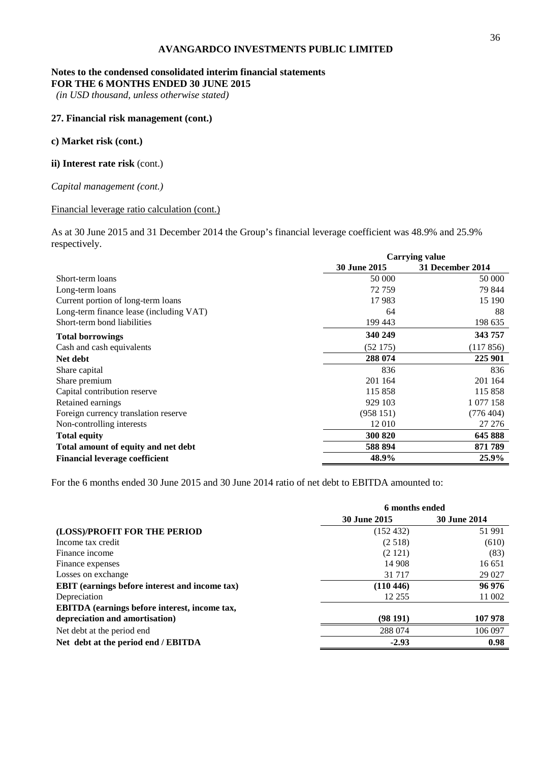**AVANGARDCO INVESTMENTS PUBLIC LIMITED**

**Notes to the condensed consolidated interim financial statements**
**FOR THE 6 MONTHS ENDED 30 JUNE 2015**
*(in USD thousand, unless otherwise stated)*

**27. Financial risk management (cont.)**

**c) Market risk (cont.)**

**ii) Interest rate risk** (cont.)

*Capital management (cont.)*

Financial leverage ratio calculation (cont.)

As at 30 June 2015 and 31 December 2014 the Group's financial leverage coefficient was 48.9% and 25.9% respectively.

| | **Carrying value** | |
|---|---|---|
| | **30 June 2015** | **31 December 2014** |
| Short-term loans | 50 000 | 50 000 |
| Long-term loans | 72 759 | 79 844 |
| Current portion of long-term loans | 17 983 | 15 190 |
| Long-term finance lease (including VAT) | 64 | 88 |
| Short-term bond liabilities | 199 443 | 198 635 |
| **Total borrowings** | **340 249** | **343 757** |
| Cash and cash equivalents | (52 175) | (117 856) |
| **Net debt** | **288 074** | **225 901** |
| Share capital | 836 | 836 |
| Share premium | 201 164 | 201 164 |
| Capital contribution reserve | 115 858 | 115 858 |
| Retained earnings | 929 103 | 1 077 158 |
| Foreign currency translation reserve | (958 151) | (776 404) |
| Non-controlling interests | 12 010 | 27 276 |
| **Total equity** | **300 820** | **645 888** |
| **Total amount of equity and net debt** | **588 894** | **871 789** |
| **Financial leverage coefficient** | **48.9%** | **25.9%** |

For the 6 months ended 30 June 2015 and 30 June 2014 ratio of net debt to EBITDA amounted to:

| | **6 months ended** | |
|---|---|---|
| | **30 June 2015** | **30 June 2014** |
| **(LOSS)/PROFIT FOR THE PERIOD** | (152 432) | 51 991 |
| Income tax credit | (2 518) | (610) |
| Finance income | (2 121) | (83) |
| Finance expenses | 14 908 | 16 651 |
| Losses on exchange | 31 717 | 29 027 |
| **EBIT (earnings before interest and income tax)** | **(110 446)** | **96 976** |
| Depreciation | 12 255 | 11 002 |
| **EBITDA (earnings before interest, income tax, depreciation and amortisation)** | **(98 191)** | **107 978** |
| Net debt at the period end | 288 074 | 106 097 |
| **Net debt at the period end / EBITDA** | **-2.93** | **0.98** |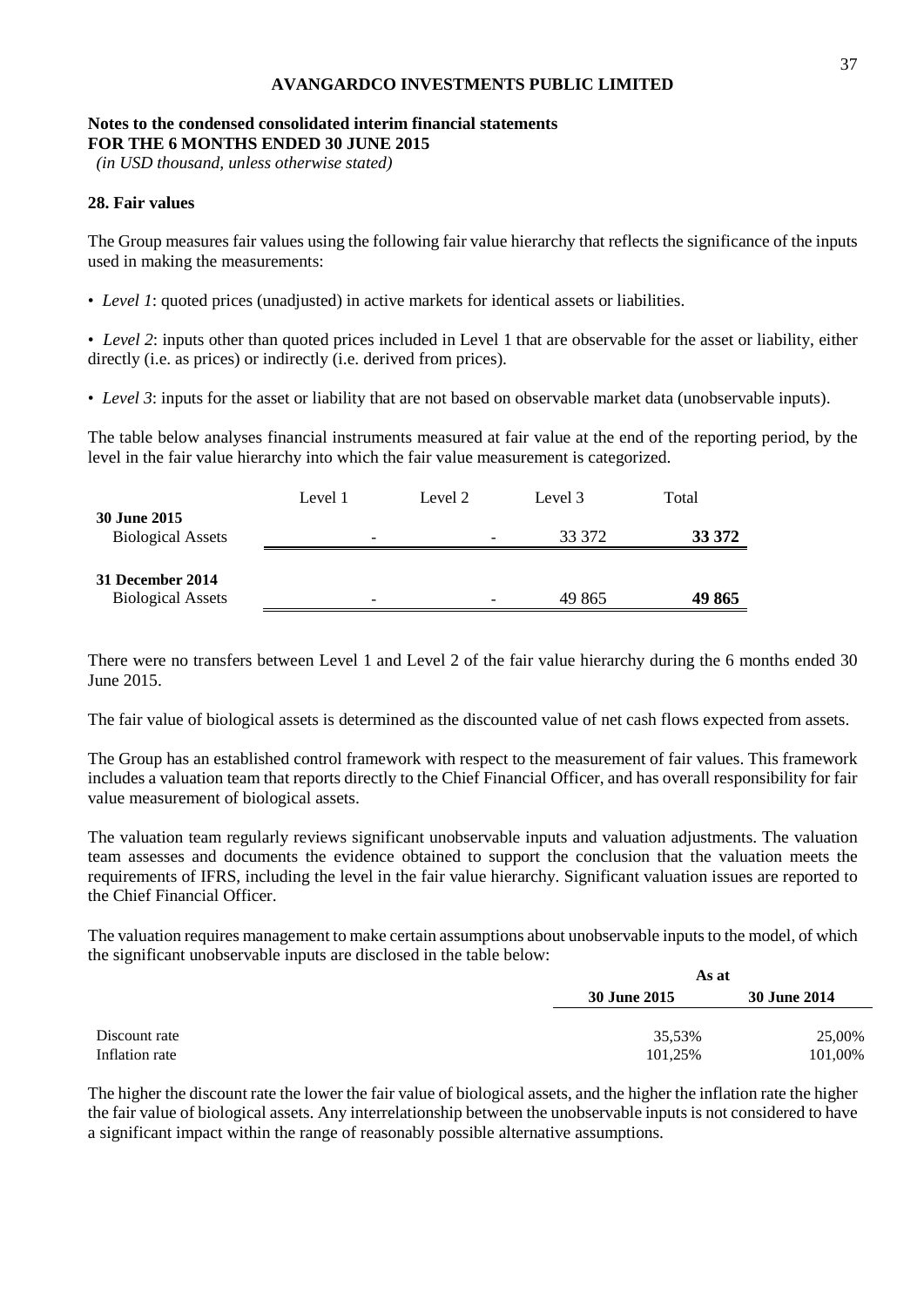**AVANGARDCO INVESTMENTS PUBLIC LIMITED**

**Notes to the condensed consolidated interim financial statements**
**FOR THE 6 MONTHS ENDED 30 JUNE 2015**
*(in USD thousand, unless otherwise stated)*

## 28. Fair values

The Group measures fair values using the following fair value hierarchy that reflects the significance of the inputs used in making the measurements:

- *Level 1*: quoted prices (unadjusted) in active markets for identical assets or liabilities.
- *Level 2*: inputs other than quoted prices included in Level 1 that are observable for the asset or liability, either directly (i.e. as prices) or indirectly (i.e. derived from prices).
- *Level 3*: inputs for the asset or liability that are not based on observable market data (unobservable inputs).

The table below analyses financial instruments measured at fair value at the end of the reporting period, by the level in the fair value hierarchy into which the fair value measurement is categorized.

| | Level 1 | Level 2 | Level 3 | Total |
|---|---|---|---|---|
| **30 June 2015** | | | | |
| Biological Assets | - | - | 33 372 | **33 372** |
| **31 December 2014** | | | | |
| Biological Assets | - | - | 49 865 | **49 865** |

There were no transfers between Level 1 and Level 2 of the fair value hierarchy during the 6 months ended 30 June 2015.

The fair value of biological assets is determined as the discounted value of net cash flows expected from assets.

The Group has an established control framework with respect to the measurement of fair values. This framework includes a valuation team that reports directly to the Chief Financial Officer, and has overall responsibility for fair value measurement of biological assets.

The valuation team regularly reviews significant unobservable inputs and valuation adjustments. The valuation team assesses and documents the evidence obtained to support the conclusion that the valuation meets the requirements of IFRS, including the level in the fair value hierarchy. Significant valuation issues are reported to the Chief Financial Officer.

The valuation requires management to make certain assumptions about unobservable inputs to the model, of which the significant unobservable inputs are disclosed in the table below:

| | As at | |
|---|---|---|
| | **30 June 2015** | **30 June 2014** |
| Discount rate | 35,53% | 25,00% |
| Inflation rate | 101,25% | 101,00% |

The higher the discount rate the lower the fair value of biological assets, and the higher the inflation rate the higher the fair value of biological assets. Any interrelationship between the unobservable inputs is not considered to have a significant impact within the range of reasonably possible alternative assumptions.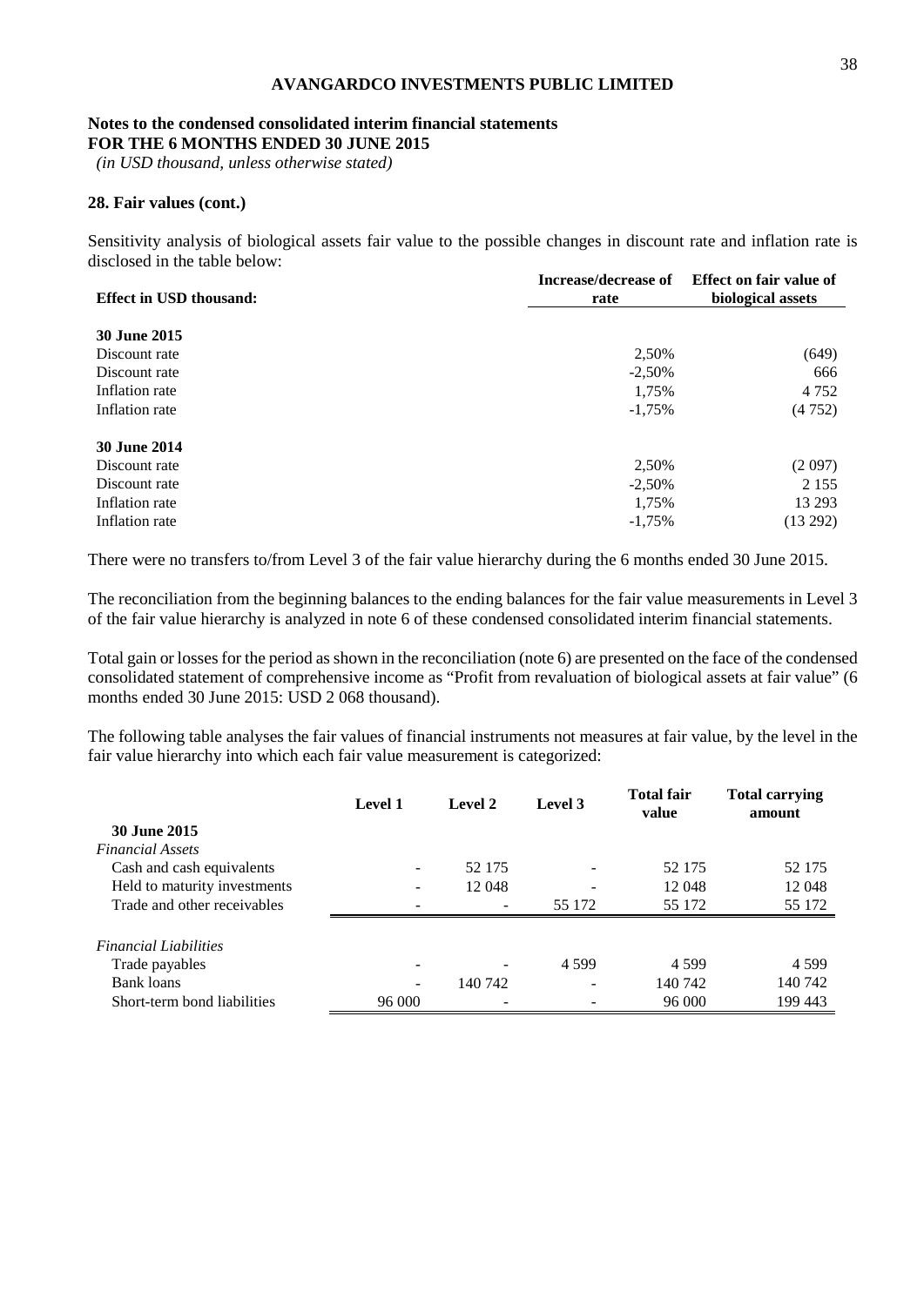**AVANGARDCO INVESTMENTS PUBLIC LIMITED**

**Notes to the condensed consolidated interim financial statements**
**FOR THE 6 MONTHS ENDED 30 JUNE 2015**
*(in USD thousand, unless otherwise stated)*

## 28. Fair values (cont.)

Sensitivity analysis of biological assets fair value to the possible changes in discount rate and inflation rate is disclosed in the table below:

| Effect in USD thousand: | Increase/decrease of rate | Effect on fair value of biological assets |
|---|---|---|
| **30 June 2015** | | |
| Discount rate | 2,50% | (649) |
| Discount rate | -2,50% | 666 |
| Inflation rate | 1,75% | 4 752 |
| Inflation rate | -1,75% | (4 752) |
| **30 June 2014** | | |
| Discount rate | 2,50% | (2 097) |
| Discount rate | -2,50% | 2 155 |
| Inflation rate | 1,75% | 13 293 |
| Inflation rate | -1,75% | (13 292) |

There were no transfers to/from Level 3 of the fair value hierarchy during the 6 months ended 30 June 2015.

The reconciliation from the beginning balances to the ending balances for the fair value measurements in Level 3 of the fair value hierarchy is analyzed in note 6 of these condensed consolidated interim financial statements.

Total gain or losses for the period as shown in the reconciliation (note 6) are presented on the face of the condensed consolidated statement of comprehensive income as "Profit from revaluation of biological assets at fair value" (6 months ended 30 June 2015: USD 2 068 thousand).

The following table analyses the fair values of financial instruments not measures at fair value, by the level in the fair value hierarchy into which each fair value measurement is categorized:

| | Level 1 | Level 2 | Level 3 | Total fair value | Total carrying amount |
|---|---|---|---|---|---|
| **30 June 2015** | | | | | |
| *Financial Assets* | | | | | |
| Cash and cash equivalents | - | 52 175 | - | 52 175 | 52 175 |
| Held to maturity investments | - | 12 048 | - | 12 048 | 12 048 |
| Trade and other receivables | - | - | 55 172 | 55 172 | 55 172 |
| *Financial Liabilities* | | | | | |
| Trade payables | - | - | 4 599 | 4 599 | 4 599 |
| Bank loans | - | 140 742 | - | 140 742 | 140 742 |
| Short-term bond liabilities | 96 000 | - | - | 96 000 | 199 443 |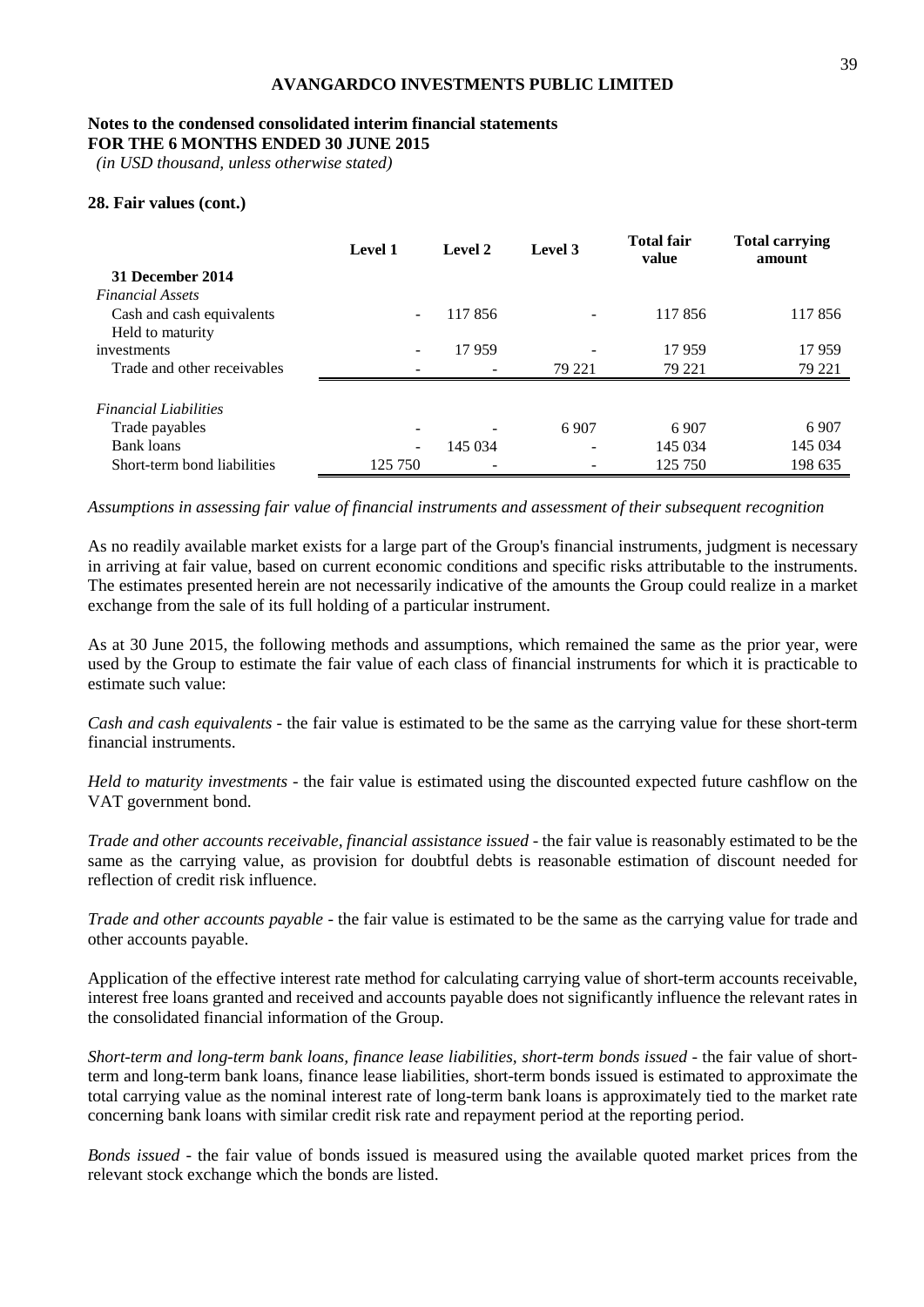## 28. Fair values (cont.)

| | Level 1 | Level 2 | Level 3 | Total fair value | Total carrying amount |
|---|---|---|---|---|---|
| **31 December 2014** | | | | | |
| *Financial Assets* | | | | | |
| Cash and cash equivalents | - | 117 856 | - | 117 856 | 117 856 |
| Held to maturity investments | - | 17 959 | - | 17 959 | 17 959 |
| Trade and other receivables | - | - | 79 221 | 79 221 | 79 221 |
| *Financial Liabilities* | | | | | |
| Trade payables | - | - | 6 907 | 6 907 | 6 907 |
| Bank loans | - | 145 034 | - | 145 034 | 145 034 |
| Short-term bond liabilities | 125 750 | - | - | 125 750 | 198 635 |

*Assumptions in assessing fair value of financial instruments and assessment of their subsequent recognition*

As no readily available market exists for a large part of the Group's financial instruments, judgment is necessary in arriving at fair value, based on current economic conditions and specific risks attributable to the instruments. The estimates presented herein are not necessarily indicative of the amounts the Group could realize in a market exchange from the sale of its full holding of a particular instrument.

As at 30 June 2015, the following methods and assumptions, which remained the same as the prior year, were used by the Group to estimate the fair value of each class of financial instruments for which it is practicable to estimate such value:

*Cash and cash equivalents* - the fair value is estimated to be the same as the carrying value for these short-term financial instruments.

*Held to maturity investments* - the fair value is estimated using the discounted expected future cashflow on the VAT government bond.

*Trade and other accounts receivable, financial assistance issued* - the fair value is reasonably estimated to be the same as the carrying value, as provision for doubtful debts is reasonable estimation of discount needed for reflection of credit risk influence.

*Trade and other accounts payable* - the fair value is estimated to be the same as the carrying value for trade and other accounts payable.

Application of the effective interest rate method for calculating carrying value of short-term accounts receivable, interest free loans granted and received and accounts payable does not significantly influence the relevant rates in the consolidated financial information of the Group.

*Short-term and long-term bank loans, finance lease liabilities, short-term bonds issued* - the fair value of short-term and long-term bank loans, finance lease liabilities, short-term bonds issued is estimated to approximate the total carrying value as the nominal interest rate of long-term bank loans is approximately tied to the market rate concerning bank loans with similar credit risk rate and repayment period at the reporting period.

*Bonds issued* - the fair value of bonds issued is measured using the available quoted market prices from the relevant stock exchange which the bonds are listed.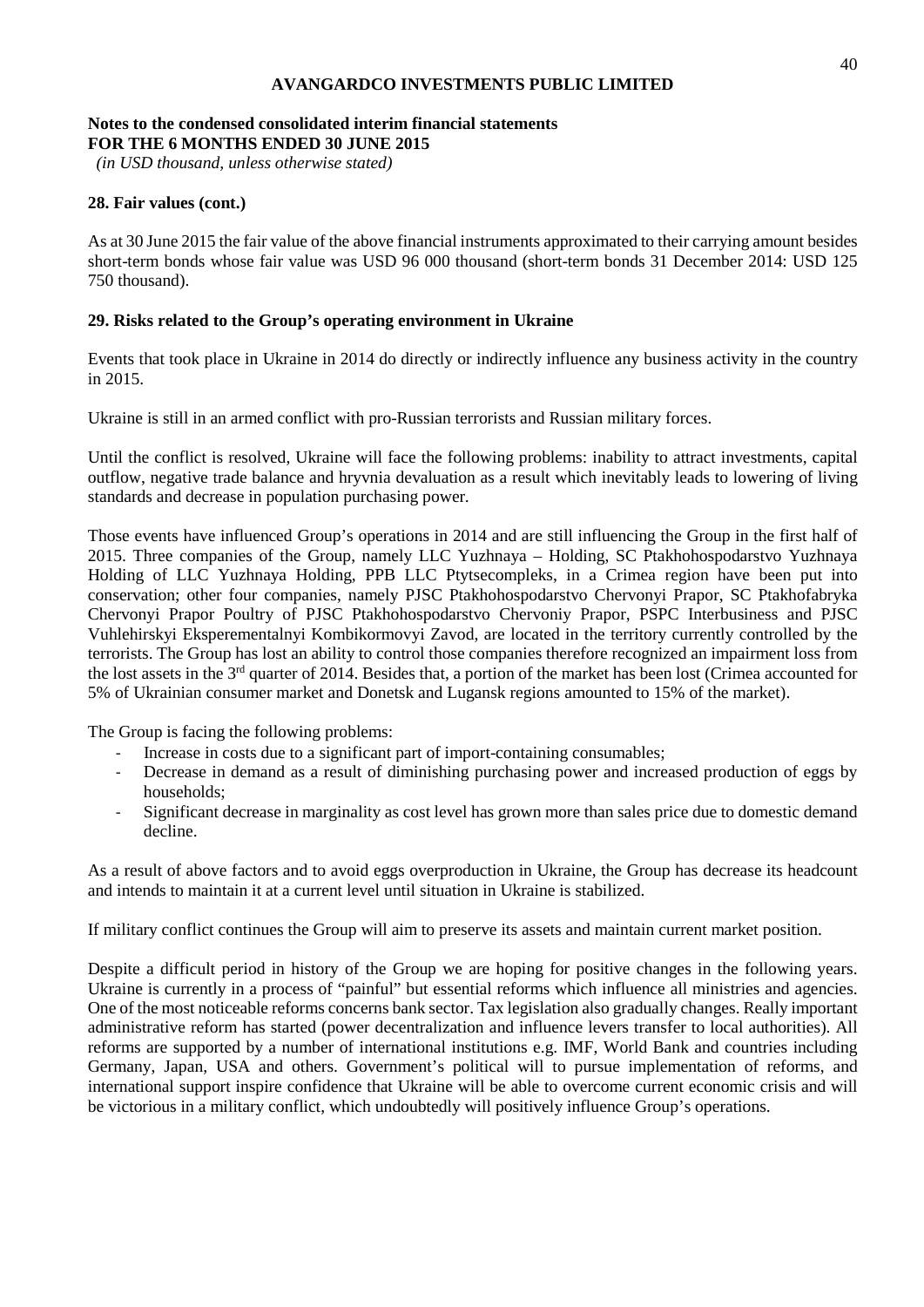**AVANGARDCO INVESTMENTS PUBLIC LIMITED**

**Notes to the condensed consolidated interim financial statements**
**FOR THE 6 MONTHS ENDED 30 JUNE 2015**
*(in USD thousand, unless otherwise stated)*

**28. Fair values (cont.)**

As at 30 June 2015 the fair value of the above financial instruments approximated to their carrying amount besides short-term bonds whose fair value was USD 96 000 thousand (short-term bonds 31 December 2014: USD 125 750 thousand).

**29. Risks related to the Group's operating environment in Ukraine**

Events that took place in Ukraine in 2014 do directly or indirectly influence any business activity in the country in 2015.

Ukraine is still in an armed conflict with pro-Russian terrorists and Russian military forces.

Until the conflict is resolved, Ukraine will face the following problems: inability to attract investments, capital outflow, negative trade balance and hryvnia devaluation as a result which inevitably leads to lowering of living standards and decrease in population purchasing power.

Those events have influenced Group's operations in 2014 and are still influencing the Group in the first half of 2015. Three companies of the Group, namely LLC Yuzhnaya – Holding, SC Ptakhohospodarstvo Yuzhnaya Holding of LLC Yuzhnaya Holding, PPB LLC Ptytsecompleks, in a Crimea region have been put into conservation; other four companies, namely PJSC Ptakhohospodarstvo Chervonyi Prapor, SC Ptakhofabryka Chervonyi Prapor Poultry of PJSC Ptakhohospodarstvo Chervoniy Prapor, PSPC Interbusiness and PJSC Vuhlehirskyi Eksperementalnyi Kombikormovyi Zavod, are located in the territory currently controlled by the terrorists. The Group has lost an ability to control those companies therefore recognized an impairment loss from the lost assets in the 3rd quarter of 2014. Besides that, a portion of the market has been lost (Crimea accounted for 5% of Ukrainian consumer market and Donetsk and Lugansk regions amounted to 15% of the market).

The Group is facing the following problems:

- Increase in costs due to a significant part of import-containing consumables;
- Decrease in demand as a result of diminishing purchasing power and increased production of eggs by households;
- Significant decrease in marginality as cost level has grown more than sales price due to domestic demand decline.

As a result of above factors and to avoid eggs overproduction in Ukraine, the Group has decrease its headcount and intends to maintain it at a current level until situation in Ukraine is stabilized.

If military conflict continues the Group will aim to preserve its assets and maintain current market position.

Despite a difficult period in history of the Group we are hoping for positive changes in the following years. Ukraine is currently in a process of "painful" but essential reforms which influence all ministries and agencies. One of the most noticeable reforms concerns bank sector. Tax legislation also gradually changes. Really important administrative reform has started (power decentralization and influence levers transfer to local authorities). All reforms are supported by a number of international institutions e.g. IMF, World Bank and countries including Germany, Japan, USA and others. Government's political will to pursue implementation of reforms, and international support inspire confidence that Ukraine will be able to overcome current economic crisis and will be victorious in a military conflict, which undoubtedly will positively influence Group's operations.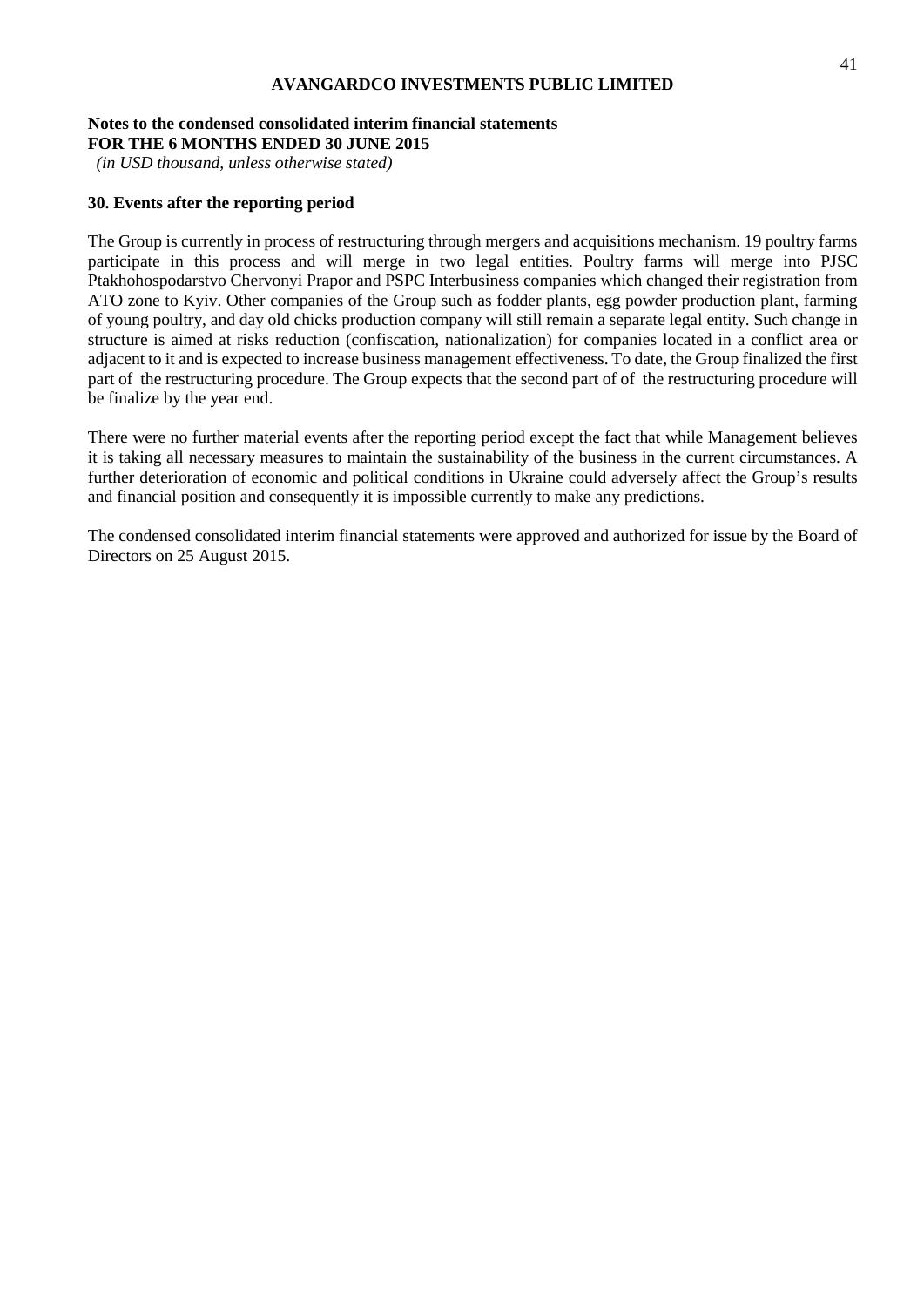**AVANGARDCO INVESTMENTS PUBLIC LIMITED**

**Notes to the condensed consolidated interim financial statements**
**FOR THE 6 MONTHS ENDED 30 JUNE 2015**
*(in USD thousand, unless otherwise stated)*

## 30. Events after the reporting period

The Group is currently in process of restructuring through mergers and acquisitions mechanism. 19 poultry farms participate in this process and will merge in two legal entities. Poultry farms will merge into PJSC Ptakhohospodarstvo Chervonyi Prapor and PSPC Interbusiness companies which changed their registration from ATO zone to Kyiv. Other companies of the Group such as fodder plants, egg powder production plant, farming of young poultry, and day old chicks production company will still remain a separate legal entity. Such change in structure is aimed at risks reduction (confiscation, nationalization) for companies located in a conflict area or adjacent to it and is expected to increase business management effectiveness. To date, the Group finalized the first part of the restructuring procedure. The Group expects that the second part of of the restructuring procedure will be finalize by the year end.

There were no further material events after the reporting period except the fact that while Management believes it is taking all necessary measures to maintain the sustainability of the business in the current circumstances. A further deterioration of economic and political conditions in Ukraine could adversely affect the Group's results and financial position and consequently it is impossible currently to make any predictions.

The condensed consolidated interim financial statements were approved and authorized for issue by the Board of Directors on 25 August 2015.